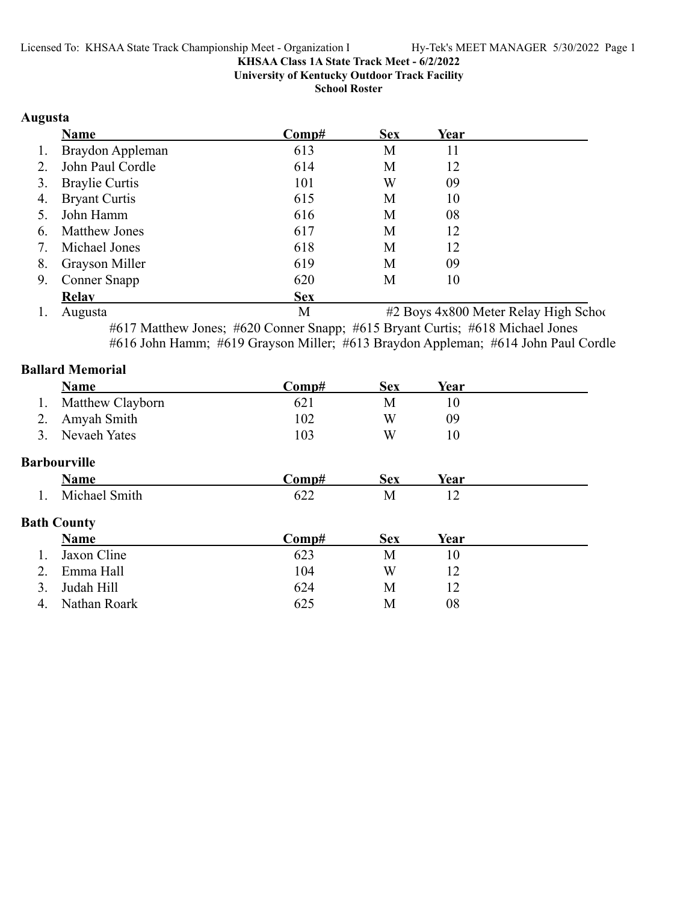KHSAA Class 1A State Track Meet - 6/2/2022

University of Kentucky Outdoor Track Facility

School Roster

## Augusta

| | Name | Comp# | Sex | Year |
|---|---|---|---|---|
| 1. | Braydon Appleman | 613 | M | 11 |
| 2. | John Paul Cordle | 614 | M | 12 |
| 3. | Braylie Curtis | 101 | W | 09 |
| 4. | Bryant Curtis | 615 | M | 10 |
| 5. | John Hamm | 616 | M | 08 |
| 6. | Matthew Jones | 617 | M | 12 |
| 7. | Michael Jones | 618 | M | 12 |
| 8. | Grayson Miller | 619 | M | 09 |
| 9. | Conner Snapp | 620 | M | 10 |

| | Relay | Sex | |
|---|---|---|---|
| 1. | Augusta | M | #2 Boys 4x800 Meter Relay High Schoo |

#617 Matthew Jones; #620 Conner Snapp; #615 Bryant Curtis; #618 Michael Jones
#616 John Hamm; #619 Grayson Miller; #613 Braydon Appleman; #614 John Paul Cordle

## Ballard Memorial

| | Name | Comp# | Sex | Year |
|---|---|---|---|---|
| 1. | Matthew Clayborn | 621 | M | 10 |
| 2. | Amyah Smith | 102 | W | 09 |
| 3. | Nevaeh Yates | 103 | W | 10 |

## Barbourville

| | Name | Comp# | Sex | Year |
|---|---|---|---|---|
| 1. | Michael Smith | 622 | M | 12 |

## Bath County

| | Name | Comp# | Sex | Year |
|---|---|---|---|---|
| 1. | Jaxon Cline | 623 | M | 10 |
| 2. | Emma Hall | 104 | W | 12 |
| 3. | Judah Hill | 624 | M | 12 |
| 4. | Nathan Roark | 625 | M | 08 |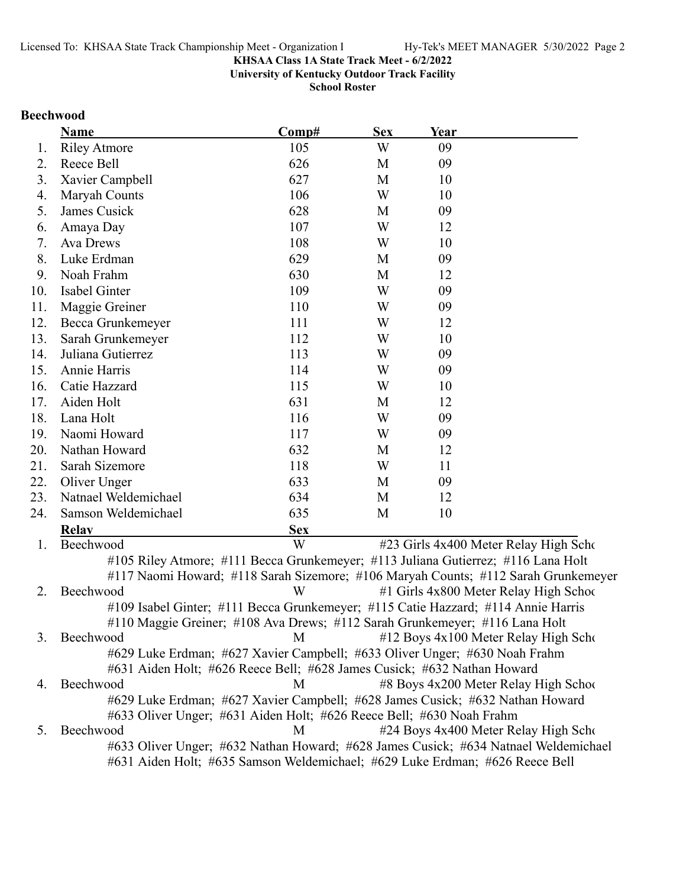**KHSAA Class 1A State Track Meet - 6/2/2022**
**University of Kentucky Outdoor Track Facility**
**School Roster**

## Beechwood

| | Name | Comp# | Sex | Year |
|---|---|---|---|---|
| 1. | Riley Atmore | 105 | W | 09 |
| 2. | Reece Bell | 626 | M | 09 |
| 3. | Xavier Campbell | 627 | M | 10 |
| 4. | Maryah Counts | 106 | W | 10 |
| 5. | James Cusick | 628 | M | 09 |
| 6. | Amaya Day | 107 | W | 12 |
| 7. | Ava Drews | 108 | W | 10 |
| 8. | Luke Erdman | 629 | M | 09 |
| 9. | Noah Frahm | 630 | M | 12 |
| 10. | Isabel Ginter | 109 | W | 09 |
| 11. | Maggie Greiner | 110 | W | 09 |
| 12. | Becca Grunkemeyer | 111 | W | 12 |
| 13. | Sarah Grunkemeyer | 112 | W | 10 |
| 14. | Juliana Gutierrez | 113 | W | 09 |
| 15. | Annie Harris | 114 | W | 09 |
| 16. | Catie Hazzard | 115 | W | 10 |
| 17. | Aiden Holt | 631 | M | 12 |
| 18. | Lana Holt | 116 | W | 09 |
| 19. | Naomi Howard | 117 | W | 09 |
| 20. | Nathan Howard | 632 | M | 12 |
| 21. | Sarah Sizemore | 118 | W | 11 |
| 22. | Oliver Unger | 633 | M | 09 |
| 23. | Natnael Weldemichael | 634 | M | 12 |
| 24. | Samson Weldemichael | 635 | M | 10 |

| | Relay | Sex | Event |
|---|---|---|---|
| 1. | Beechwood | W | #23 Girls 4x400 Meter Relay High Scho |
| | #105 Riley Atmore; #111 Becca Grunkemeyer; #113 Juliana Gutierrez; #116 Lana Holt; #117 Naomi Howard; #118 Sarah Sizemore; #106 Maryah Counts; #112 Sarah Grunkemeyer | | |
| 2. | Beechwood | W | #1 Girls 4x800 Meter Relay High Schoo |
| | #109 Isabel Ginter; #111 Becca Grunkemeyer; #115 Catie Hazzard; #114 Annie Harris; #110 Maggie Greiner; #108 Ava Drews; #112 Sarah Grunkemeyer; #116 Lana Holt | | |
| 3. | Beechwood | M | #12 Boys 4x100 Meter Relay High Scho |
| | #629 Luke Erdman; #627 Xavier Campbell; #633 Oliver Unger; #630 Noah Frahm; #631 Aiden Holt; #626 Reece Bell; #628 James Cusick; #632 Nathan Howard | | |
| 4. | Beechwood | M | #8 Boys 4x200 Meter Relay High Schoo |
| | #629 Luke Erdman; #627 Xavier Campbell; #628 James Cusick; #632 Nathan Howard; #633 Oliver Unger; #631 Aiden Holt; #626 Reece Bell; #630 Noah Frahm | | |
| 5. | Beechwood | M | #24 Boys 4x400 Meter Relay High Scho |
| | #633 Oliver Unger; #632 Nathan Howard; #628 James Cusick; #634 Natnael Weldemichael; #631 Aiden Holt; #635 Samson Weldemichael; #629 Luke Erdman; #626 Reece Bell | | |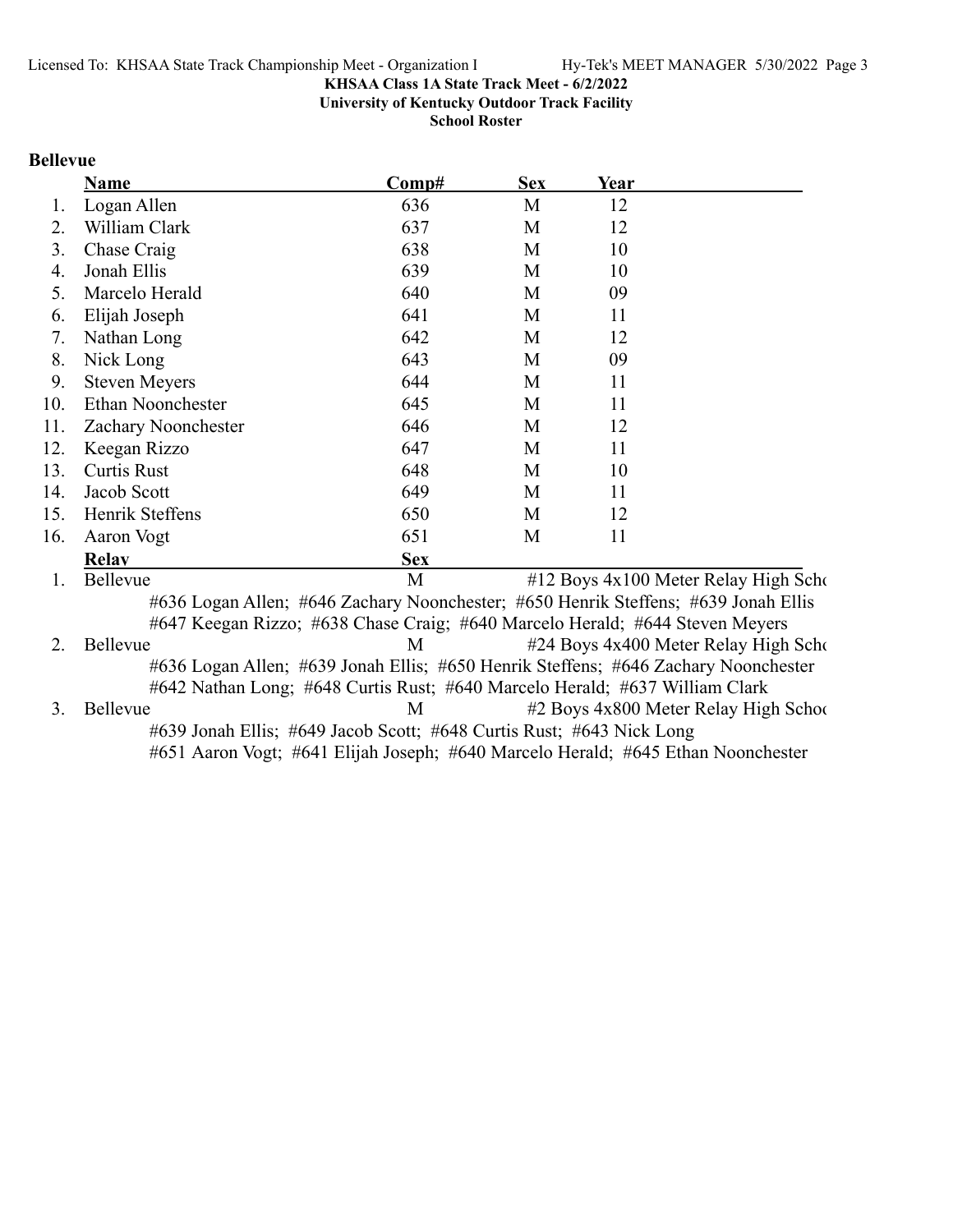KHSAA Class 1A State Track Meet - 6/2/2022
University of Kentucky Outdoor Track Facility
School Roster

## Bellevue

| | Name | Comp# | Sex | Year |
|---|---|---|---|---|
| 1. | Logan Allen | 636 | M | 12 |
| 2. | William Clark | 637 | M | 12 |
| 3. | Chase Craig | 638 | M | 10 |
| 4. | Jonah Ellis | 639 | M | 10 |
| 5. | Marcelo Herald | 640 | M | 09 |
| 6. | Elijah Joseph | 641 | M | 11 |
| 7. | Nathan Long | 642 | M | 12 |
| 8. | Nick Long | 643 | M | 09 |
| 9. | Steven Meyers | 644 | M | 11 |
| 10. | Ethan Noonchester | 645 | M | 11 |
| 11. | Zachary Noonchester | 646 | M | 12 |
| 12. | Keegan Rizzo | 647 | M | 11 |
| 13. | Curtis Rust | 648 | M | 10 |
| 14. | Jacob Scott | 649 | M | 11 |
| 15. | Henrik Steffens | 650 | M | 12 |
| 16. | Aaron Vogt | 651 | M | 11 |

| | Relay | Sex | Event |
|---|---|---|---|
| 1. | Bellevue | M | #12 Boys 4x100 Meter Relay High Scho |
| | #636 Logan Allen; #646 Zachary Noonchester; #650 Henrik Steffens; #639 Jonah Ellis; #647 Keegan Rizzo; #638 Chase Craig; #640 Marcelo Herald; #644 Steven Meyers | | |
| 2. | Bellevue | M | #24 Boys 4x400 Meter Relay High Scho |
| | #636 Logan Allen; #639 Jonah Ellis; #650 Henrik Steffens; #646 Zachary Noonchester; #642 Nathan Long; #648 Curtis Rust; #640 Marcelo Herald; #637 William Clark | | |
| 3. | Bellevue | M | #2 Boys 4x800 Meter Relay High Schoo |
| | #639 Jonah Ellis; #649 Jacob Scott; #648 Curtis Rust; #643 Nick Long; #651 Aaron Vogt; #641 Elijah Joseph; #640 Marcelo Herald; #645 Ethan Noonchester | | |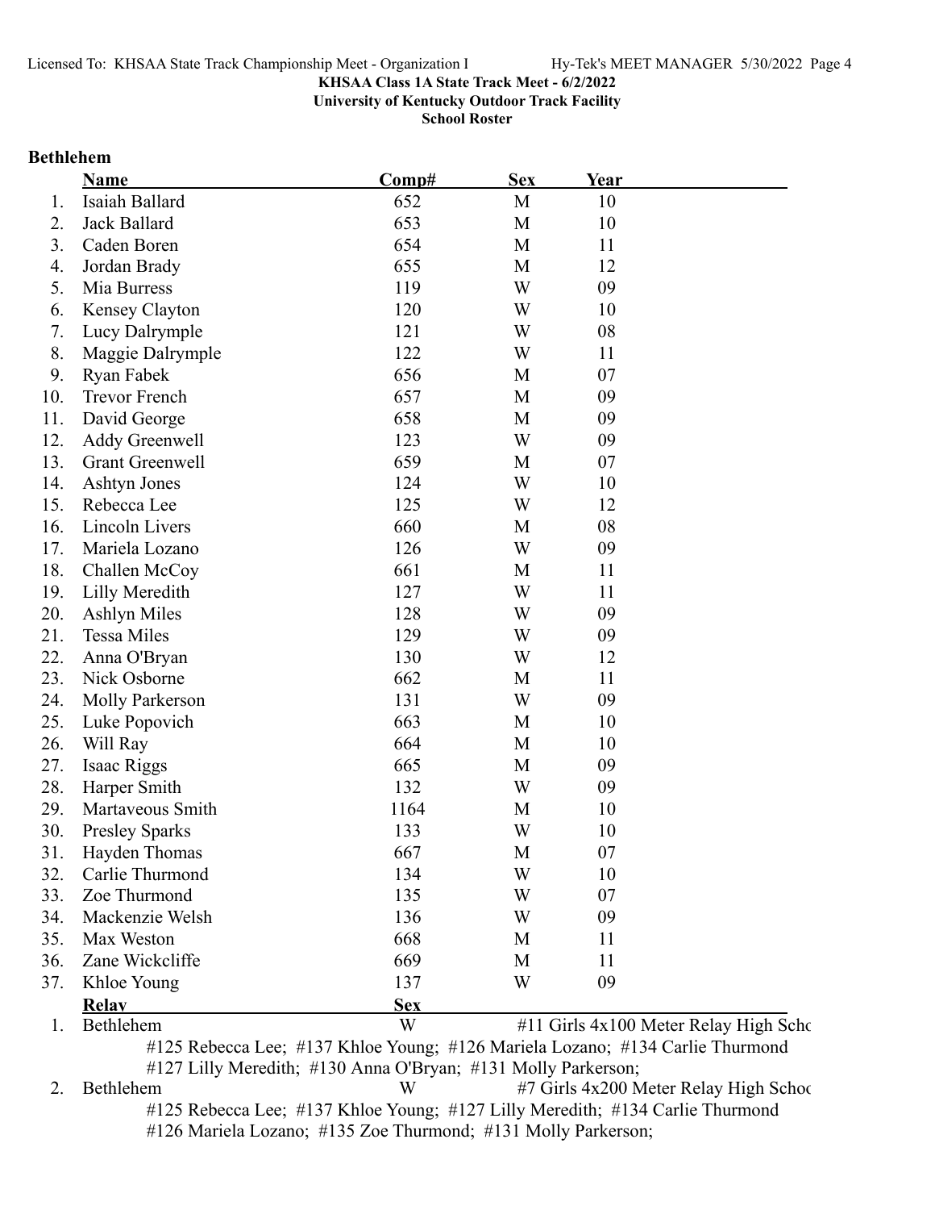**KHSAA Class 1A State Track Meet - 6/2/2022**
**University of Kentucky Outdoor Track Facility**
**School Roster**

### Bethlehem

| | Name | Comp# | Sex | Year |
|---|---|---|---|---|
| 1. | Isaiah Ballard | 652 | M | 10 |
| 2. | Jack Ballard | 653 | M | 10 |
| 3. | Caden Boren | 654 | M | 11 |
| 4. | Jordan Brady | 655 | M | 12 |
| 5. | Mia Burress | 119 | W | 09 |
| 6. | Kensey Clayton | 120 | W | 10 |
| 7. | Lucy Dalrymple | 121 | W | 08 |
| 8. | Maggie Dalrymple | 122 | W | 11 |
| 9. | Ryan Fabek | 656 | M | 07 |
| 10. | Trevor French | 657 | M | 09 |
| 11. | David George | 658 | M | 09 |
| 12. | Addy Greenwell | 123 | W | 09 |
| 13. | Grant Greenwell | 659 | M | 07 |
| 14. | Ashtyn Jones | 124 | W | 10 |
| 15. | Rebecca Lee | 125 | W | 12 |
| 16. | Lincoln Livers | 660 | M | 08 |
| 17. | Mariela Lozano | 126 | W | 09 |
| 18. | Challen McCoy | 661 | M | 11 |
| 19. | Lilly Meredith | 127 | W | 11 |
| 20. | Ashlyn Miles | 128 | W | 09 |
| 21. | Tessa Miles | 129 | W | 09 |
| 22. | Anna O'Bryan | 130 | W | 12 |
| 23. | Nick Osborne | 662 | M | 11 |
| 24. | Molly Parkerson | 131 | W | 09 |
| 25. | Luke Popovich | 663 | M | 10 |
| 26. | Will Ray | 664 | M | 10 |
| 27. | Isaac Riggs | 665 | M | 09 |
| 28. | Harper Smith | 132 | W | 09 |
| 29. | Martaveous Smith | 1164 | M | 10 |
| 30. | Presley Sparks | 133 | W | 10 |
| 31. | Hayden Thomas | 667 | M | 07 |
| 32. | Carlie Thurmond | 134 | W | 10 |
| 33. | Zoe Thurmond | 135 | W | 07 |
| 34. | Mackenzie Welsh | 136 | W | 09 |
| 35. | Max Weston | 668 | M | 11 |
| 36. | Zane Wickcliffe | 669 | M | 11 |
| 37. | Khloe Young | 137 | W | 09 |

| | Relay | Sex | |
|---|---|---|---|
| 1. | Bethlehem | W | #11 Girls 4x100 Meter Relay High Scho |
| | #125 Rebecca Lee; #137 Khloe Young; #126 Mariela Lozano; #134 Carlie Thurmond; #127 Lilly Meredith; #130 Anna O'Bryan; #131 Molly Parkerson; | | |
| 2. | Bethlehem | W | #7 Girls 4x200 Meter Relay High Schoo |
| | #125 Rebecca Lee; #137 Khloe Young; #127 Lilly Meredith; #134 Carlie Thurmond; #126 Mariela Lozano; #135 Zoe Thurmond; #131 Molly Parkerson; | | |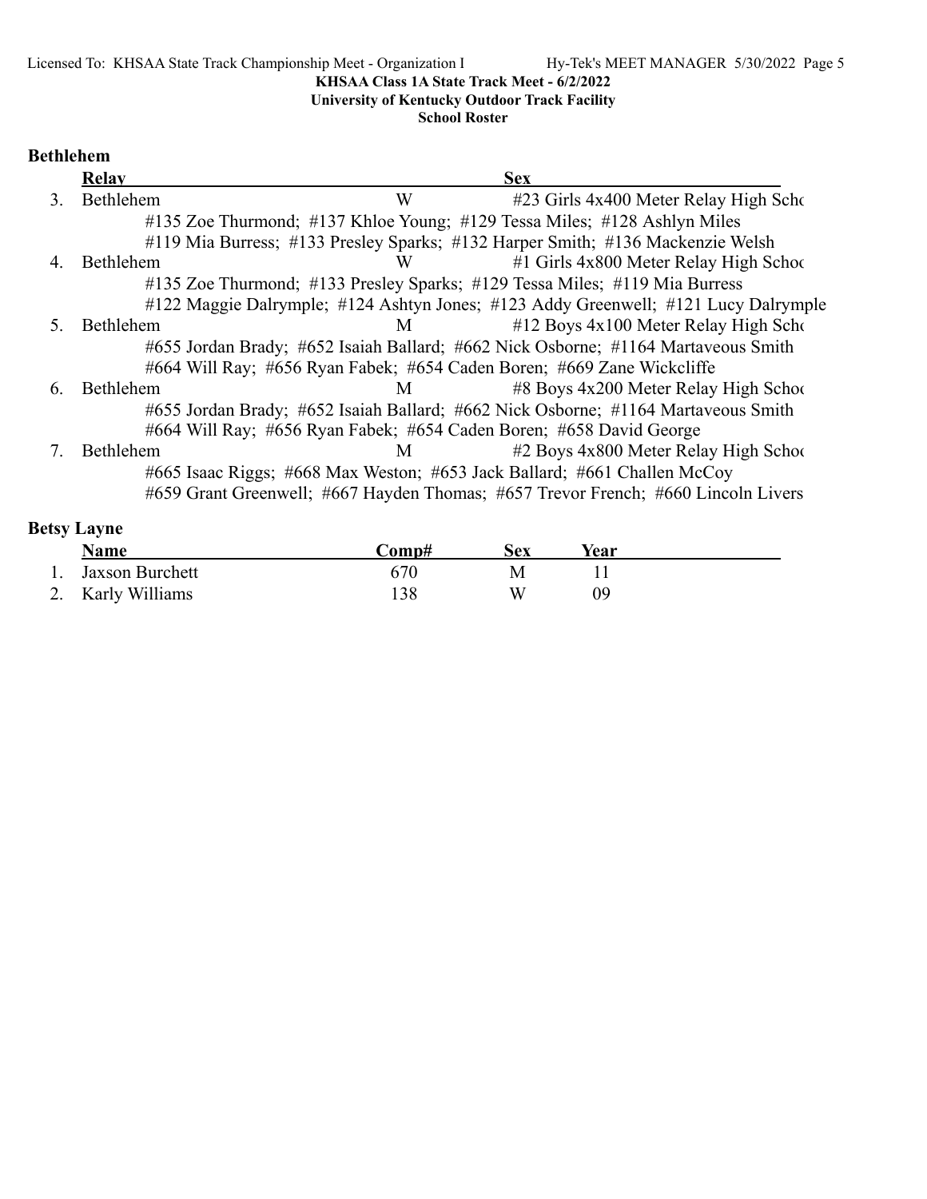KHSAA Class 1A State Track Meet - 6/2/2022

University of Kentucky Outdoor Track Facility

School Roster

## Bethlehem

| | Relay | Sex | |
|---|---|---|---|
| 3. | Bethlehem | W | #23 Girls 4x400 Meter Relay High Scho |

#135 Zoe Thurmond; #137 Khloe Young; #129 Tessa Miles; #128 Ashlyn Miles
#119 Mia Burress; #133 Presley Sparks; #132 Harper Smith; #136 Mackenzie Welsh

| | | | |
|---|---|---|---|
| 4. | Bethlehem | W | #1 Girls 4x800 Meter Relay High Schoo |

#135 Zoe Thurmond; #133 Presley Sparks; #129 Tessa Miles; #119 Mia Burress
#122 Maggie Dalrymple; #124 Ashtyn Jones; #123 Addy Greenwell; #121 Lucy Dalrymple

| | | | |
|---|---|---|---|
| 5. | Bethlehem | M | #12 Boys 4x100 Meter Relay High Scho |

#655 Jordan Brady; #652 Isaiah Ballard; #662 Nick Osborne; #1164 Martaveous Smith
#664 Will Ray; #656 Ryan Fabek; #654 Caden Boren; #669 Zane Wickcliffe

| | | | |
|---|---|---|---|
| 6. | Bethlehem | M | #8 Boys 4x200 Meter Relay High Schoo |

#655 Jordan Brady; #652 Isaiah Ballard; #662 Nick Osborne; #1164 Martaveous Smith
#664 Will Ray; #656 Ryan Fabek; #654 Caden Boren; #658 David George

| | | | |
|---|---|---|---|
| 7. | Bethlehem | M | #2 Boys 4x800 Meter Relay High Schoo |

#665 Isaac Riggs; #668 Max Weston; #653 Jack Ballard; #661 Challen McCoy
#659 Grant Greenwell; #667 Hayden Thomas; #657 Trevor French; #660 Lincoln Livers

## Betsy Layne

| | Name | Comp# | Sex | Year |
|---|---|---|---|---|
| 1. | Jaxson Burchett | 670 | M | 11 |
| 2. | Karly Williams | 138 | W | 09 |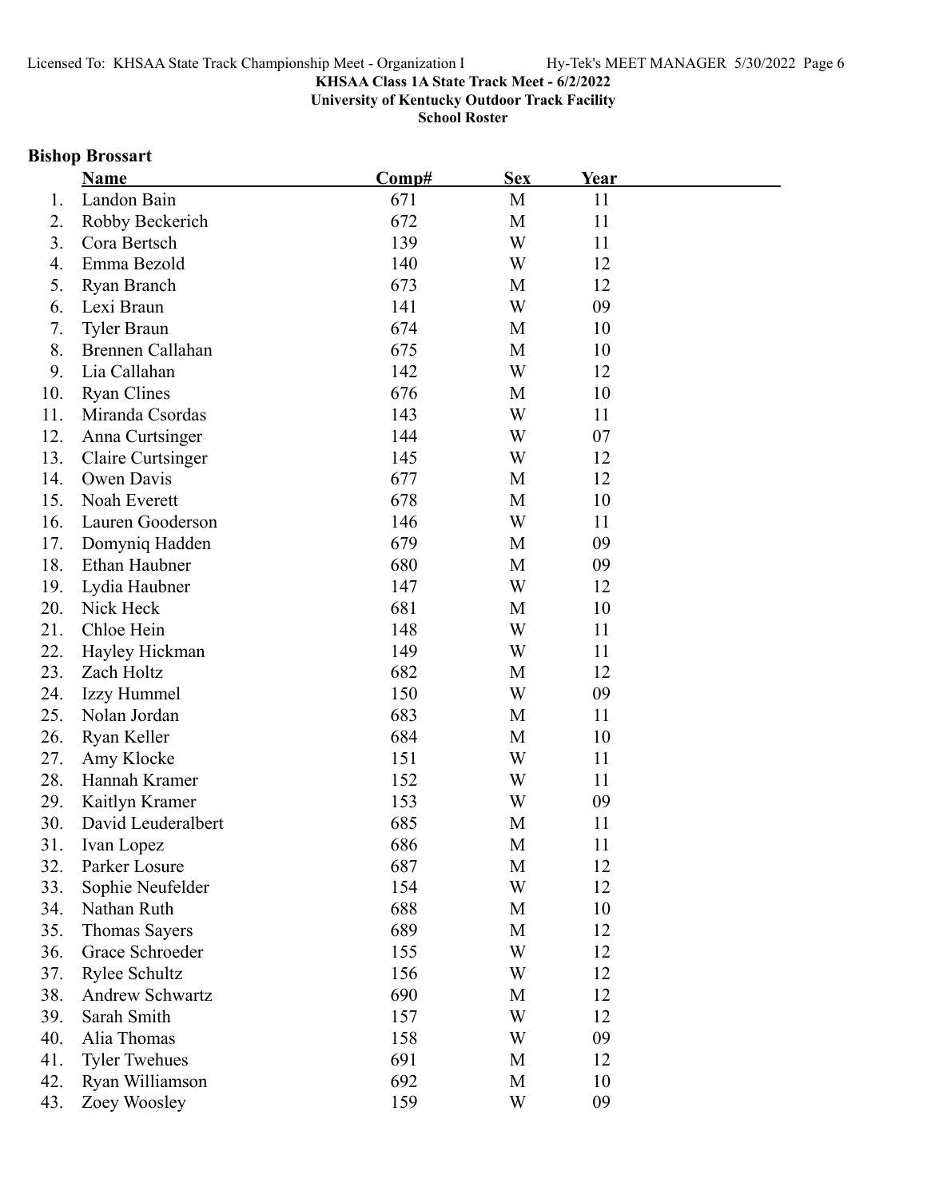**KHSAA Class 1A State Track Meet - 6/2/2022**
**University of Kentucky Outdoor Track Facility**
**School Roster**

## Bishop Brossart

| | Name | Comp# | Sex | Year |
|---|---|---|---|---|
| 1. | Landon Bain | 671 | M | 11 |
| 2. | Robby Beckerich | 672 | M | 11 |
| 3. | Cora Bertsch | 139 | W | 11 |
| 4. | Emma Bezold | 140 | W | 12 |
| 5. | Ryan Branch | 673 | M | 12 |
| 6. | Lexi Braun | 141 | W | 09 |
| 7. | Tyler Braun | 674 | M | 10 |
| 8. | Brennen Callahan | 675 | M | 10 |
| 9. | Lia Callahan | 142 | W | 12 |
| 10. | Ryan Clines | 676 | M | 10 |
| 11. | Miranda Csordas | 143 | W | 11 |
| 12. | Anna Curtsinger | 144 | W | 07 |
| 13. | Claire Curtsinger | 145 | W | 12 |
| 14. | Owen Davis | 677 | M | 12 |
| 15. | Noah Everett | 678 | M | 10 |
| 16. | Lauren Gooderson | 146 | W | 11 |
| 17. | Domyniq Hadden | 679 | M | 09 |
| 18. | Ethan Haubner | 680 | M | 09 |
| 19. | Lydia Haubner | 147 | W | 12 |
| 20. | Nick Heck | 681 | M | 10 |
| 21. | Chloe Hein | 148 | W | 11 |
| 22. | Hayley Hickman | 149 | W | 11 |
| 23. | Zach Holtz | 682 | M | 12 |
| 24. | Izzy Hummel | 150 | W | 09 |
| 25. | Nolan Jordan | 683 | M | 11 |
| 26. | Ryan Keller | 684 | M | 10 |
| 27. | Amy Klocke | 151 | W | 11 |
| 28. | Hannah Kramer | 152 | W | 11 |
| 29. | Kaitlyn Kramer | 153 | W | 09 |
| 30. | David Leuderalbert | 685 | M | 11 |
| 31. | Ivan Lopez | 686 | M | 11 |
| 32. | Parker Losure | 687 | M | 12 |
| 33. | Sophie Neufelder | 154 | W | 12 |
| 34. | Nathan Ruth | 688 | M | 10 |
| 35. | Thomas Sayers | 689 | M | 12 |
| 36. | Grace Schroeder | 155 | W | 12 |
| 37. | Rylee Schultz | 156 | W | 12 |
| 38. | Andrew Schwartz | 690 | M | 12 |
| 39. | Sarah Smith | 157 | W | 12 |
| 40. | Alia Thomas | 158 | W | 09 |
| 41. | Tyler Twehues | 691 | M | 12 |
| 42. | Ryan Williamson | 692 | M | 10 |
| 43. | Zoey Woosley | 159 | W | 09 |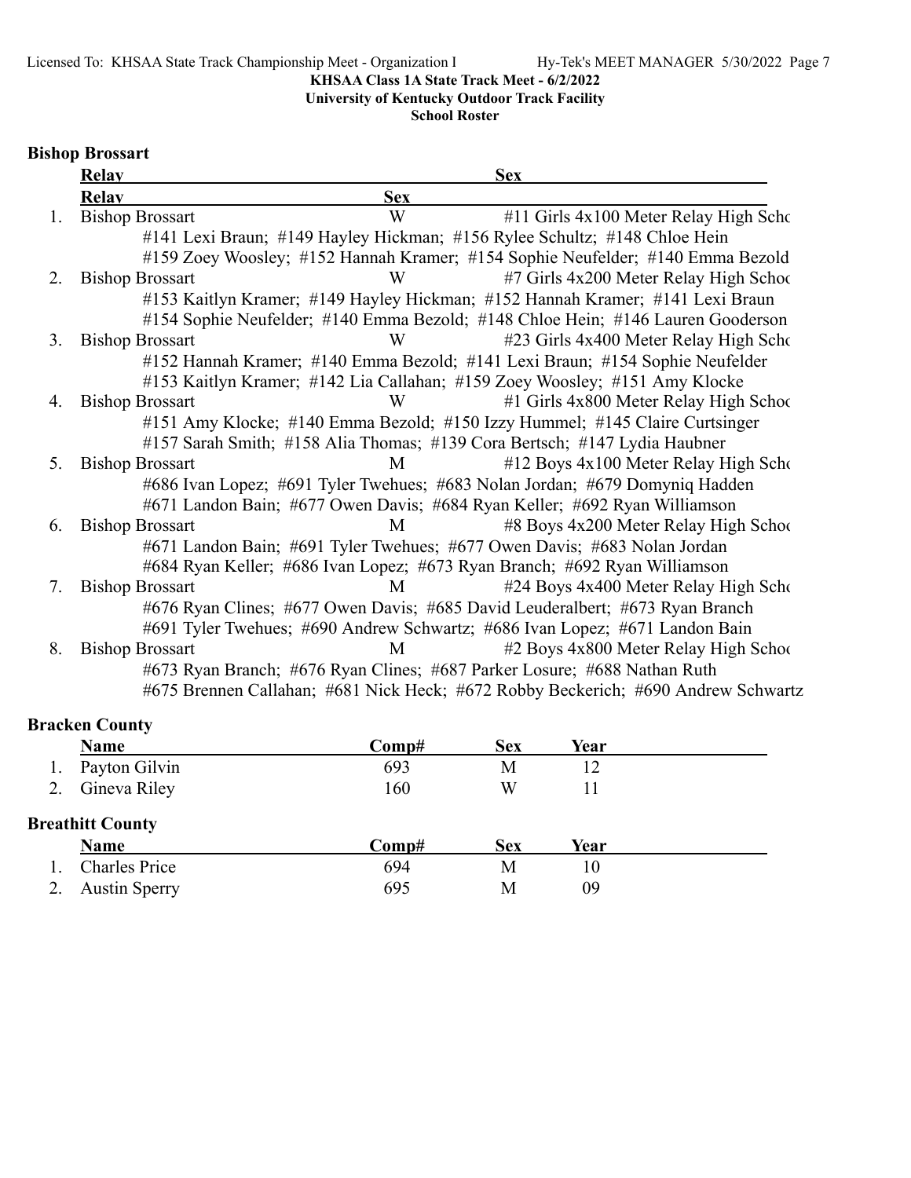KHSAA Class 1A State Track Meet - 6/2/2022
University of Kentucky Outdoor Track Facility
School Roster

## Bishop Brossart

| | Relay | Sex | Event |
|---|---|---|---|
| 1. | Bishop Brossart | W | #11 Girls 4x100 Meter Relay High Scho |
| | #141 Lexi Braun; #149 Hayley Hickman; #156 Rylee Schultz; #148 Chloe Hein<br>#159 Zoey Woosley; #152 Hannah Kramer; #154 Sophie Neufelder; #140 Emma Bezold | | |
| 2. | Bishop Brossart | W | #7 Girls 4x200 Meter Relay High Schoo |
| | #153 Kaitlyn Kramer; #149 Hayley Hickman; #152 Hannah Kramer; #141 Lexi Braun<br>#154 Sophie Neufelder; #140 Emma Bezold; #148 Chloe Hein; #146 Lauren Gooderson | | |
| 3. | Bishop Brossart | W | #23 Girls 4x400 Meter Relay High Scho |
| | #152 Hannah Kramer; #140 Emma Bezold; #141 Lexi Braun; #154 Sophie Neufelder<br>#153 Kaitlyn Kramer; #142 Lia Callahan; #159 Zoey Woosley; #151 Amy Klocke | | |
| 4. | Bishop Brossart | W | #1 Girls 4x800 Meter Relay High Schoo |
| | #151 Amy Klocke; #140 Emma Bezold; #150 Izzy Hummel; #145 Claire Curtsinger<br>#157 Sarah Smith; #158 Alia Thomas; #139 Cora Bertsch; #147 Lydia Haubner | | |
| 5. | Bishop Brossart | M | #12 Boys 4x100 Meter Relay High Scho |
| | #686 Ivan Lopez; #691 Tyler Twehues; #683 Nolan Jordan; #679 Domyniq Hadden<br>#671 Landon Bain; #677 Owen Davis; #684 Ryan Keller; #692 Ryan Williamson | | |
| 6. | Bishop Brossart | M | #8 Boys 4x200 Meter Relay High Schoo |
| | #671 Landon Bain; #691 Tyler Twehues; #677 Owen Davis; #683 Nolan Jordan<br>#684 Ryan Keller; #686 Ivan Lopez; #673 Ryan Branch; #692 Ryan Williamson | | |
| 7. | Bishop Brossart | M | #24 Boys 4x400 Meter Relay High Scho |
| | #676 Ryan Clines; #677 Owen Davis; #685 David Leuderalbert; #673 Ryan Branch<br>#691 Tyler Twehues; #690 Andrew Schwartz; #686 Ivan Lopez; #671 Landon Bain | | |
| 8. | Bishop Brossart | M | #2 Boys 4x800 Meter Relay High Schoo |
| | #673 Ryan Branch; #676 Ryan Clines; #687 Parker Losure; #688 Nathan Ruth<br>#675 Brennen Callahan; #681 Nick Heck; #672 Robby Beckerich; #690 Andrew Schwartz | | |

## Bracken County

| | Name | Comp# | Sex | Year |
|---|---|---|---|---|
| 1. | Payton Gilvin | 693 | M | 12 |
| 2. | Gineva Riley | 160 | W | 11 |

## Breathitt County

| | Name | Comp# | Sex | Year |
|---|---|---|---|---|
| 1. | Charles Price | 694 | M | 10 |
| 2. | Austin Sperry | 695 | M | 09 |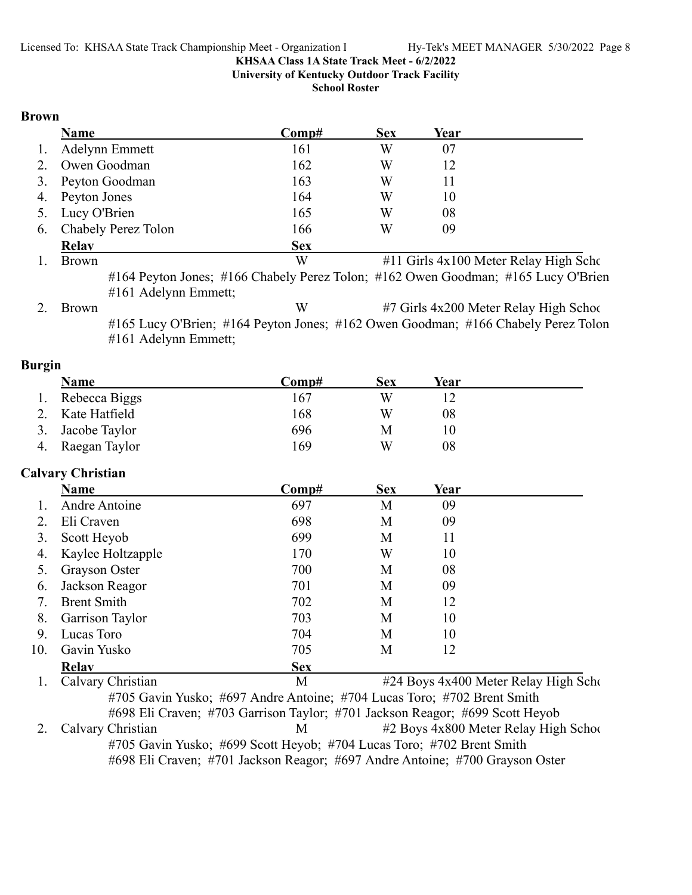**KHSAA Class 1A State Track Meet - 6/2/2022**
**University of Kentucky Outdoor Track Facility**
**School Roster**

### Brown

| | Name | Comp# | Sex | Year |
|---|---|---|---|---|
| 1. | Adelynn Emmett | 161 | W | 07 |
| 2. | Owen Goodman | 162 | W | 12 |
| 3. | Peyton Goodman | 163 | W | 11 |
| 4. | Peyton Jones | 164 | W | 10 |
| 5. | Lucy O'Brien | 165 | W | 08 |
| 6. | Chabely Perez Tolon | 166 | W | 09 |

| | Relay | Sex | |
|---|---|---|---|
| 1. | Brown | W | #11 Girls 4x100 Meter Relay High Scho |
| | #164 Peyton Jones; #166 Chabely Perez Tolon; #162 Owen Goodman; #165 Lucy O'Brien #161 Adelynn Emmett; | | |
| 2. | Brown | W | #7 Girls 4x200 Meter Relay High Schoo |
| | #165 Lucy O'Brien; #164 Peyton Jones; #162 Owen Goodman; #166 Chabely Perez Tolon #161 Adelynn Emmett; | | |

### Burgin

| | Name | Comp# | Sex | Year |
|---|---|---|---|---|
| 1. | Rebecca Biggs | 167 | W | 12 |
| 2. | Kate Hatfield | 168 | W | 08 |
| 3. | Jacobe Taylor | 696 | M | 10 |
| 4. | Raegan Taylor | 169 | W | 08 |

### Calvary Christian

| | Name | Comp# | Sex | Year |
|---|---|---|---|---|
| 1. | Andre Antoine | 697 | M | 09 |
| 2. | Eli Craven | 698 | M | 09 |
| 3. | Scott Heyob | 699 | M | 11 |
| 4. | Kaylee Holtzapple | 170 | W | 10 |
| 5. | Grayson Oster | 700 | M | 08 |
| 6. | Jackson Reagor | 701 | M | 09 |
| 7. | Brent Smith | 702 | M | 12 |
| 8. | Garrison Taylor | 703 | M | 10 |
| 9. | Lucas Toro | 704 | M | 10 |
| 10. | Gavin Yusko | 705 | M | 12 |

| | Relay | Sex | |
|---|---|---|---|
| 1. | Calvary Christian | M | #24 Boys 4x400 Meter Relay High Scho |
| | #705 Gavin Yusko; #697 Andre Antoine; #704 Lucas Toro; #702 Brent Smith #698 Eli Craven; #703 Garrison Taylor; #701 Jackson Reagor; #699 Scott Heyob | | |
| 2. | Calvary Christian | M | #2 Boys 4x800 Meter Relay High Schoo |
| | #705 Gavin Yusko; #699 Scott Heyob; #704 Lucas Toro; #702 Brent Smith #698 Eli Craven; #701 Jackson Reagor; #697 Andre Antoine; #700 Grayson Oster | | |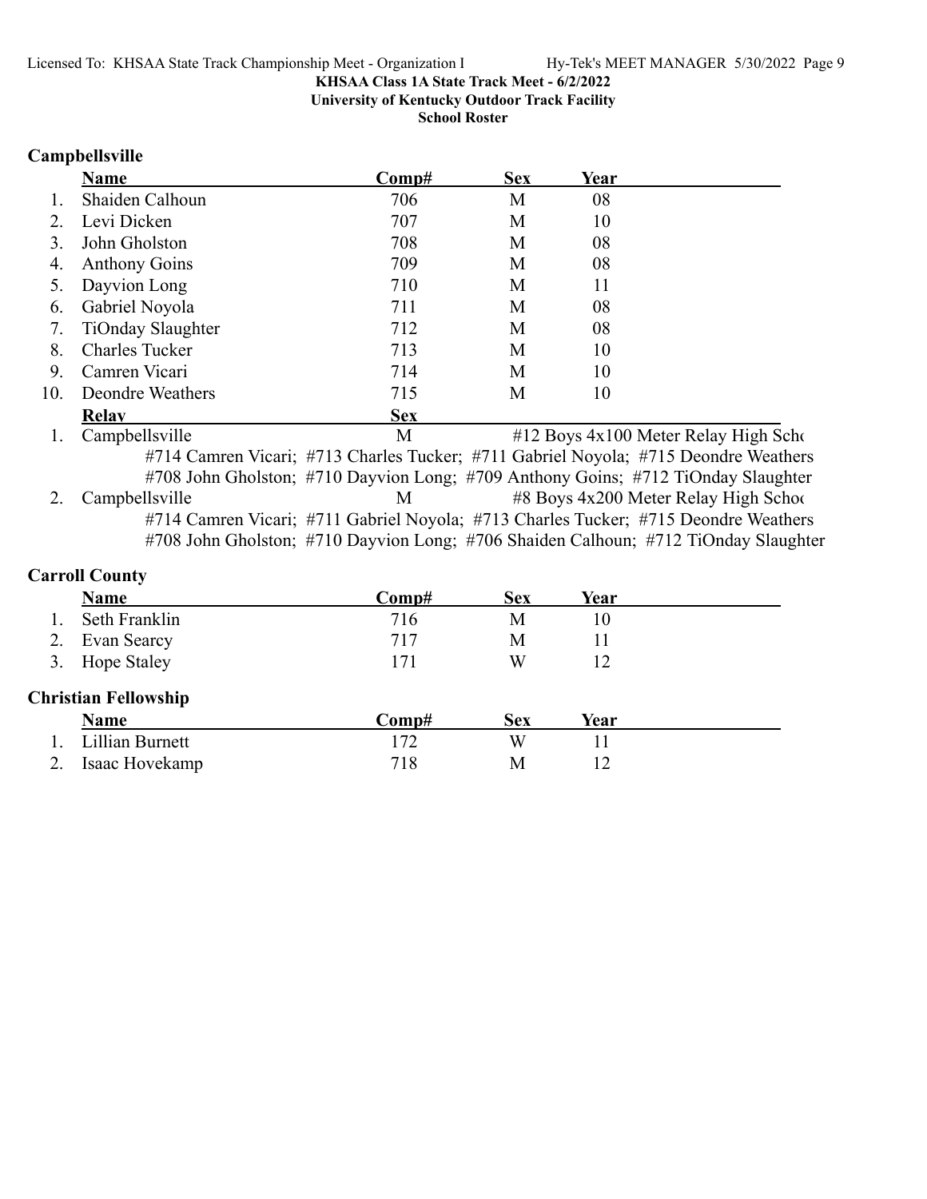**KHSAA Class 1A State Track Meet - 6/2/2022**
**University of Kentucky Outdoor Track Facility**
**School Roster**

## Campbellsville

| | Name | Comp# | Sex | Year |
|---|---|---|---|---|
| 1. | Shaiden Calhoun | 706 | M | 08 |
| 2. | Levi Dicken | 707 | M | 10 |
| 3. | John Gholston | 708 | M | 08 |
| 4. | Anthony Goins | 709 | M | 08 |
| 5. | Dayvion Long | 710 | M | 11 |
| 6. | Gabriel Noyola | 711 | M | 08 |
| 7. | TiOnday Slaughter | 712 | M | 08 |
| 8. | Charles Tucker | 713 | M | 10 |
| 9. | Camren Vicari | 714 | M | 10 |
| 10. | Deondre Weathers | 715 | M | 10 |

| | Relay | Sex | |
|---|---|---|---|
| 1. | Campbellsville | M | #12 Boys 4x100 Meter Relay High Scho |
| | #714 Camren Vicari; #713 Charles Tucker; #711 Gabriel Noyola; #715 Deondre Weathers | | |
| | #708 John Gholston; #710 Dayvion Long; #709 Anthony Goins; #712 TiOnday Slaughter | | |
| 2. | Campbellsville | M | #8 Boys 4x200 Meter Relay High Schoo |
| | #714 Camren Vicari; #711 Gabriel Noyola; #713 Charles Tucker; #715 Deondre Weathers | | |
| | #708 John Gholston; #710 Dayvion Long; #706 Shaiden Calhoun; #712 TiOnday Slaughter | | |

## Carroll County

| | Name | Comp# | Sex | Year |
|---|---|---|---|---|
| 1. | Seth Franklin | 716 | M | 10 |
| 2. | Evan Searcy | 717 | M | 11 |
| 3. | Hope Staley | 171 | W | 12 |

## Christian Fellowship

| | Name | Comp# | Sex | Year |
|---|---|---|---|---|
| 1. | Lillian Burnett | 172 | W | 11 |
| 2. | Isaac Hovekamp | 718 | M | 12 |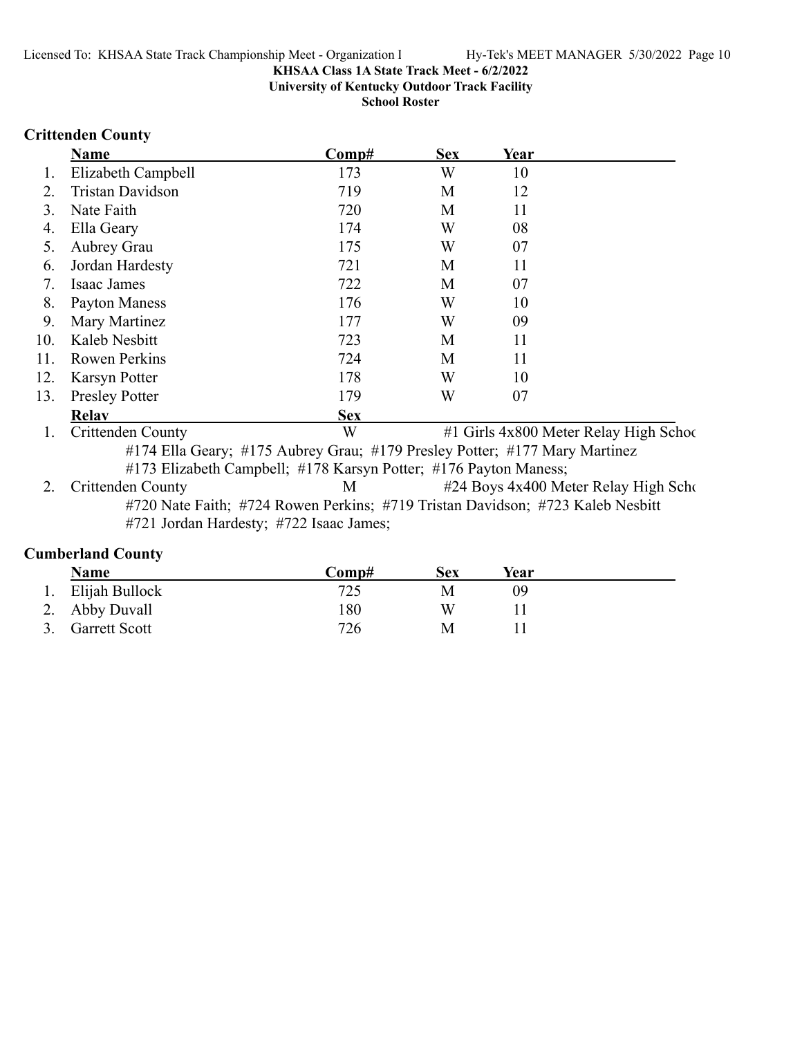KHSAA Class 1A State Track Meet - 6/2/2022
University of Kentucky Outdoor Track Facility
School Roster

## Crittenden County

| | Name | Comp# | Sex | Year |
|---|---|---|---|---|
| 1. | Elizabeth Campbell | 173 | W | 10 |
| 2. | Tristan Davidson | 719 | M | 12 |
| 3. | Nate Faith | 720 | M | 11 |
| 4. | Ella Geary | 174 | W | 08 |
| 5. | Aubrey Grau | 175 | W | 07 |
| 6. | Jordan Hardesty | 721 | M | 11 |
| 7. | Isaac James | 722 | M | 07 |
| 8. | Payton Maness | 176 | W | 10 |
| 9. | Mary Martinez | 177 | W | 09 |
| 10. | Kaleb Nesbitt | 723 | M | 11 |
| 11. | Rowen Perkins | 724 | M | 11 |
| 12. | Karsyn Potter | 178 | W | 10 |
| 13. | Presley Potter | 179 | W | 07 |

| | Relay | Sex | |
|---|---|---|---|
| 1. | Crittenden County | W | #1 Girls 4x800 Meter Relay High Schoo |
| | #174 Ella Geary; #175 Aubrey Grau; #179 Presley Potter; #177 Mary Martinez #173 Elizabeth Campbell; #178 Karsyn Potter; #176 Payton Maness; | | |
| 2. | Crittenden County | M | #24 Boys 4x400 Meter Relay High Scho |
| | #720 Nate Faith; #724 Rowen Perkins; #719 Tristan Davidson; #723 Kaleb Nesbitt #721 Jordan Hardesty; #722 Isaac James; | | |

## Cumberland County

| | Name | Comp# | Sex | Year |
|---|---|---|---|---|
| 1. | Elijah Bullock | 725 | M | 09 |
| 2. | Abby Duvall | 180 | W | 11 |
| 3. | Garrett Scott | 726 | M | 11 |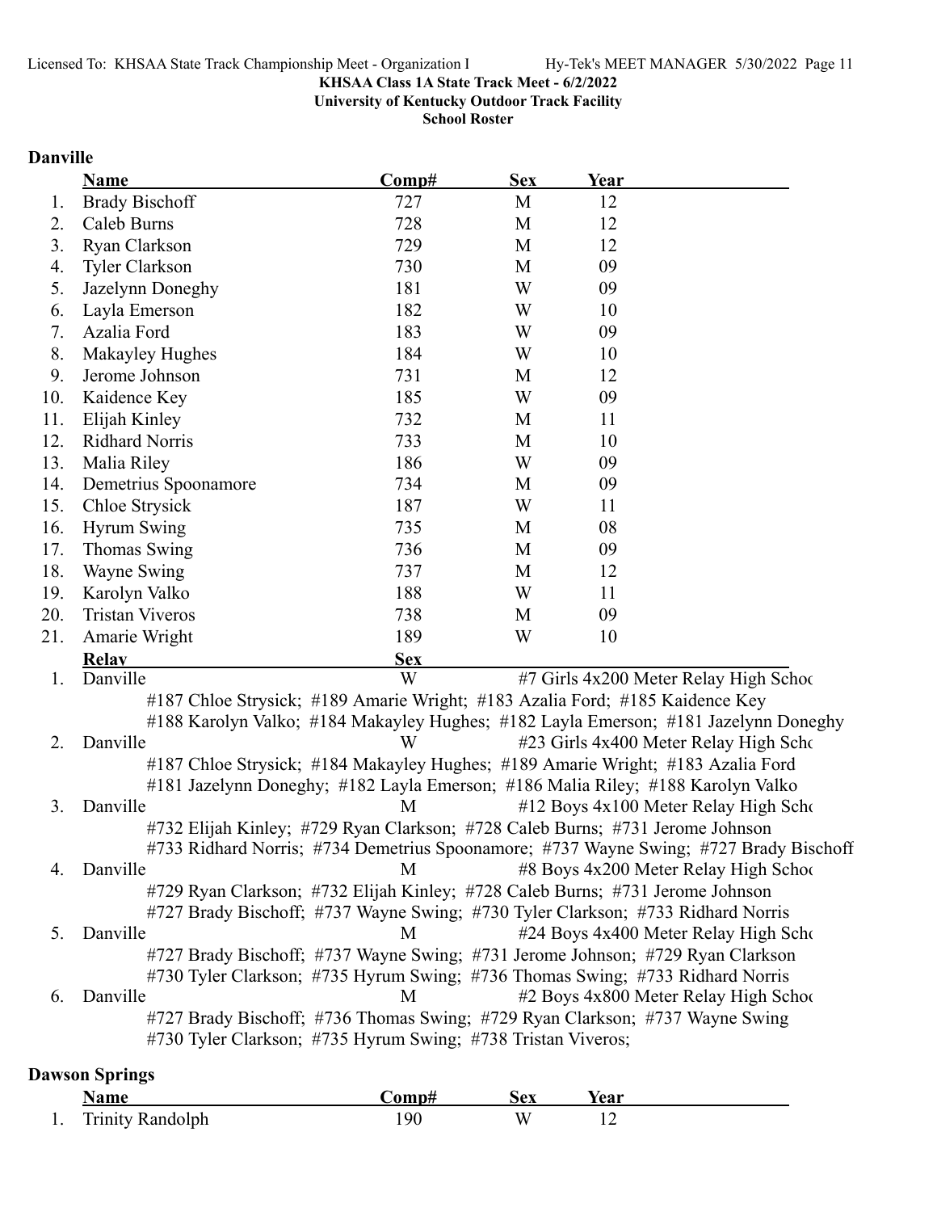**KHSAA Class 1A State Track Meet - 6/2/2022**
**University of Kentucky Outdoor Track Facility**
**School Roster**

## Danville

| | Name | Comp# | Sex | Year |
|---|---|---|---|---|
| 1. | Brady Bischoff | 727 | M | 12 |
| 2. | Caleb Burns | 728 | M | 12 |
| 3. | Ryan Clarkson | 729 | M | 12 |
| 4. | Tyler Clarkson | 730 | M | 09 |
| 5. | Jazelynn Doneghy | 181 | W | 09 |
| 6. | Layla Emerson | 182 | W | 10 |
| 7. | Azalia Ford | 183 | W | 09 |
| 8. | Makayley Hughes | 184 | W | 10 |
| 9. | Jerome Johnson | 731 | M | 12 |
| 10. | Kaidence Key | 185 | W | 09 |
| 11. | Elijah Kinley | 732 | M | 11 |
| 12. | Ridhard Norris | 733 | M | 10 |
| 13. | Malia Riley | 186 | W | 09 |
| 14. | Demetrius Spoonamore | 734 | M | 09 |
| 15. | Chloe Strysick | 187 | W | 11 |
| 16. | Hyrum Swing | 735 | M | 08 |
| 17. | Thomas Swing | 736 | M | 09 |
| 18. | Wayne Swing | 737 | M | 12 |
| 19. | Karolyn Valko | 188 | W | 11 |
| 20. | Tristan Viveros | 738 | M | 09 |
| 21. | Amarie Wright | 189 | W | 10 |

| | Relay | Sex | Event |
|---|---|---|---|
| 1. | Danville | W | #7 Girls 4x200 Meter Relay High Schoo |
| | #187 Chloe Strysick; #189 Amarie Wright; #183 Azalia Ford; #185 Kaidence Key<br>#188 Karolyn Valko; #184 Makayley Hughes; #182 Layla Emerson; #181 Jazelynn Doneghy | | |
| 2. | Danville | W | #23 Girls 4x400 Meter Relay High Scho |
| | #187 Chloe Strysick; #184 Makayley Hughes; #189 Amarie Wright; #183 Azalia Ford<br>#181 Jazelynn Doneghy; #182 Layla Emerson; #186 Malia Riley; #188 Karolyn Valko | | |
| 3. | Danville | M | #12 Boys 4x100 Meter Relay High Scho |
| | #732 Elijah Kinley; #729 Ryan Clarkson; #728 Caleb Burns; #731 Jerome Johnson<br>#733 Ridhard Norris; #734 Demetrius Spoonamore; #737 Wayne Swing; #727 Brady Bischoff | | |
| 4. | Danville | M | #8 Boys 4x200 Meter Relay High Schoo |
| | #729 Ryan Clarkson; #732 Elijah Kinley; #728 Caleb Burns; #731 Jerome Johnson<br>#727 Brady Bischoff; #737 Wayne Swing; #730 Tyler Clarkson; #733 Ridhard Norris | | |
| 5. | Danville | M | #24 Boys 4x400 Meter Relay High Scho |
| | #727 Brady Bischoff; #737 Wayne Swing; #731 Jerome Johnson; #729 Ryan Clarkson<br>#730 Tyler Clarkson; #735 Hyrum Swing; #736 Thomas Swing; #733 Ridhard Norris | | |
| 6. | Danville | M | #2 Boys 4x800 Meter Relay High Schoo |
| | #727 Brady Bischoff; #736 Thomas Swing; #729 Ryan Clarkson; #737 Wayne Swing<br>#730 Tyler Clarkson; #735 Hyrum Swing; #738 Tristan Viveros; | | |

## Dawson Springs

| | Name | Comp# | Sex | Year |
|---|---|---|---|---|
| 1. | Trinity Randolph | 190 | W | 12 |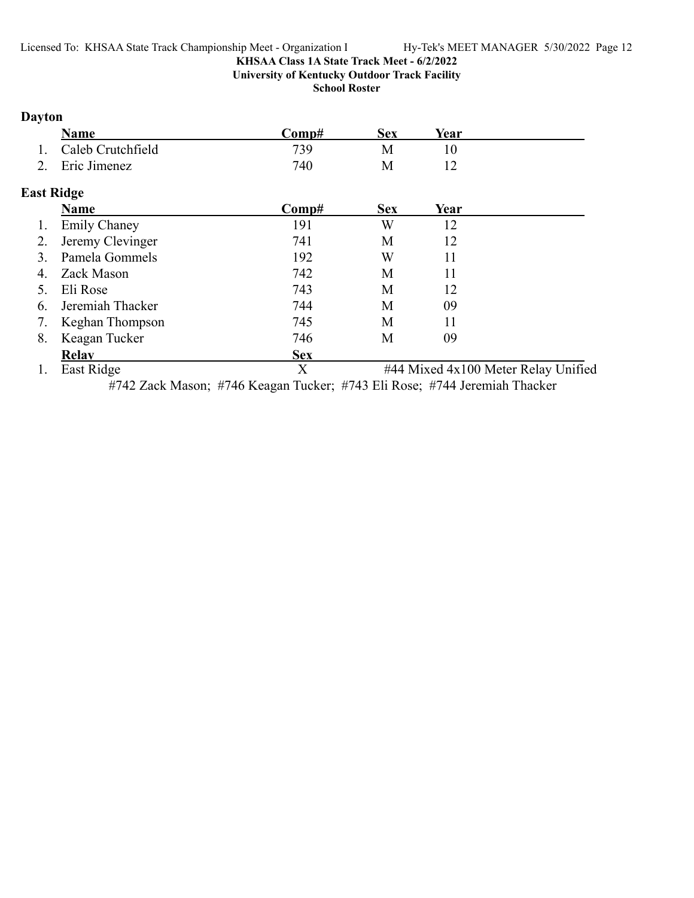**KHSAA Class 1A State Track Meet - 6/2/2022**
**University of Kentucky Outdoor Track Facility**
**School Roster**

## Dayton

| | Name | Comp# | Sex | Year |
|---|---|---|---|---|
| 1. | Caleb Crutchfield | 739 | M | 10 |
| 2. | Eric Jimenez | 740 | M | 12 |

## East Ridge

| | Name | Comp# | Sex | Year |
|---|---|---|---|---|
| 1. | Emily Chaney | 191 | W | 12 |
| 2. | Jeremy Clevinger | 741 | M | 12 |
| 3. | Pamela Gommels | 192 | W | 11 |
| 4. | Zack Mason | 742 | M | 11 |
| 5. | Eli Rose | 743 | M | 12 |
| 6. | Jeremiah Thacker | 744 | M | 09 |
| 7. | Keghan Thompson | 745 | M | 11 |
| 8. | Keagan Tucker | 746 | M | 09 |

| | Relay | Sex | |
|---|---|---|---|
| 1. | East Ridge | X | #44 Mixed 4x100 Meter Relay Unified |

#742 Zack Mason; #746 Keagan Tucker; #743 Eli Rose; #744 Jeremiah Thacker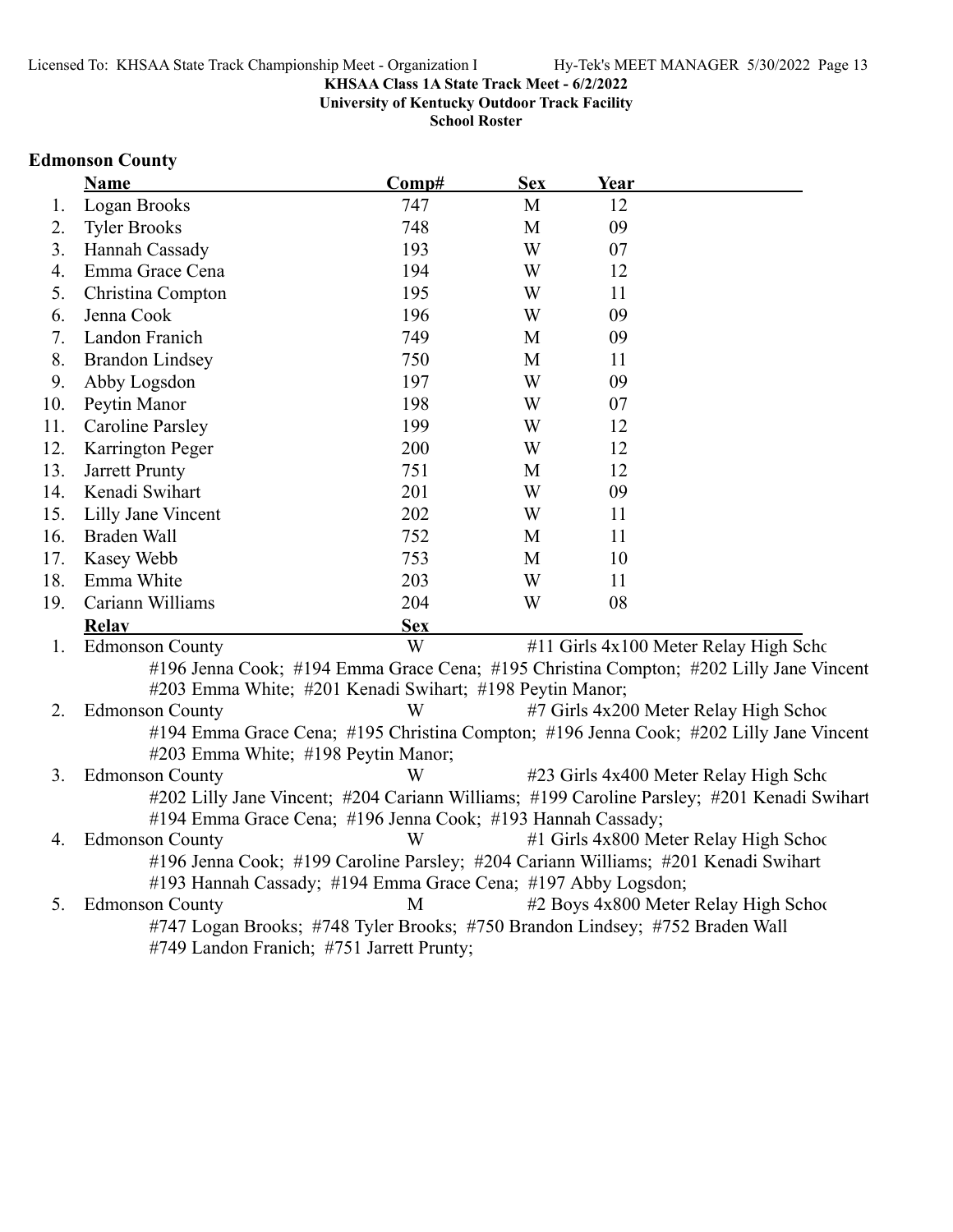KHSAA Class 1A State Track Meet - 6/2/2022

University of Kentucky Outdoor Track Facility

School Roster

## Edmonson County

| | Name | Comp# | Sex | Year |
|---|---|---|---|---|
| 1. | Logan Brooks | 747 | M | 12 |
| 2. | Tyler Brooks | 748 | M | 09 |
| 3. | Hannah Cassady | 193 | W | 07 |
| 4. | Emma Grace Cena | 194 | W | 12 |
| 5. | Christina Compton | 195 | W | 11 |
| 6. | Jenna Cook | 196 | W | 09 |
| 7. | Landon Franich | 749 | M | 09 |
| 8. | Brandon Lindsey | 750 | M | 11 |
| 9. | Abby Logsdon | 197 | W | 09 |
| 10. | Peytin Manor | 198 | W | 07 |
| 11. | Caroline Parsley | 199 | W | 12 |
| 12. | Karrington Peger | 200 | W | 12 |
| 13. | Jarrett Prunty | 751 | M | 12 |
| 14. | Kenadi Swihart | 201 | W | 09 |
| 15. | Lilly Jane Vincent | 202 | W | 11 |
| 16. | Braden Wall | 752 | M | 11 |
| 17. | Kasey Webb | 753 | M | 10 |
| 18. | Emma White | 203 | W | 11 |
| 19. | Cariann Williams | 204 | W | 08 |

| | Relay | Sex | Event |
|---|---|---|---|
| 1. | Edmonson County | W | #11 Girls 4x100 Meter Relay High Scho |
| | #196 Jenna Cook; #194 Emma Grace Cena; #195 Christina Compton; #202 Lilly Jane Vincent #203 Emma White; #201 Kenadi Swihart; #198 Peytin Manor; | | |
| 2. | Edmonson County | W | #7 Girls 4x200 Meter Relay High Schoo |
| | #194 Emma Grace Cena; #195 Christina Compton; #196 Jenna Cook; #202 Lilly Jane Vincent #203 Emma White; #198 Peytin Manor; | | |
| 3. | Edmonson County | W | #23 Girls 4x400 Meter Relay High Scho |
| | #202 Lilly Jane Vincent; #204 Cariann Williams; #199 Caroline Parsley; #201 Kenadi Swihart #194 Emma Grace Cena; #196 Jenna Cook; #193 Hannah Cassady; | | |
| 4. | Edmonson County | W | #1 Girls 4x800 Meter Relay High Schoo |
| | #196 Jenna Cook; #199 Caroline Parsley; #204 Cariann Williams; #201 Kenadi Swihart #193 Hannah Cassady; #194 Emma Grace Cena; #197 Abby Logsdon; | | |
| 5. | Edmonson County | M | #2 Boys 4x800 Meter Relay High Schoo |
| | #747 Logan Brooks; #748 Tyler Brooks; #750 Brandon Lindsey; #752 Braden Wall #749 Landon Franich; #751 Jarrett Prunty; | | |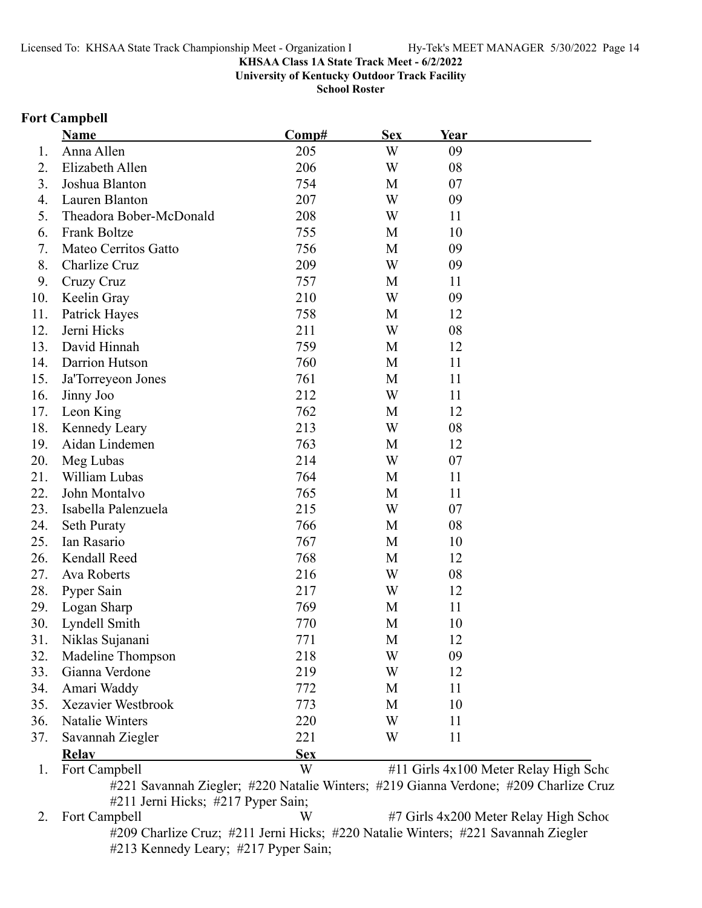**KHSAA Class 1A State Track Meet - 6/2/2022**
**University of Kentucky Outdoor Track Facility**
**School Roster**

## Fort Campbell

| | Name | Comp# | Sex | Year |
|---|---|---|---|---|
| 1. | Anna Allen | 205 | W | 09 |
| 2. | Elizabeth Allen | 206 | W | 08 |
| 3. | Joshua Blanton | 754 | M | 07 |
| 4. | Lauren Blanton | 207 | W | 09 |
| 5. | Theadora Bober-McDonald | 208 | W | 11 |
| 6. | Frank Boltze | 755 | M | 10 |
| 7. | Mateo Cerritos Gatto | 756 | M | 09 |
| 8. | Charlize Cruz | 209 | W | 09 |
| 9. | Cruzy Cruz | 757 | M | 11 |
| 10. | Keelin Gray | 210 | W | 09 |
| 11. | Patrick Hayes | 758 | M | 12 |
| 12. | Jerni Hicks | 211 | W | 08 |
| 13. | David Hinnah | 759 | M | 12 |
| 14. | Darrion Hutson | 760 | M | 11 |
| 15. | Ja'Torreyeon Jones | 761 | M | 11 |
| 16. | Jinny Joo | 212 | W | 11 |
| 17. | Leon King | 762 | M | 12 |
| 18. | Kennedy Leary | 213 | W | 08 |
| 19. | Aidan Lindemen | 763 | M | 12 |
| 20. | Meg Lubas | 214 | W | 07 |
| 21. | William Lubas | 764 | M | 11 |
| 22. | John Montalvo | 765 | M | 11 |
| 23. | Isabella Palenzuela | 215 | W | 07 |
| 24. | Seth Puraty | 766 | M | 08 |
| 25. | Ian Rasario | 767 | M | 10 |
| 26. | Kendall Reed | 768 | M | 12 |
| 27. | Ava Roberts | 216 | W | 08 |
| 28. | Pyper Sain | 217 | W | 12 |
| 29. | Logan Sharp | 769 | M | 11 |
| 30. | Lyndell Smith | 770 | M | 10 |
| 31. | Niklas Sujanani | 771 | M | 12 |
| 32. | Madeline Thompson | 218 | W | 09 |
| 33. | Gianna Verdone | 219 | W | 12 |
| 34. | Amari Waddy | 772 | M | 11 |
| 35. | Xezavier Westbrook | 773 | M | 10 |
| 36. | Natalie Winters | 220 | W | 11 |
| 37. | Savannah Ziegler | 221 | W | 11 |

| | Relay | Sex | |
|---|---|---|---|
| 1. | Fort Campbell | W | #11 Girls 4x100 Meter Relay High Scho |
| | #221 Savannah Ziegler; #220 Natalie Winters; #219 Gianna Verdone; #209 Charlize Cruz #211 Jerni Hicks; #217 Pyper Sain; | | |
| 2. | Fort Campbell | W | #7 Girls 4x200 Meter Relay High Schoo |
| | #209 Charlize Cruz; #211 Jerni Hicks; #220 Natalie Winters; #221 Savannah Ziegler #213 Kennedy Leary; #217 Pyper Sain; | | |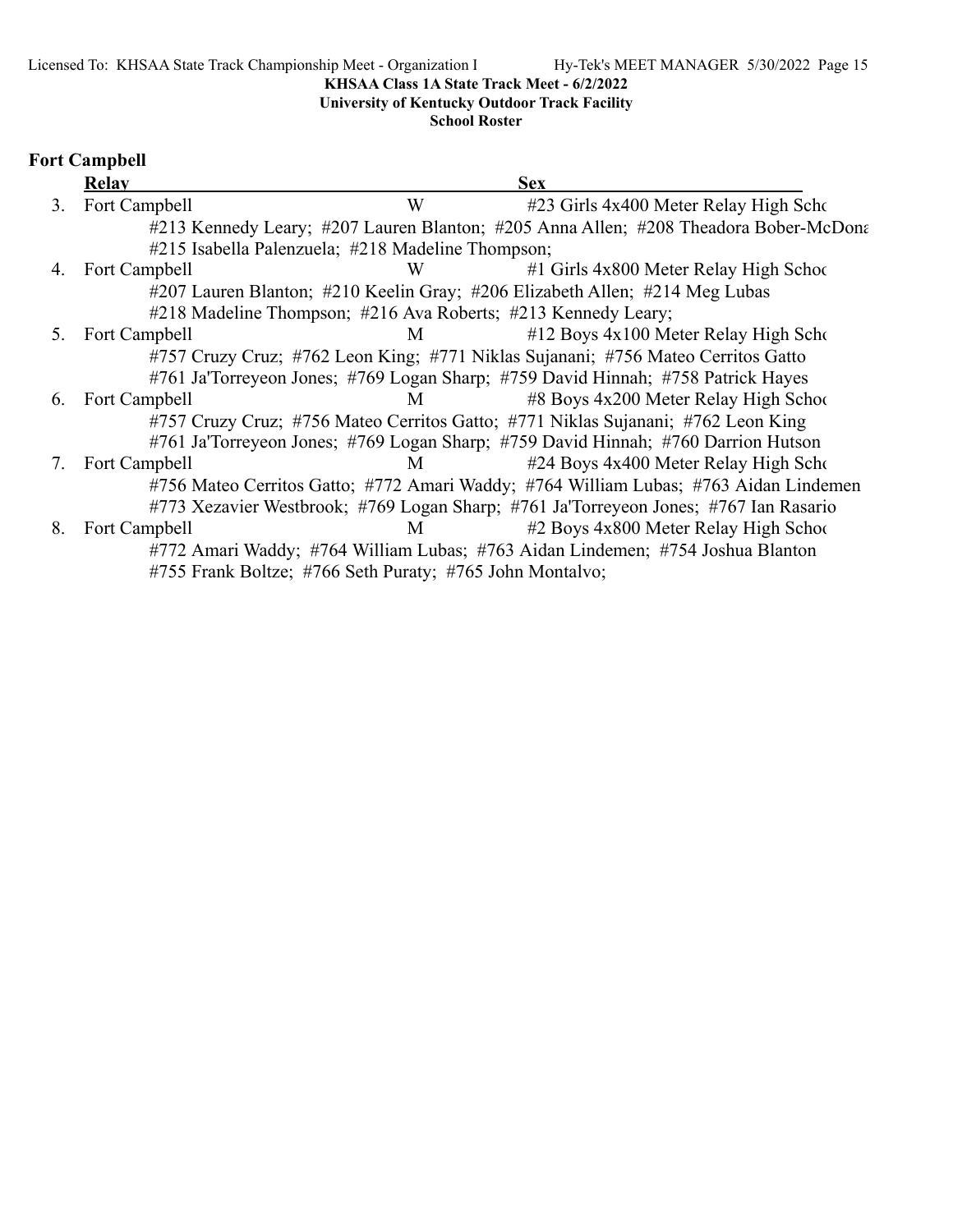**KHSAA Class 1A State Track Meet - 6/2/2022**
**University of Kentucky Outdoor Track Facility**
**School Roster**

## Fort Campbell

| | Relay | Sex | |
|---|---|---|---|
| 3. | Fort Campbell | W | #23 Girls 4x400 Meter Relay High Schc |
| | #213 Kennedy Leary; #207 Lauren Blanton; #205 Anna Allen; #208 Theadora Bober-McDona | | |
| | #215 Isabella Palenzuela; #218 Madeline Thompson; | | |
| 4. | Fort Campbell | W | #1 Girls 4x800 Meter Relay High Schoo |
| | #207 Lauren Blanton; #210 Keelin Gray; #206 Elizabeth Allen; #214 Meg Lubas | | |
| | #218 Madeline Thompson; #216 Ava Roberts; #213 Kennedy Leary; | | |
| 5. | Fort Campbell | M | #12 Boys 4x100 Meter Relay High Scho |
| | #757 Cruzy Cruz; #762 Leon King; #771 Niklas Sujanani; #756 Mateo Cerritos Gatto | | |
| | #761 Ja'Torreyeon Jones; #769 Logan Sharp; #759 David Hinnah; #758 Patrick Hayes | | |
| 6. | Fort Campbell | M | #8 Boys 4x200 Meter Relay High Schoo |
| | #757 Cruzy Cruz; #756 Mateo Cerritos Gatto; #771 Niklas Sujanani; #762 Leon King | | |
| | #761 Ja'Torreyeon Jones; #769 Logan Sharp; #759 David Hinnah; #760 Darrion Hutson | | |
| 7. | Fort Campbell | M | #24 Boys 4x400 Meter Relay High Scho |
| | #756 Mateo Cerritos Gatto; #772 Amari Waddy; #764 William Lubas; #763 Aidan Lindemen | | |
| | #773 Xezavier Westbrook; #769 Logan Sharp; #761 Ja'Torreyeon Jones; #767 Ian Rasario | | |
| 8. | Fort Campbell | M | #2 Boys 4x800 Meter Relay High Schoo |
| | #772 Amari Waddy; #764 William Lubas; #763 Aidan Lindemen; #754 Joshua Blanton | | |
| | #755 Frank Boltze; #766 Seth Puraty; #765 John Montalvo; | | |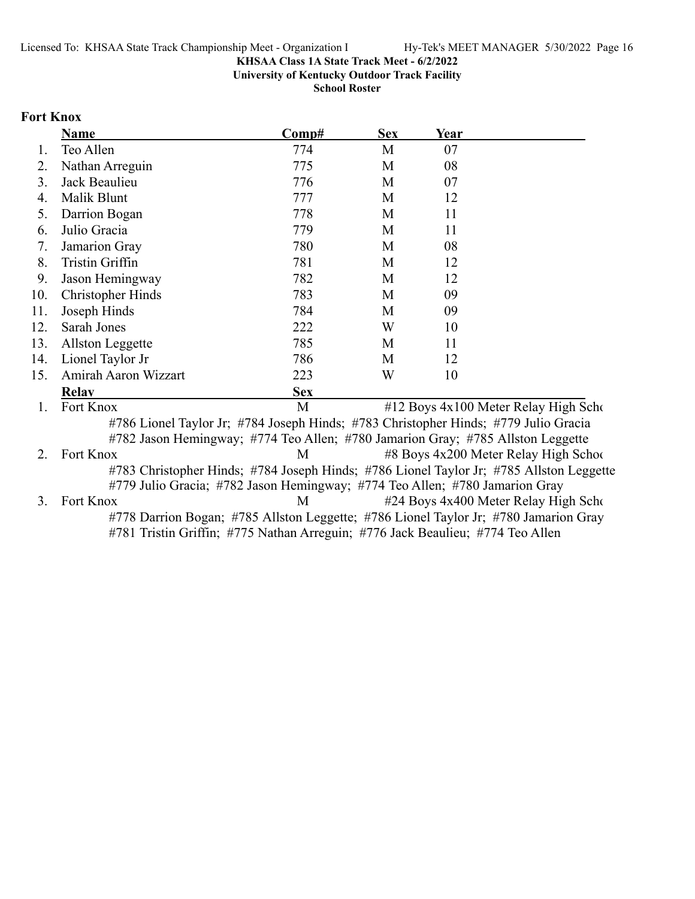**KHSAA Class 1A State Track Meet - 6/2/2022**
**University of Kentucky Outdoor Track Facility**
**School Roster**

## Fort Knox

| | Name | Comp# | Sex | Year |
|---|---|---|---|---|
| 1. | Teo Allen | 774 | M | 07 |
| 2. | Nathan Arreguin | 775 | M | 08 |
| 3. | Jack Beaulieu | 776 | M | 07 |
| 4. | Malik Blunt | 777 | M | 12 |
| 5. | Darrion Bogan | 778 | M | 11 |
| 6. | Julio Gracia | 779 | M | 11 |
| 7. | Jamarion Gray | 780 | M | 08 |
| 8. | Tristin Griffin | 781 | M | 12 |
| 9. | Jason Hemingway | 782 | M | 12 |
| 10. | Christopher Hinds | 783 | M | 09 |
| 11. | Joseph Hinds | 784 | M | 09 |
| 12. | Sarah Jones | 222 | W | 10 |
| 13. | Allston Leggette | 785 | M | 11 |
| 14. | Lionel Taylor Jr | 786 | M | 12 |
| 15. | Amirah Aaron Wizzart | 223 | W | 10 |

| | Relay | Sex | Event |
|---|---|---|---|
| 1. | Fort Knox | M | #12 Boys 4x100 Meter Relay High Scho |
| | #786 Lionel Taylor Jr; #784 Joseph Hinds; #783 Christopher Hinds; #779 Julio Gracia; #782 Jason Hemingway; #774 Teo Allen; #780 Jamarion Gray; #785 Allston Leggette | | |
| 2. | Fort Knox | M | #8 Boys 4x200 Meter Relay High Schoo |
| | #783 Christopher Hinds; #784 Joseph Hinds; #786 Lionel Taylor Jr; #785 Allston Leggette; #779 Julio Gracia; #782 Jason Hemingway; #774 Teo Allen; #780 Jamarion Gray | | |
| 3. | Fort Knox | M | #24 Boys 4x400 Meter Relay High Scho |
| | #778 Darrion Bogan; #785 Allston Leggette; #786 Lionel Taylor Jr; #780 Jamarion Gray; #781 Tristin Griffin; #775 Nathan Arreguin; #776 Jack Beaulieu; #774 Teo Allen | | |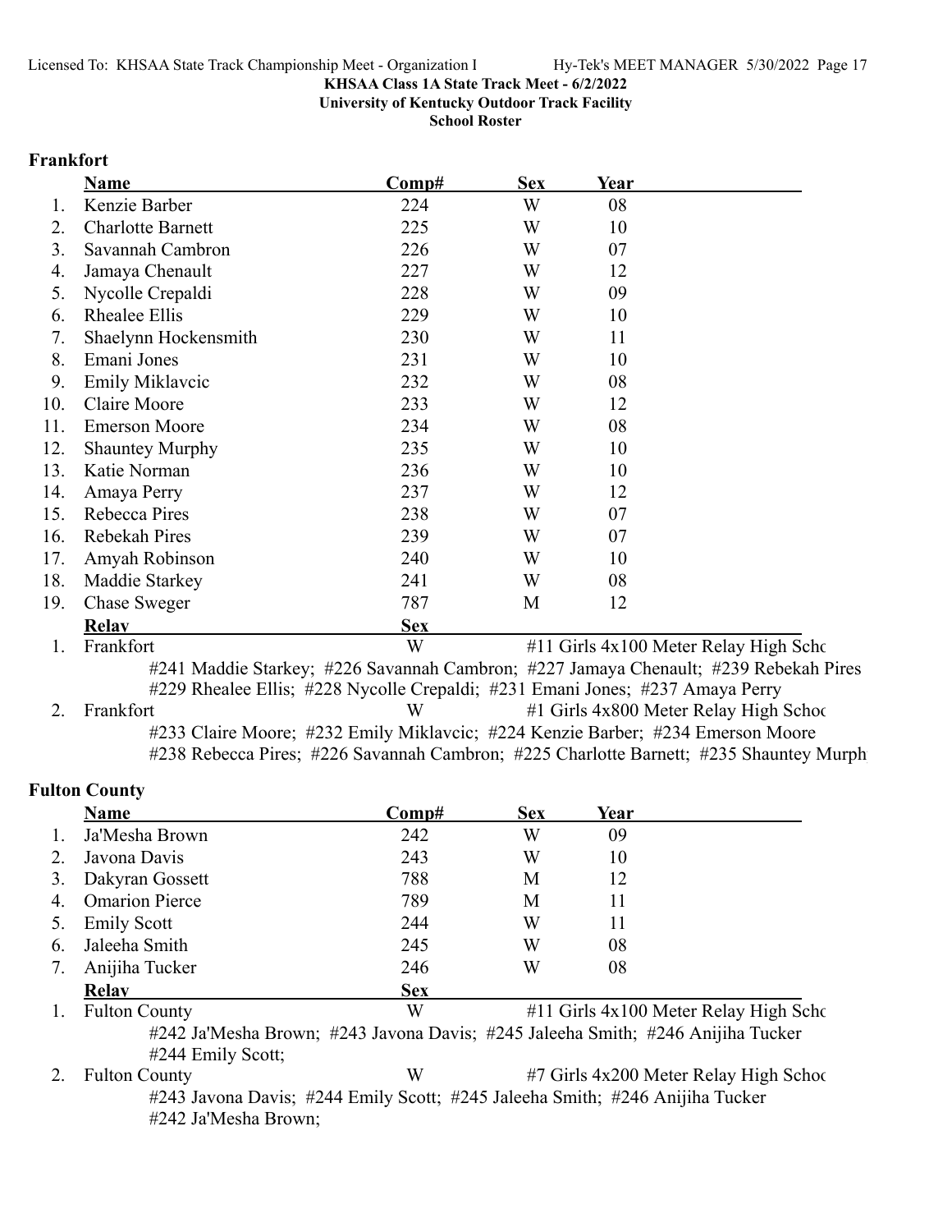KHSAA Class 1A State Track Meet - 6/2/2022
University of Kentucky Outdoor Track Facility
School Roster

## Frankfort

| | Name | Comp# | Sex | Year |
|---|---|---|---|---|
| 1. | Kenzie Barber | 224 | W | 08 |
| 2. | Charlotte Barnett | 225 | W | 10 |
| 3. | Savannah Cambron | 226 | W | 07 |
| 4. | Jamaya Chenault | 227 | W | 12 |
| 5. | Nycolle Crepaldi | 228 | W | 09 |
| 6. | Rhealee Ellis | 229 | W | 10 |
| 7. | Shaelynn Hockensmith | 230 | W | 11 |
| 8. | Emani Jones | 231 | W | 10 |
| 9. | Emily Miklavcic | 232 | W | 08 |
| 10. | Claire Moore | 233 | W | 12 |
| 11. | Emerson Moore | 234 | W | 08 |
| 12. | Shauntey Murphy | 235 | W | 10 |
| 13. | Katie Norman | 236 | W | 10 |
| 14. | Amaya Perry | 237 | W | 12 |
| 15. | Rebecca Pires | 238 | W | 07 |
| 16. | Rebekah Pires | 239 | W | 07 |
| 17. | Amyah Robinson | 240 | W | 10 |
| 18. | Maddie Starkey | 241 | W | 08 |
| 19. | Chase Sweger | 787 | M | 12 |

| | Relay | Sex | |
|---|---|---|---|
| 1. | Frankfort | W | #11 Girls 4x100 Meter Relay High Schc |

#241 Maddie Starkey; #226 Savannah Cambron; #227 Jamaya Chenault; #239 Rebekah Pires
#229 Rhealee Ellis; #228 Nycolle Crepaldi; #231 Emani Jones; #237 Amaya Perry

| | Relay | Sex | |
|---|---|---|---|
| 2. | Frankfort | W | #1 Girls 4x800 Meter Relay High Schoc |

#233 Claire Moore; #232 Emily Miklavcic; #224 Kenzie Barber; #234 Emerson Moore
#238 Rebecca Pires; #226 Savannah Cambron; #225 Charlotte Barnett; #235 Shauntey Murph

## Fulton County

| | Name | Comp# | Sex | Year |
|---|---|---|---|---|
| 1. | Ja'Mesha Brown | 242 | W | 09 |
| 2. | Javona Davis | 243 | W | 10 |
| 3. | Dakyran Gossett | 788 | M | 12 |
| 4. | Omarion Pierce | 789 | M | 11 |
| 5. | Emily Scott | 244 | W | 11 |
| 6. | Jaleeha Smith | 245 | W | 08 |
| 7. | Anijiha Tucker | 246 | W | 08 |

| | Relay | Sex | |
|---|---|---|---|
| 1. | Fulton County | W | #11 Girls 4x100 Meter Relay High Schc |

#242 Ja'Mesha Brown; #243 Javona Davis; #245 Jaleeha Smith; #246 Anijiha Tucker
#244 Emily Scott;

| | Relay | Sex | |
|---|---|---|---|
| 2. | Fulton County | W | #7 Girls 4x200 Meter Relay High Schoc |

#243 Javona Davis; #244 Emily Scott; #245 Jaleeha Smith; #246 Anijiha Tucker
#242 Ja'Mesha Brown;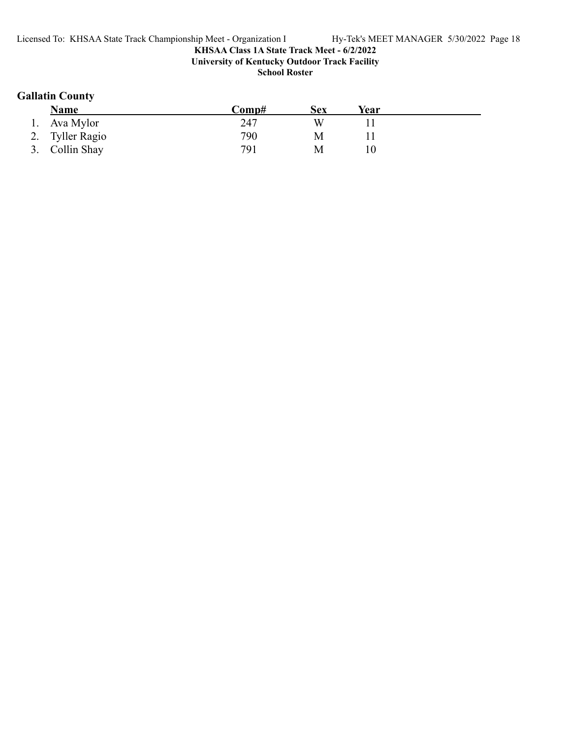**KHSAA Class 1A State Track Meet - 6/2/2022**
**University of Kentucky Outdoor Track Facility**
**School Roster**

## Gallatin County

| | Name | Comp# | Sex | Year |
|---|---|---|---|---|
| 1. | Ava Mylor | 247 | W | 11 |
| 2. | Tyller Ragio | 790 | M | 11 |
| 3. | Collin Shay | 791 | M | 10 |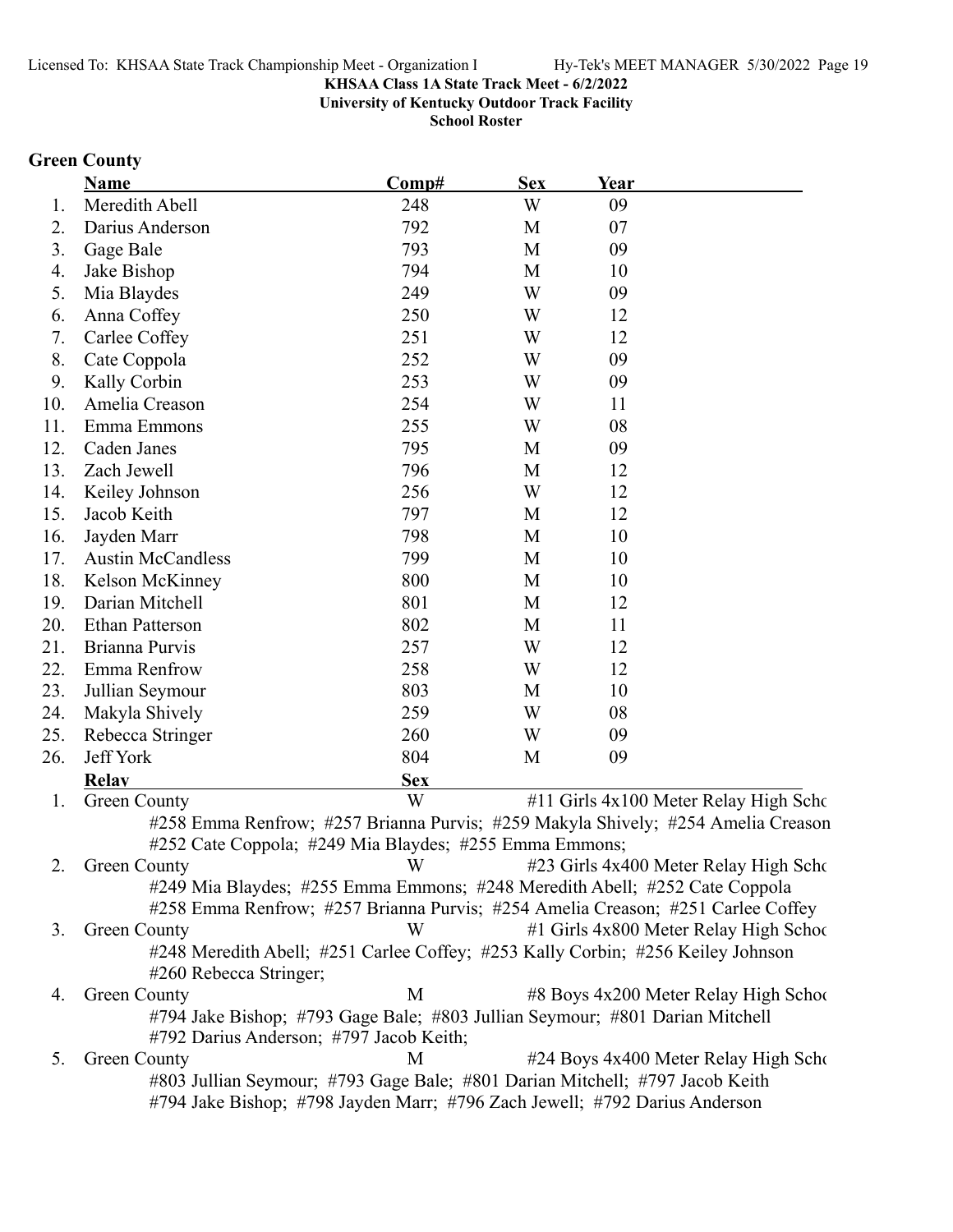**KHSAA Class 1A State Track Meet - 6/2/2022**
**University of Kentucky Outdoor Track Facility**
**School Roster**

## Green County

| | Name | Comp# | Sex | Year |
|---|---|---|---|---|
| 1. | Meredith Abell | 248 | W | 09 |
| 2. | Darius Anderson | 792 | M | 07 |
| 3. | Gage Bale | 793 | M | 09 |
| 4. | Jake Bishop | 794 | M | 10 |
| 5. | Mia Blaydes | 249 | W | 09 |
| 6. | Anna Coffey | 250 | W | 12 |
| 7. | Carlee Coffey | 251 | W | 12 |
| 8. | Cate Coppola | 252 | W | 09 |
| 9. | Kally Corbin | 253 | W | 09 |
| 10. | Amelia Creason | 254 | W | 11 |
| 11. | Emma Emmons | 255 | W | 08 |
| 12. | Caden Janes | 795 | M | 09 |
| 13. | Zach Jewell | 796 | M | 12 |
| 14. | Keiley Johnson | 256 | W | 12 |
| 15. | Jacob Keith | 797 | M | 12 |
| 16. | Jayden Marr | 798 | M | 10 |
| 17. | Austin McCandless | 799 | M | 10 |
| 18. | Kelson McKinney | 800 | M | 10 |
| 19. | Darian Mitchell | 801 | M | 12 |
| 20. | Ethan Patterson | 802 | M | 11 |
| 21. | Brianna Purvis | 257 | W | 12 |
| 22. | Emma Renfrow | 258 | W | 12 |
| 23. | Jullian Seymour | 803 | M | 10 |
| 24. | Makyla Shively | 259 | W | 08 |
| 25. | Rebecca Stringer | 260 | W | 09 |
| 26. | Jeff York | 804 | M | 09 |

| | Relay | Sex | Event |
|---|---|---|---|
| 1. | Green County | W | #11 Girls 4x100 Meter Relay High Scho |
| | #258 Emma Renfrow; #257 Brianna Purvis; #259 Makyla Shively; #254 Amelia Creason; #252 Cate Coppola; #249 Mia Blaydes; #255 Emma Emmons; | | |
| 2. | Green County | W | #23 Girls 4x400 Meter Relay High Scho |
| | #249 Mia Blaydes; #255 Emma Emmons; #248 Meredith Abell; #252 Cate Coppola; #258 Emma Renfrow; #257 Brianna Purvis; #254 Amelia Creason; #251 Carlee Coffey | | |
| 3. | Green County | W | #1 Girls 4x800 Meter Relay High Schoo |
| | #248 Meredith Abell; #251 Carlee Coffey; #253 Kally Corbin; #256 Keiley Johnson; #260 Rebecca Stringer; | | |
| 4. | Green County | M | #8 Boys 4x200 Meter Relay High Schoo |
| | #794 Jake Bishop; #793 Gage Bale; #803 Jullian Seymour; #801 Darian Mitchell; #792 Darius Anderson; #797 Jacob Keith; | | |
| 5. | Green County | M | #24 Boys 4x400 Meter Relay High Scho |
| | #803 Jullian Seymour; #793 Gage Bale; #801 Darian Mitchell; #797 Jacob Keith; #794 Jake Bishop; #798 Jayden Marr; #796 Zach Jewell; #792 Darius Anderson | | |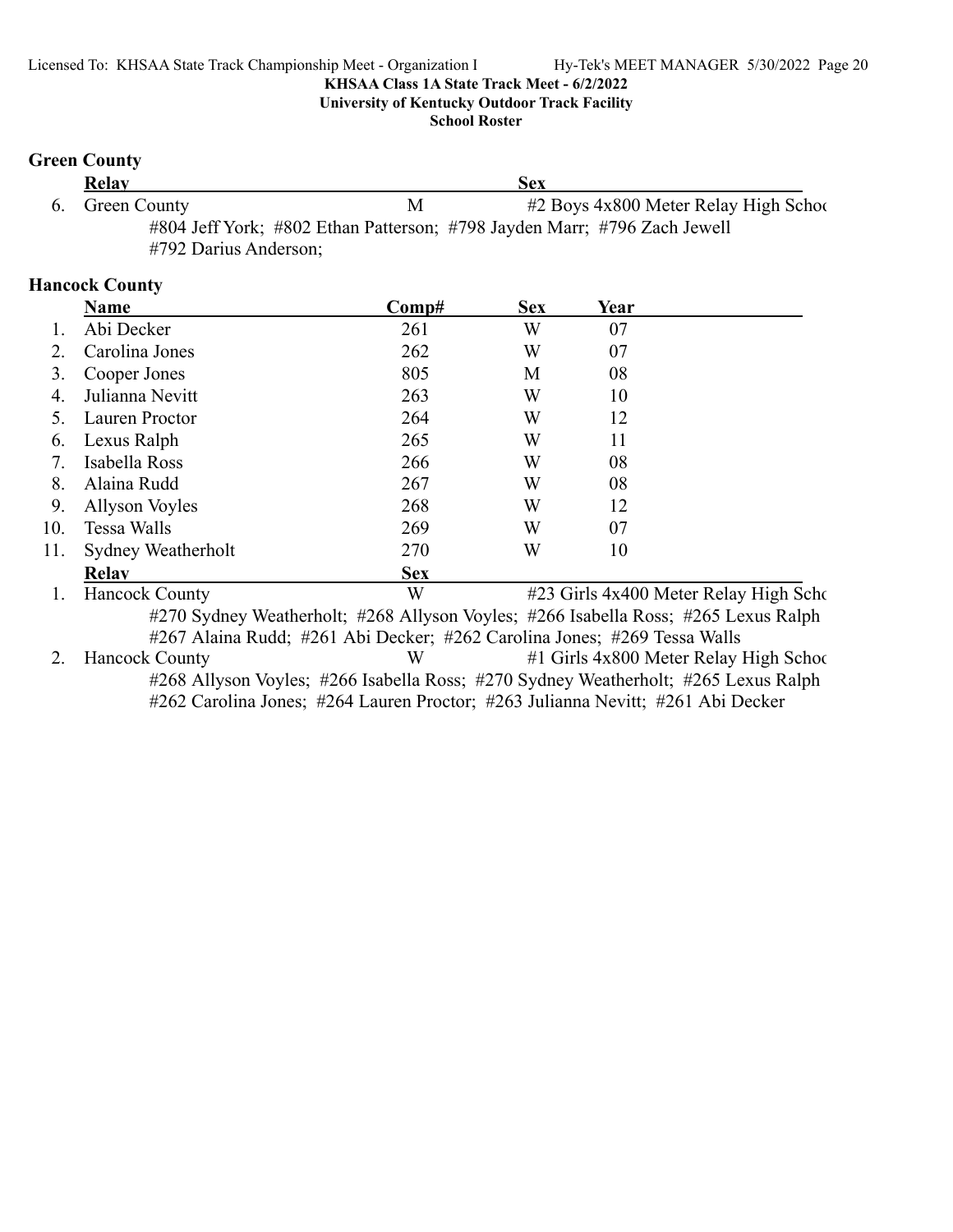**KHSAA Class 1A State Track Meet - 6/2/2022**
**University of Kentucky Outdoor Track Facility**
**School Roster**

## Green County

| | Relay | Sex | |
|---|---|---|---|
| 6. | Green County | M | #2 Boys 4x800 Meter Relay High Schoo |

#804 Jeff York; #802 Ethan Patterson; #798 Jayden Marr; #796 Zach Jewell
#792 Darius Anderson;

## Hancock County

| | Name | Comp# | Sex | Year |
|---|---|---|---|---|
| 1. | Abi Decker | 261 | W | 07 |
| 2. | Carolina Jones | 262 | W | 07 |
| 3. | Cooper Jones | 805 | M | 08 |
| 4. | Julianna Nevitt | 263 | W | 10 |
| 5. | Lauren Proctor | 264 | W | 12 |
| 6. | Lexus Ralph | 265 | W | 11 |
| 7. | Isabella Ross | 266 | W | 08 |
| 8. | Alaina Rudd | 267 | W | 08 |
| 9. | Allyson Voyles | 268 | W | 12 |
| 10. | Tessa Walls | 269 | W | 07 |
| 11. | Sydney Weatherholt | 270 | W | 10 |

| | Relay | Sex | |
|---|---|---|---|
| 1. | Hancock County | W | #23 Girls 4x400 Meter Relay High Scho |

#270 Sydney Weatherholt; #268 Allyson Voyles; #266 Isabella Ross; #265 Lexus Ralph
#267 Alaina Rudd; #261 Abi Decker; #262 Carolina Jones; #269 Tessa Walls

| | Relay | Sex | |
|---|---|---|---|
| 2. | Hancock County | W | #1 Girls 4x800 Meter Relay High Schoo |

#268 Allyson Voyles; #266 Isabella Ross; #270 Sydney Weatherholt; #265 Lexus Ralph
#262 Carolina Jones; #264 Lauren Proctor; #263 Julianna Nevitt; #261 Abi Decker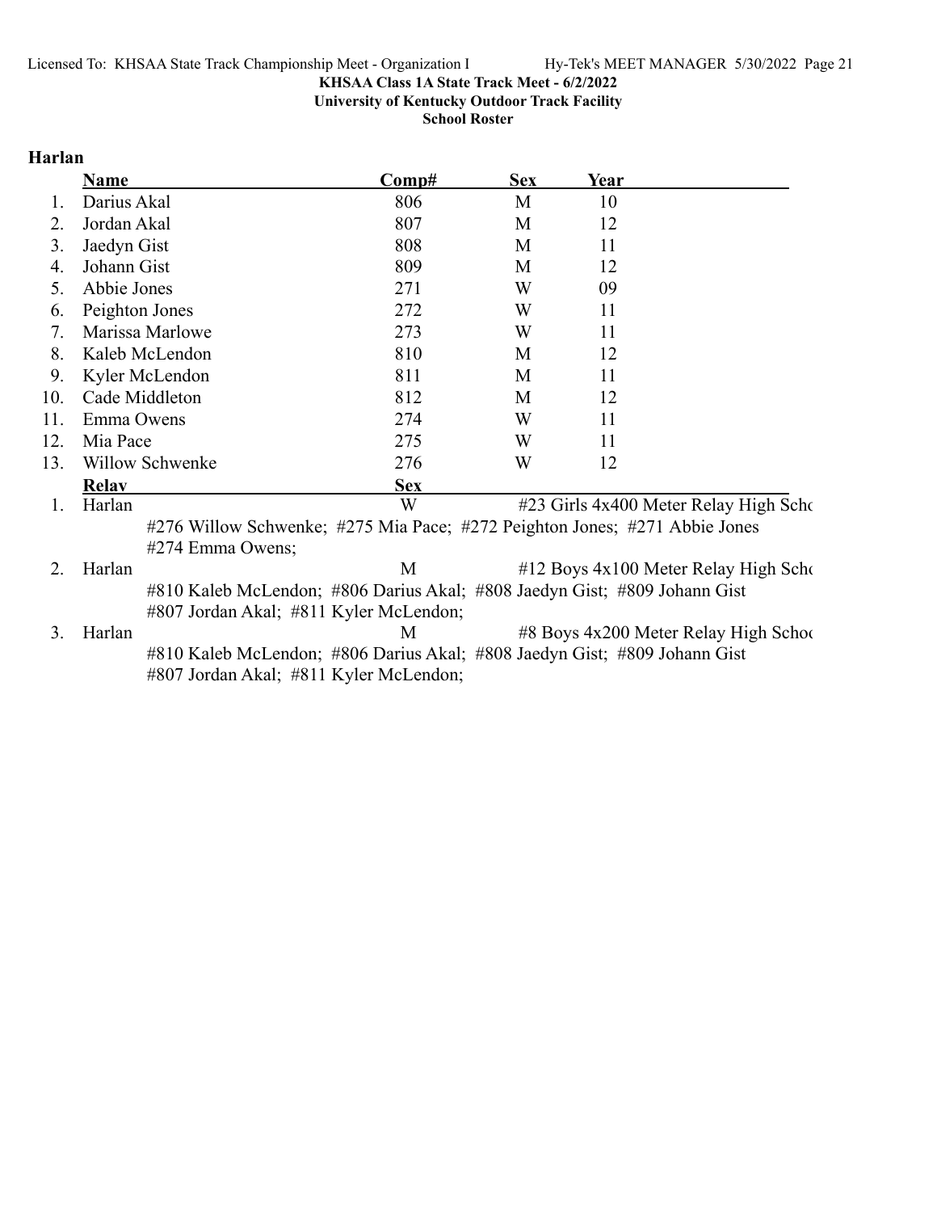KHSAA Class 1A State Track Meet - 6/2/2022

University of Kentucky Outdoor Track Facility

School Roster

## Harlan

| | Name | Comp# | Sex | Year |
|---|---|---|---|---|
| 1. | Darius Akal | 806 | M | 10 |
| 2. | Jordan Akal | 807 | M | 12 |
| 3. | Jaedyn Gist | 808 | M | 11 |
| 4. | Johann Gist | 809 | M | 12 |
| 5. | Abbie Jones | 271 | W | 09 |
| 6. | Peighton Jones | 272 | W | 11 |
| 7. | Marissa Marlowe | 273 | W | 11 |
| 8. | Kaleb McLendon | 810 | M | 12 |
| 9. | Kyler McLendon | 811 | M | 11 |
| 10. | Cade Middleton | 812 | M | 12 |
| 11. | Emma Owens | 274 | W | 11 |
| 12. | Mia Pace | 275 | W | 11 |
| 13. | Willow Schwenke | 276 | W | 12 |

| | Relay | Sex | Event |
|---|---|---|---|
| 1. | Harlan | W | #23 Girls 4x400 Meter Relay High Scho |
| | #276 Willow Schwenke; #275 Mia Pace; #272 Peighton Jones; #271 Abbie Jones #274 Emma Owens; | | |
| 2. | Harlan | M | #12 Boys 4x100 Meter Relay High Scho |
| | #810 Kaleb McLendon; #806 Darius Akal; #808 Jaedyn Gist; #809 Johann Gist #807 Jordan Akal; #811 Kyler McLendon; | | |
| 3. | Harlan | M | #8 Boys 4x200 Meter Relay High Scho |
| | #810 Kaleb McLendon; #806 Darius Akal; #808 Jaedyn Gist; #809 Johann Gist #807 Jordan Akal; #811 Kyler McLendon; | | |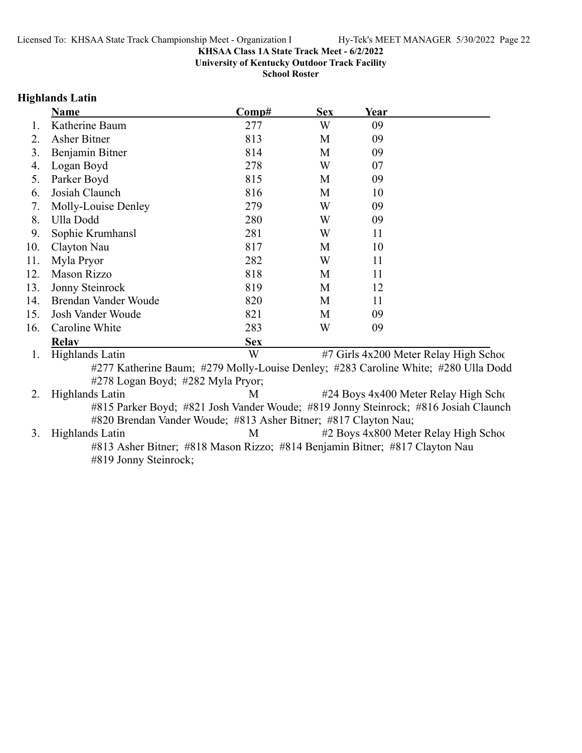**KHSAA Class 1A State Track Meet - 6/2/2022**

**University of Kentucky Outdoor Track Facility**

**School Roster**

## Highlands Latin

| | Name | Comp# | Sex | Year |
|---|---|---|---|---|
| 1. | Katherine Baum | 277 | W | 09 |
| 2. | Asher Bitner | 813 | M | 09 |
| 3. | Benjamin Bitner | 814 | M | 09 |
| 4. | Logan Boyd | 278 | W | 07 |
| 5. | Parker Boyd | 815 | M | 09 |
| 6. | Josiah Claunch | 816 | M | 10 |
| 7. | Molly-Louise Denley | 279 | W | 09 |
| 8. | Ulla Dodd | 280 | W | 09 |
| 9. | Sophie Krumhansl | 281 | W | 11 |
| 10. | Clayton Nau | 817 | M | 10 |
| 11. | Myla Pryor | 282 | W | 11 |
| 12. | Mason Rizzo | 818 | M | 11 |
| 13. | Jonny Steinrock | 819 | M | 12 |
| 14. | Brendan Vander Woude | 820 | M | 11 |
| 15. | Josh Vander Woude | 821 | M | 09 |
| 16. | Caroline White | 283 | W | 09 |

| | Relay | Sex | |
|---|---|---|---|
| 1. | Highlands Latin | W | #7 Girls 4x200 Meter Relay High Schoo |
| | #277 Katherine Baum; #279 Molly-Louise Denley; #283 Caroline White; #280 Ulla Dodd #278 Logan Boyd; #282 Myla Pryor; | | |
| 2. | Highlands Latin | M | #24 Boys 4x400 Meter Relay High Scho |
| | #815 Parker Boyd; #821 Josh Vander Woude; #819 Jonny Steinrock; #816 Josiah Claunch #820 Brendan Vander Woude; #813 Asher Bitner; #817 Clayton Nau; | | |
| 3. | Highlands Latin | M | #2 Boys 4x800 Meter Relay High Schoo |
| | #813 Asher Bitner; #818 Mason Rizzo; #814 Benjamin Bitner; #817 Clayton Nau #819 Jonny Steinrock; | | |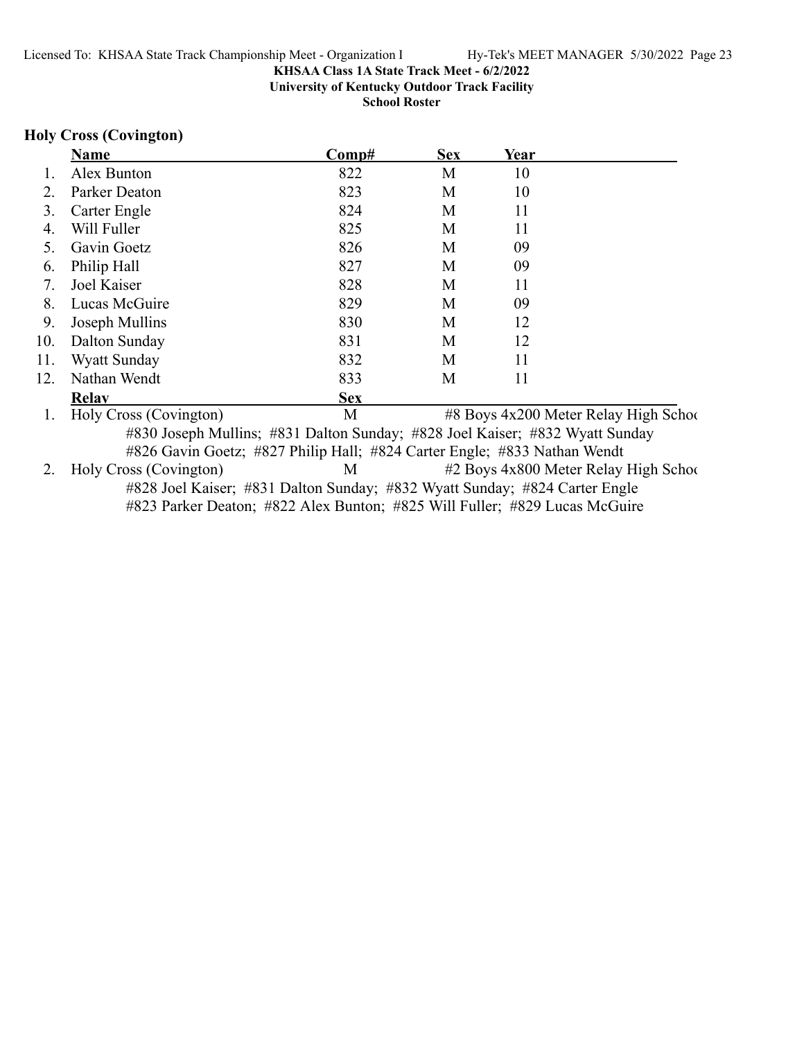**KHSAA Class 1A State Track Meet - 6/2/2022**
**University of Kentucky Outdoor Track Facility**
**School Roster**

## Holy Cross (Covington)

| | Name | Comp# | Sex | Year |
|---|---|---|---|---|
| 1. | Alex Bunton | 822 | M | 10 |
| 2. | Parker Deaton | 823 | M | 10 |
| 3. | Carter Engle | 824 | M | 11 |
| 4. | Will Fuller | 825 | M | 11 |
| 5. | Gavin Goetz | 826 | M | 09 |
| 6. | Philip Hall | 827 | M | 09 |
| 7. | Joel Kaiser | 828 | M | 11 |
| 8. | Lucas McGuire | 829 | M | 09 |
| 9. | Joseph Mullins | 830 | M | 12 |
| 10. | Dalton Sunday | 831 | M | 12 |
| 11. | Wyatt Sunday | 832 | M | 11 |
| 12. | Nathan Wendt | 833 | M | 11 |

| | Relay | Sex | |
|---|---|---|---|
| 1. | Holy Cross (Covington) | M | #8 Boys 4x200 Meter Relay High Schoo |
| | #830 Joseph Mullins; #831 Dalton Sunday; #828 Joel Kaiser; #832 Wyatt Sunday<br>#826 Gavin Goetz; #827 Philip Hall; #824 Carter Engle; #833 Nathan Wendt | | |
| 2. | Holy Cross (Covington) | M | #2 Boys 4x800 Meter Relay High Schoo |
| | #828 Joel Kaiser; #831 Dalton Sunday; #832 Wyatt Sunday; #824 Carter Engle<br>#823 Parker Deaton; #822 Alex Bunton; #825 Will Fuller; #829 Lucas McGuire | | |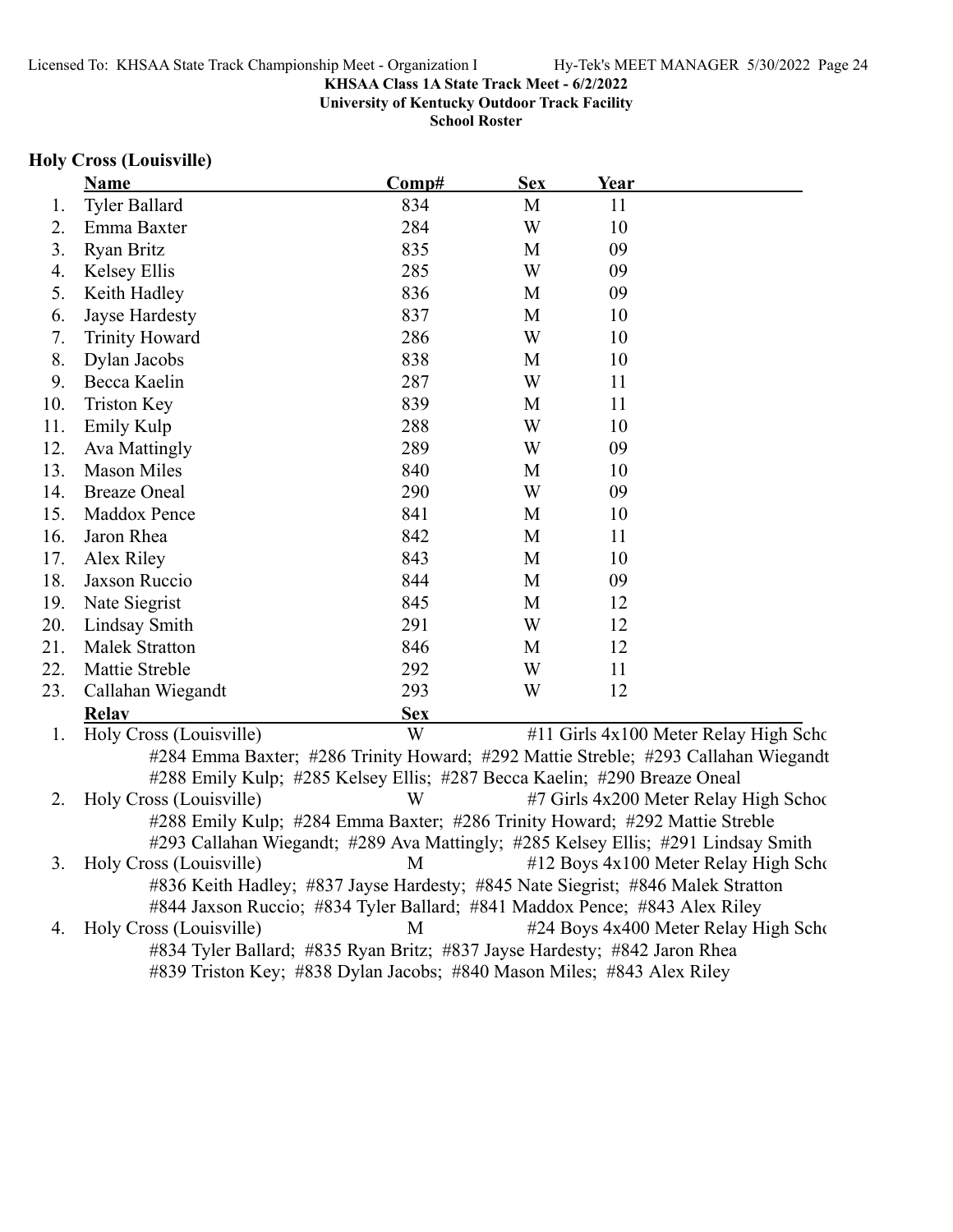KHSAA Class 1A State Track Meet - 6/2/2022
University of Kentucky Outdoor Track Facility
School Roster

### Holy Cross (Louisville)

| | Name | Comp# | Sex | Year |
|---|---|---|---|---|
| 1. | Tyler Ballard | 834 | M | 11 |
| 2. | Emma Baxter | 284 | W | 10 |
| 3. | Ryan Britz | 835 | M | 09 |
| 4. | Kelsey Ellis | 285 | W | 09 |
| 5. | Keith Hadley | 836 | M | 09 |
| 6. | Jayse Hardesty | 837 | M | 10 |
| 7. | Trinity Howard | 286 | W | 10 |
| 8. | Dylan Jacobs | 838 | M | 10 |
| 9. | Becca Kaelin | 287 | W | 11 |
| 10. | Triston Key | 839 | M | 11 |
| 11. | Emily Kulp | 288 | W | 10 |
| 12. | Ava Mattingly | 289 | W | 09 |
| 13. | Mason Miles | 840 | M | 10 |
| 14. | Breaze Oneal | 290 | W | 09 |
| 15. | Maddox Pence | 841 | M | 10 |
| 16. | Jaron Rhea | 842 | M | 11 |
| 17. | Alex Riley | 843 | M | 10 |
| 18. | Jaxson Ruccio | 844 | M | 09 |
| 19. | Nate Siegrist | 845 | M | 12 |
| 20. | Lindsay Smith | 291 | W | 12 |
| 21. | Malek Stratton | 846 | M | 12 |
| 22. | Mattie Streble | 292 | W | 11 |
| 23. | Callahan Wiegandt | 293 | W | 12 |

| | Relay | Sex | Event |
|---|---|---|---|
| 1. | Holy Cross (Louisville) | W | #11 Girls 4x100 Meter Relay High Scho |
| | #284 Emma Baxter; #286 Trinity Howard; #292 Mattie Streble; #293 Callahan Wiegandt<br>#288 Emily Kulp; #285 Kelsey Ellis; #287 Becca Kaelin; #290 Breaze Oneal | | |
| 2. | Holy Cross (Louisville) | W | #7 Girls 4x200 Meter Relay High Schoo |
| | #288 Emily Kulp; #284 Emma Baxter; #286 Trinity Howard; #292 Mattie Streble<br>#293 Callahan Wiegandt; #289 Ava Mattingly; #285 Kelsey Ellis; #291 Lindsay Smith | | |
| 3. | Holy Cross (Louisville) | M | #12 Boys 4x100 Meter Relay High Scho |
| | #836 Keith Hadley; #837 Jayse Hardesty; #845 Nate Siegrist; #846 Malek Stratton<br>#844 Jaxson Ruccio; #834 Tyler Ballard; #841 Maddox Pence; #843 Alex Riley | | |
| 4. | Holy Cross (Louisville) | M | #24 Boys 4x400 Meter Relay High Scho |
| | #834 Tyler Ballard; #835 Ryan Britz; #837 Jayse Hardesty; #842 Jaron Rhea<br>#839 Triston Key; #838 Dylan Jacobs; #840 Mason Miles; #843 Alex Riley | | |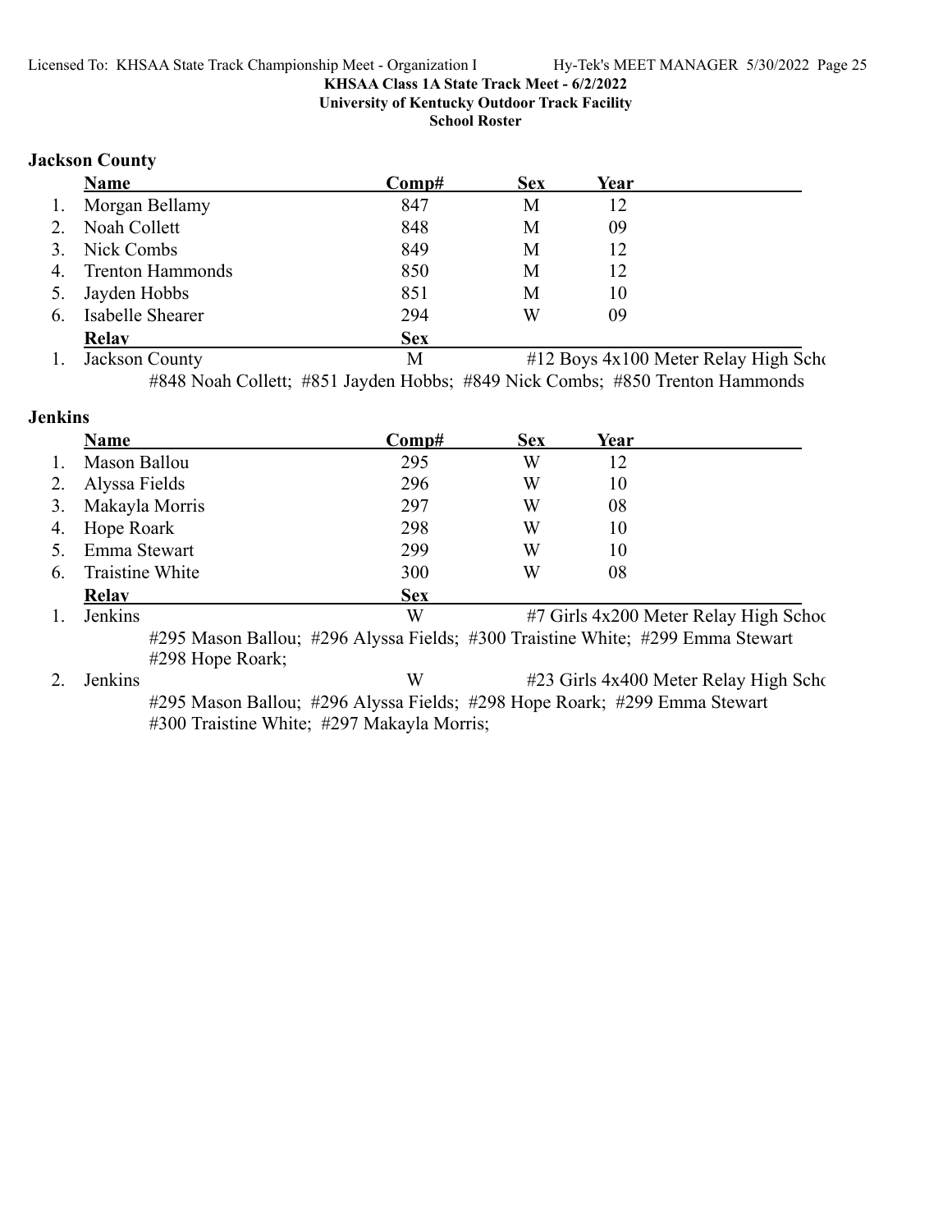KHSAA Class 1A State Track Meet - 6/2/2022

University of Kentucky Outdoor Track Facility

School Roster

## Jackson County

| | Name | Comp# | Sex | Year |
|---|---|---|---|---|
| 1. | Morgan Bellamy | 847 | M | 12 |
| 2. | Noah Collett | 848 | M | 09 |
| 3. | Nick Combs | 849 | M | 12 |
| 4. | Trenton Hammonds | 850 | M | 12 |
| 5. | Jayden Hobbs | 851 | M | 10 |
| 6. | Isabelle Shearer | 294 | W | 09 |

| | Relay | Sex | |
|---|---|---|---|
| 1. | Jackson County | M | #12 Boys 4x100 Meter Relay High Scho |

#848 Noah Collett; #851 Jayden Hobbs; #849 Nick Combs; #850 Trenton Hammonds

## Jenkins

| | Name | Comp# | Sex | Year |
|---|---|---|---|---|
| 1. | Mason Ballou | 295 | W | 12 |
| 2. | Alyssa Fields | 296 | W | 10 |
| 3. | Makayla Morris | 297 | W | 08 |
| 4. | Hope Roark | 298 | W | 10 |
| 5. | Emma Stewart | 299 | W | 10 |
| 6. | Traistine White | 300 | W | 08 |

| | Relay | Sex | |
|---|---|---|---|
| 1. | Jenkins | W | #7 Girls 4x200 Meter Relay High Schoo |

#295 Mason Ballou; #296 Alyssa Fields; #300 Traistine White; #299 Emma Stewart
#298 Hope Roark;

| | Relay | Sex | |
|---|---|---|---|
| 2. | Jenkins | W | #23 Girls 4x400 Meter Relay High Scho |

#295 Mason Ballou; #296 Alyssa Fields; #298 Hope Roark; #299 Emma Stewart
#300 Traistine White; #297 Makayla Morris;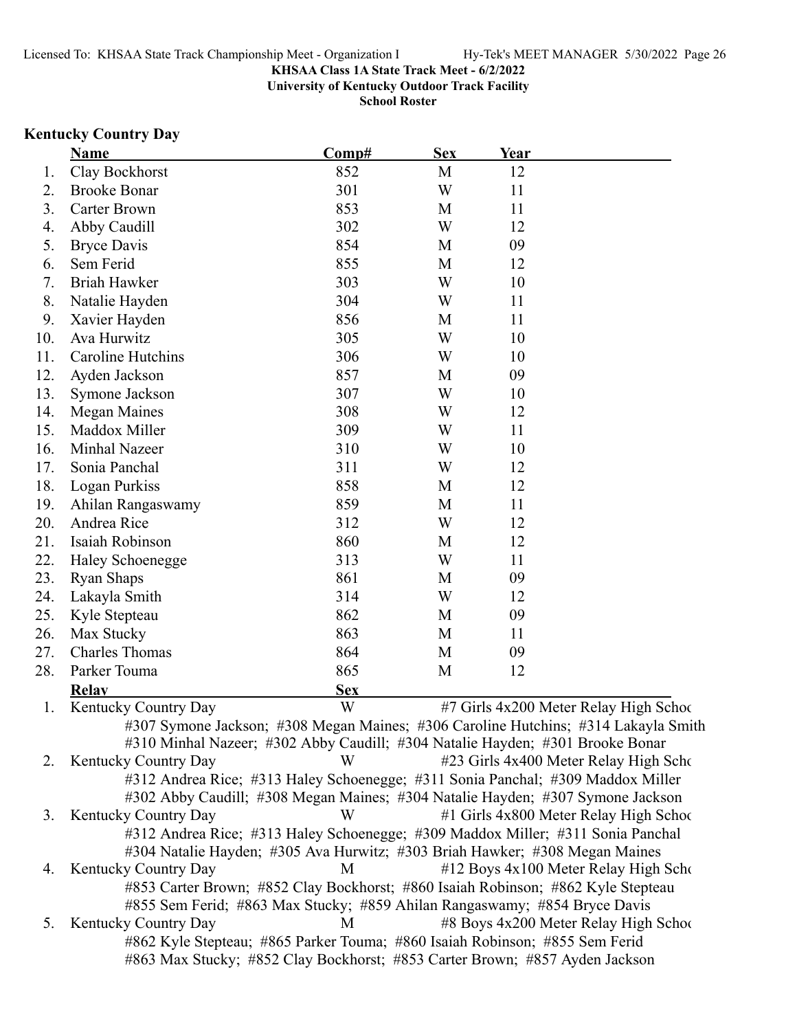**KHSAA Class 1A State Track Meet - 6/2/2022**
**University of Kentucky Outdoor Track Facility**
**School Roster**

### Kentucky Country Day

| | Name | Comp# | Sex | Year |
|---|---|---|---|---|
| 1. | Clay Bockhorst | 852 | M | 12 |
| 2. | Brooke Bonar | 301 | W | 11 |
| 3. | Carter Brown | 853 | M | 11 |
| 4. | Abby Caudill | 302 | W | 12 |
| 5. | Bryce Davis | 854 | M | 09 |
| 6. | Sem Ferid | 855 | M | 12 |
| 7. | Briah Hawker | 303 | W | 10 |
| 8. | Natalie Hayden | 304 | W | 11 |
| 9. | Xavier Hayden | 856 | M | 11 |
| 10. | Ava Hurwitz | 305 | W | 10 |
| 11. | Caroline Hutchins | 306 | W | 10 |
| 12. | Ayden Jackson | 857 | M | 09 |
| 13. | Symone Jackson | 307 | W | 10 |
| 14. | Megan Maines | 308 | W | 12 |
| 15. | Maddox Miller | 309 | W | 11 |
| 16. | Minhal Nazeer | 310 | W | 10 |
| 17. | Sonia Panchal | 311 | W | 12 |
| 18. | Logan Purkiss | 858 | M | 12 |
| 19. | Ahilan Rangaswamy | 859 | M | 11 |
| 20. | Andrea Rice | 312 | W | 12 |
| 21. | Isaiah Robinson | 860 | M | 12 |
| 22. | Haley Schoenegge | 313 | W | 11 |
| 23. | Ryan Shaps | 861 | M | 09 |
| 24. | Lakayla Smith | 314 | W | 12 |
| 25. | Kyle Stepteau | 862 | M | 09 |
| 26. | Max Stucky | 863 | M | 11 |
| 27. | Charles Thomas | 864 | M | 09 |
| 28. | Parker Touma | 865 | M | 12 |

| | Relay | Sex | Event |
|---|---|---|---|
| 1. | Kentucky Country Day | W | #7 Girls 4x200 Meter Relay High Schoo |
| | #307 Symone Jackson; #308 Megan Maines; #306 Caroline Hutchins; #314 Lakayla Smith<br>#310 Minhal Nazeer; #302 Abby Caudill; #304 Natalie Hayden; #301 Brooke Bonar | | |
| 2. | Kentucky Country Day | W | #23 Girls 4x400 Meter Relay High Scho |
| | #312 Andrea Rice; #313 Haley Schoenegge; #311 Sonia Panchal; #309 Maddox Miller<br>#302 Abby Caudill; #308 Megan Maines; #304 Natalie Hayden; #307 Symone Jackson | | |
| 3. | Kentucky Country Day | W | #1 Girls 4x800 Meter Relay High Schoo |
| | #312 Andrea Rice; #313 Haley Schoenegge; #309 Maddox Miller; #311 Sonia Panchal<br>#304 Natalie Hayden; #305 Ava Hurwitz; #303 Briah Hawker; #308 Megan Maines | | |
| 4. | Kentucky Country Day | M | #12 Boys 4x100 Meter Relay High Scho |
| | #853 Carter Brown; #852 Clay Bockhorst; #860 Isaiah Robinson; #862 Kyle Stepteau<br>#855 Sem Ferid; #863 Max Stucky; #859 Ahilan Rangaswamy; #854 Bryce Davis | | |
| 5. | Kentucky Country Day | M | #8 Boys 4x200 Meter Relay High Schoo |
| | #862 Kyle Stepteau; #865 Parker Touma; #860 Isaiah Robinson; #855 Sem Ferid<br>#863 Max Stucky; #852 Clay Bockhorst; #853 Carter Brown; #857 Ayden Jackson | | |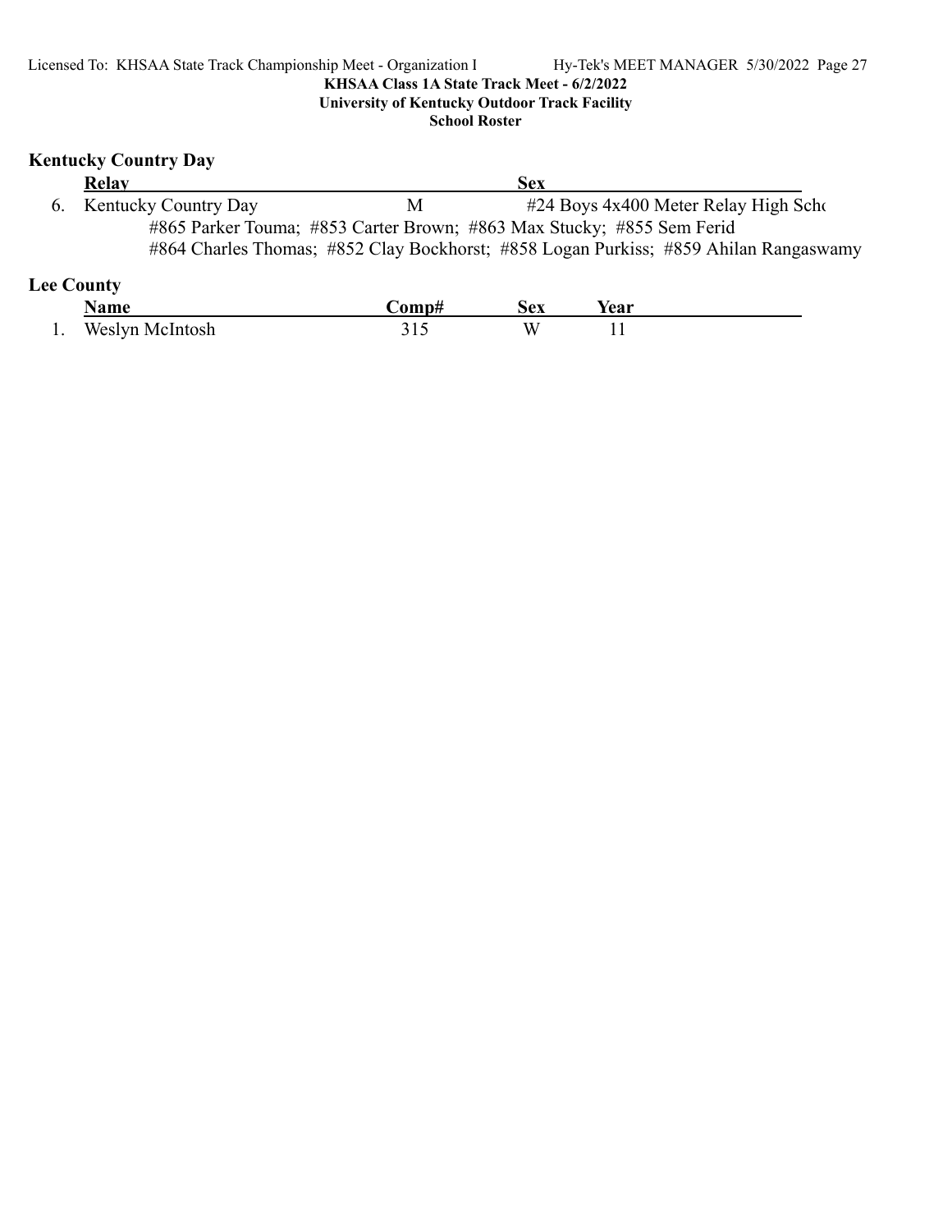**KHSAA Class 1A State Track Meet - 6/2/2022**
**University of Kentucky Outdoor Track Facility**
**School Roster**

## Kentucky Country Day

| | Relay | Sex | |
|---|---|---|---|
| 6. | Kentucky Country Day | M | #24 Boys 4x400 Meter Relay High Scho |

#865 Parker Touma; #853 Carter Brown; #863 Max Stucky; #855 Sem Ferid
#864 Charles Thomas; #852 Clay Bockhorst; #858 Logan Purkiss; #859 Ahilan Rangaswamy

## Lee County

| | Name | Comp# | Sex | Year |
|---|---|---|---|---|
| 1. | Weslyn McIntosh | 315 | W | 11 |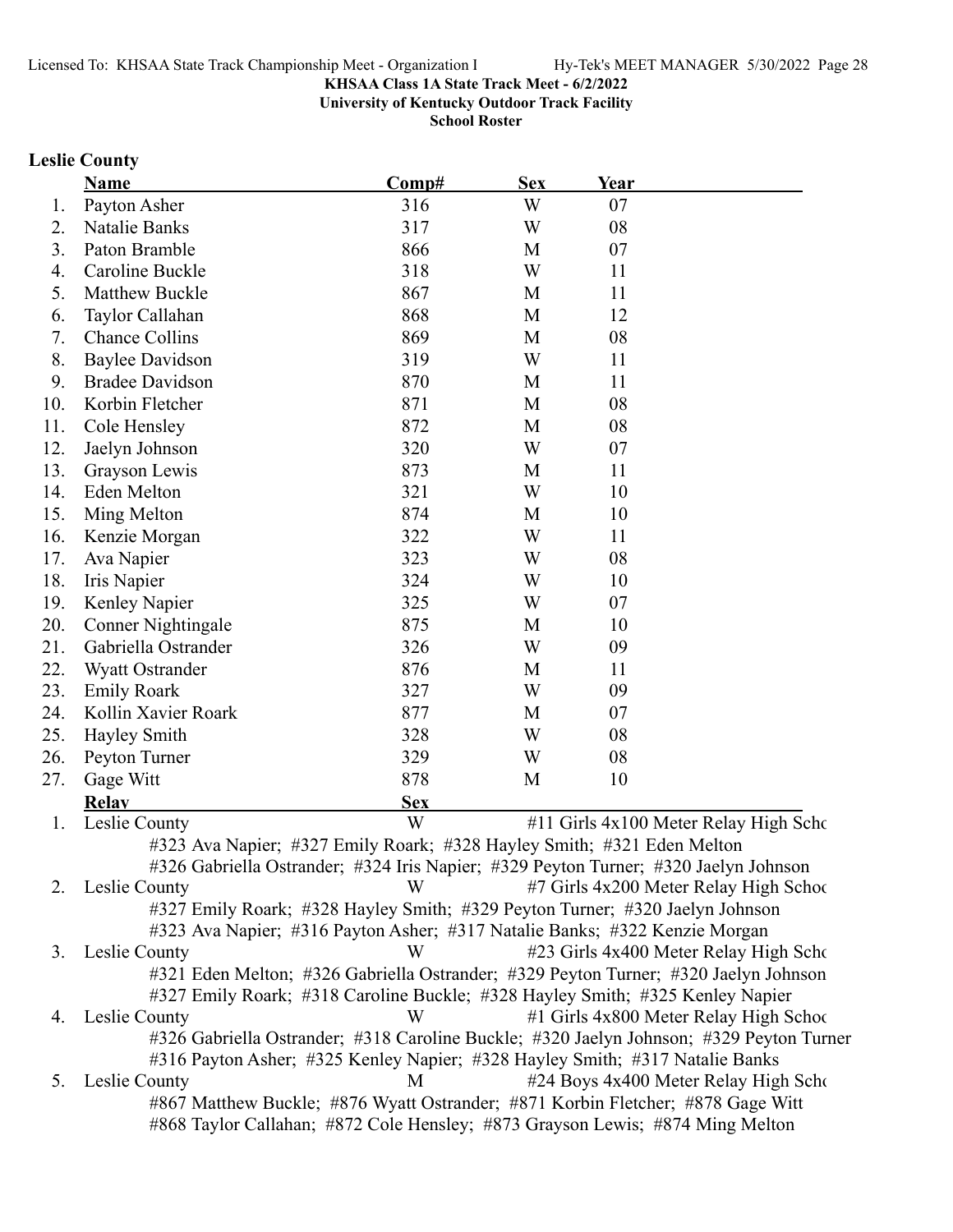**KHSAA Class 1A State Track Meet - 6/2/2022**
**University of Kentucky Outdoor Track Facility**
**School Roster**

### Leslie County

| | Name | Comp# | Sex | Year |
|---|---|---|---|---|
| 1. | Payton Asher | 316 | W | 07 |
| 2. | Natalie Banks | 317 | W | 08 |
| 3. | Paton Bramble | 866 | M | 07 |
| 4. | Caroline Buckle | 318 | W | 11 |
| 5. | Matthew Buckle | 867 | M | 11 |
| 6. | Taylor Callahan | 868 | M | 12 |
| 7. | Chance Collins | 869 | M | 08 |
| 8. | Baylee Davidson | 319 | W | 11 |
| 9. | Bradee Davidson | 870 | M | 11 |
| 10. | Korbin Fletcher | 871 | M | 08 |
| 11. | Cole Hensley | 872 | M | 08 |
| 12. | Jaelyn Johnson | 320 | W | 07 |
| 13. | Grayson Lewis | 873 | M | 11 |
| 14. | Eden Melton | 321 | W | 10 |
| 15. | Ming Melton | 874 | M | 10 |
| 16. | Kenzie Morgan | 322 | W | 11 |
| 17. | Ava Napier | 323 | W | 08 |
| 18. | Iris Napier | 324 | W | 10 |
| 19. | Kenley Napier | 325 | W | 07 |
| 20. | Conner Nightingale | 875 | M | 10 |
| 21. | Gabriella Ostrander | 326 | W | 09 |
| 22. | Wyatt Ostrander | 876 | M | 11 |
| 23. | Emily Roark | 327 | W | 09 |
| 24. | Kollin Xavier Roark | 877 | M | 07 |
| 25. | Hayley Smith | 328 | W | 08 |
| 26. | Peyton Turner | 329 | W | 08 |
| 27. | Gage Witt | 878 | M | 10 |

| | Relay | Sex | |
|---|---|---|---|
| 1. | Leslie County | W | #11 Girls 4x100 Meter Relay High Scho |
| | #323 Ava Napier; #327 Emily Roark; #328 Hayley Smith; #321 Eden Melton<br>#326 Gabriella Ostrander; #324 Iris Napier; #329 Peyton Turner; #320 Jaelyn Johnson | | |
| 2. | Leslie County | W | #7 Girls 4x200 Meter Relay High Schoo |
| | #327 Emily Roark; #328 Hayley Smith; #329 Peyton Turner; #320 Jaelyn Johnson<br>#323 Ava Napier; #316 Payton Asher; #317 Natalie Banks; #322 Kenzie Morgan | | |
| 3. | Leslie County | W | #23 Girls 4x400 Meter Relay High Scho |
| | #321 Eden Melton; #326 Gabriella Ostrander; #329 Peyton Turner; #320 Jaelyn Johnson<br>#327 Emily Roark; #318 Caroline Buckle; #328 Hayley Smith; #325 Kenley Napier | | |
| 4. | Leslie County | W | #1 Girls 4x800 Meter Relay High Schoo |
| | #326 Gabriella Ostrander; #318 Caroline Buckle; #320 Jaelyn Johnson; #329 Peyton Turner<br>#316 Payton Asher; #325 Kenley Napier; #328 Hayley Smith; #317 Natalie Banks | | |
| 5. | Leslie County | M | #24 Boys 4x400 Meter Relay High Scho |
| | #867 Matthew Buckle; #876 Wyatt Ostrander; #871 Korbin Fletcher; #878 Gage Witt<br>#868 Taylor Callahan; #872 Cole Hensley; #873 Grayson Lewis; #874 Ming Melton | | |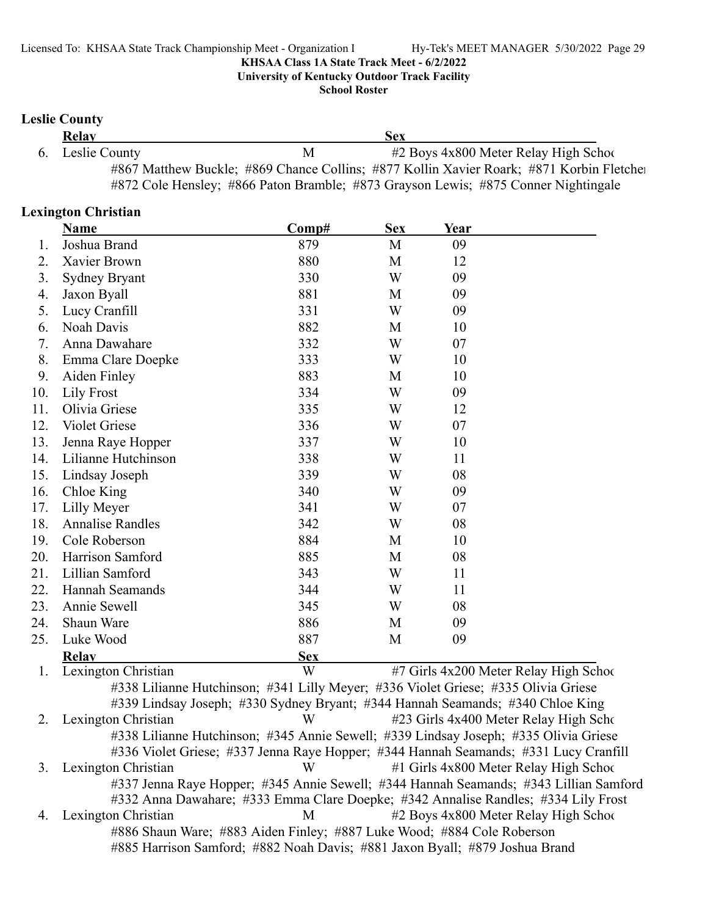KHSAA Class 1A State Track Meet - 6/2/2022
University of Kentucky Outdoor Track Facility
School Roster

## Leslie County

| | Relay | Sex | |
|---|---|---|---|
| 6. | Leslie County | M | #2 Boys 4x800 Meter Relay High Schoo |

#867 Matthew Buckle; #869 Chance Collins; #877 Kollin Xavier Roark; #871 Korbin Fletcher
#872 Cole Hensley; #866 Paton Bramble; #873 Grayson Lewis; #875 Conner Nightingale

## Lexington Christian

| | Name | Comp# | Sex | Year |
|---|---|---|---|---|
| 1. | Joshua Brand | 879 | M | 09 |
| 2. | Xavier Brown | 880 | M | 12 |
| 3. | Sydney Bryant | 330 | W | 09 |
| 4. | Jaxon Byall | 881 | M | 09 |
| 5. | Lucy Cranfill | 331 | W | 09 |
| 6. | Noah Davis | 882 | M | 10 |
| 7. | Anna Dawahare | 332 | W | 07 |
| 8. | Emma Clare Doepke | 333 | W | 10 |
| 9. | Aiden Finley | 883 | M | 10 |
| 10. | Lily Frost | 334 | W | 09 |
| 11. | Olivia Griese | 335 | W | 12 |
| 12. | Violet Griese | 336 | W | 07 |
| 13. | Jenna Raye Hopper | 337 | W | 10 |
| 14. | Lilianne Hutchinson | 338 | W | 11 |
| 15. | Lindsay Joseph | 339 | W | 08 |
| 16. | Chloe King | 340 | W | 09 |
| 17. | Lilly Meyer | 341 | W | 07 |
| 18. | Annalise Randles | 342 | W | 08 |
| 19. | Cole Roberson | 884 | M | 10 |
| 20. | Harrison Samford | 885 | M | 08 |
| 21. | Lillian Samford | 343 | W | 11 |
| 22. | Hannah Seamands | 344 | W | 11 |
| 23. | Annie Sewell | 345 | W | 08 |
| 24. | Shaun Ware | 886 | M | 09 |
| 25. | Luke Wood | 887 | M | 09 |

| | Relay | Sex | |
|---|---|---|---|
| 1. | Lexington Christian | W | #7 Girls 4x200 Meter Relay High Schoo |

#338 Lilianne Hutchinson; #341 Lilly Meyer; #336 Violet Griese; #335 Olivia Griese
#339 Lindsay Joseph; #330 Sydney Bryant; #344 Hannah Seamands; #340 Chloe King

| | Relay | Sex | |
|---|---|---|---|
| 2. | Lexington Christian | W | #23 Girls 4x400 Meter Relay High Scho |

#338 Lilianne Hutchinson; #345 Annie Sewell; #339 Lindsay Joseph; #335 Olivia Griese
#336 Violet Griese; #337 Jenna Raye Hopper; #344 Hannah Seamands; #331 Lucy Cranfill

| | Relay | Sex | |
|---|---|---|---|
| 3. | Lexington Christian | W | #1 Girls 4x800 Meter Relay High Schoo |

#337 Jenna Raye Hopper; #345 Annie Sewell; #344 Hannah Seamands; #343 Lillian Samford
#332 Anna Dawahare; #333 Emma Clare Doepke; #342 Annalise Randles; #334 Lily Frost

| | Relay | Sex | |
|---|---|---|---|
| 4. | Lexington Christian | M | #2 Boys 4x800 Meter Relay High Schoo |

#886 Shaun Ware; #883 Aiden Finley; #887 Luke Wood; #884 Cole Roberson
#885 Harrison Samford; #882 Noah Davis; #881 Jaxon Byall; #879 Joshua Brand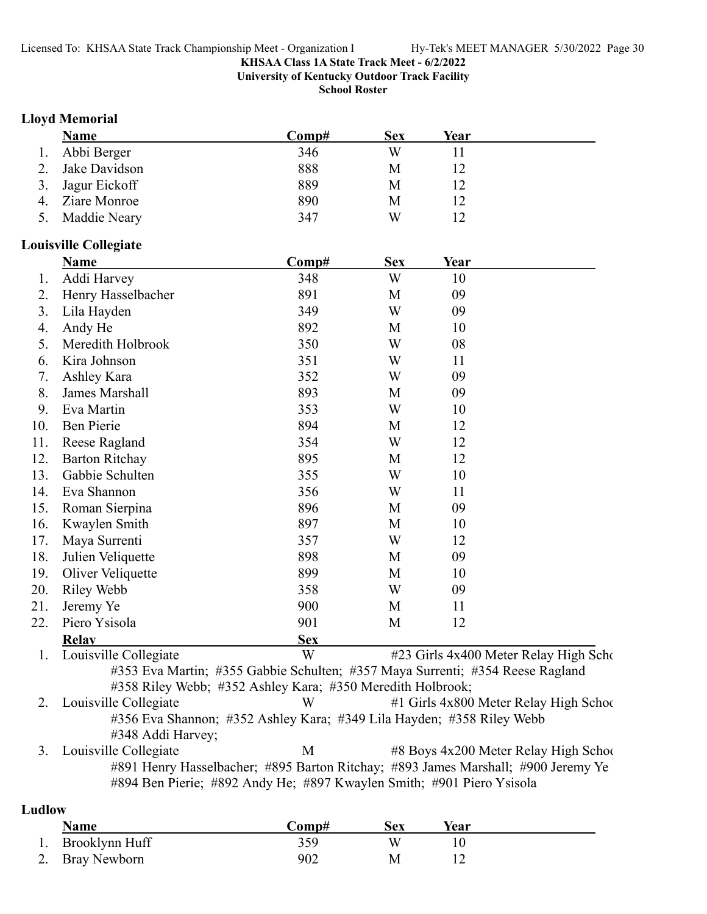KHSAA Class 1A State Track Meet - 6/2/2022
University of Kentucky Outdoor Track Facility
School Roster

### Lloyd Memorial

| | Name | Comp# | Sex | Year |
|---|---|---|---|---|
| 1. | Abbi Berger | 346 | W | 11 |
| 2. | Jake Davidson | 888 | M | 12 |
| 3. | Jagur Eickoff | 889 | M | 12 |
| 4. | Ziare Monroe | 890 | M | 12 |
| 5. | Maddie Neary | 347 | W | 12 |

### Louisville Collegiate

| | Name | Comp# | Sex | Year |
|---|---|---|---|---|
| 1. | Addi Harvey | 348 | W | 10 |
| 2. | Henry Hasselbacher | 891 | M | 09 |
| 3. | Lila Hayden | 349 | W | 09 |
| 4. | Andy He | 892 | M | 10 |
| 5. | Meredith Holbrook | 350 | W | 08 |
| 6. | Kira Johnson | 351 | W | 11 |
| 7. | Ashley Kara | 352 | W | 09 |
| 8. | James Marshall | 893 | M | 09 |
| 9. | Eva Martin | 353 | W | 10 |
| 10. | Ben Pierie | 894 | M | 12 |
| 11. | Reese Ragland | 354 | W | 12 |
| 12. | Barton Ritchay | 895 | M | 12 |
| 13. | Gabbie Schulten | 355 | W | 10 |
| 14. | Eva Shannon | 356 | W | 11 |
| 15. | Roman Sierpina | 896 | M | 09 |
| 16. | Kwaylen Smith | 897 | M | 10 |
| 17. | Maya Surrenti | 357 | W | 12 |
| 18. | Julien Veliquette | 898 | M | 09 |
| 19. | Oliver Veliquette | 899 | M | 10 |
| 20. | Riley Webb | 358 | W | 09 |
| 21. | Jeremy Ye | 900 | M | 11 |
| 22. | Piero Ysisola | 901 | M | 12 |

| | Relay | Sex | Event |
|---|---|---|---|
| 1. | Louisville Collegiate | W | #23 Girls 4x400 Meter Relay High Scho |

#353 Eva Martin; #355 Gabbie Schulten; #357 Maya Surrenti; #354 Reese Ragland
#358 Riley Webb; #352 Ashley Kara; #350 Meredith Holbrook;

| | Relay | Sex | Event |
|---|---|---|---|
| 2. | Louisville Collegiate | W | #1 Girls 4x800 Meter Relay High Schoo |

#356 Eva Shannon; #352 Ashley Kara; #349 Lila Hayden; #358 Riley Webb
#348 Addi Harvey;

| | Relay | Sex | Event |
|---|---|---|---|
| 3. | Louisville Collegiate | M | #8 Boys 4x200 Meter Relay High Schoo |

#891 Henry Hasselbacher; #895 Barton Ritchay; #893 James Marshall; #900 Jeremy Ye
#894 Ben Pierie; #892 Andy He; #897 Kwaylen Smith; #901 Piero Ysisola

### Ludlow

| | Name | Comp# | Sex | Year |
|---|---|---|---|---|
| 1. | Brooklynn Huff | 359 | W | 10 |
| 2. | Bray Newborn | 902 | M | 12 |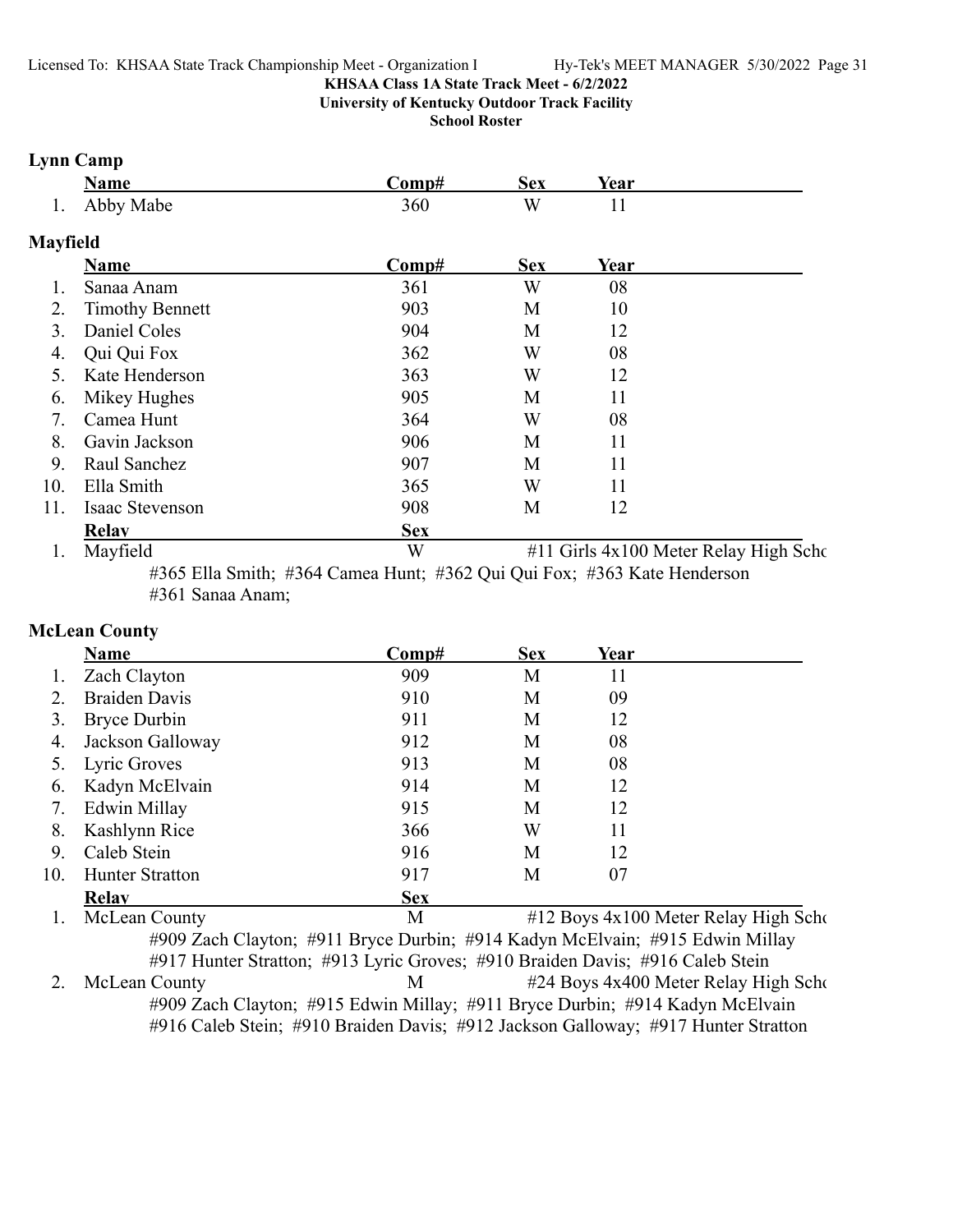KHSAA Class 1A State Track Meet - 6/2/2022
University of Kentucky Outdoor Track Facility
School Roster

## Lynn Camp

| | Name | Comp# | Sex | Year |
|---|---|---|---|---|
| 1. | Abby Mabe | 360 | W | 11 |

## Mayfield

| | Name | Comp# | Sex | Year |
|---|---|---|---|---|
| 1. | Sanaa Anam | 361 | W | 08 |
| 2. | Timothy Bennett | 903 | M | 10 |
| 3. | Daniel Coles | 904 | M | 12 |
| 4. | Qui Qui Fox | 362 | W | 08 |
| 5. | Kate Henderson | 363 | W | 12 |
| 6. | Mikey Hughes | 905 | M | 11 |
| 7. | Camea Hunt | 364 | W | 08 |
| 8. | Gavin Jackson | 906 | M | 11 |
| 9. | Raul Sanchez | 907 | M | 11 |
| 10. | Ella Smith | 365 | W | 11 |
| 11. | Isaac Stevenson | 908 | M | 12 |

| | Relay | Sex | |
|---|---|---|---|
| 1. | Mayfield | W | #11 Girls 4x100 Meter Relay High Scho |

#365 Ella Smith; #364 Camea Hunt; #362 Qui Qui Fox; #363 Kate Henderson
#361 Sanaa Anam;

## McLean County

| | Name | Comp# | Sex | Year |
|---|---|---|---|---|
| 1. | Zach Clayton | 909 | M | 11 |
| 2. | Braiden Davis | 910 | M | 09 |
| 3. | Bryce Durbin | 911 | M | 12 |
| 4. | Jackson Galloway | 912 | M | 08 |
| 5. | Lyric Groves | 913 | M | 08 |
| 6. | Kadyn McElvain | 914 | M | 12 |
| 7. | Edwin Millay | 915 | M | 12 |
| 8. | Kashlynn Rice | 366 | W | 11 |
| 9. | Caleb Stein | 916 | M | 12 |
| 10. | Hunter Stratton | 917 | M | 07 |

| | Relay | Sex | |
|---|---|---|---|
| 1. | McLean County | M | #12 Boys 4x100 Meter Relay High Scho |

#909 Zach Clayton; #911 Bryce Durbin; #914 Kadyn McElvain; #915 Edwin Millay
#917 Hunter Stratton; #913 Lyric Groves; #910 Braiden Davis; #916 Caleb Stein

| | Relay | Sex | |
|---|---|---|---|
| 2. | McLean County | M | #24 Boys 4x400 Meter Relay High Scho |

#909 Zach Clayton; #915 Edwin Millay; #911 Bryce Durbin; #914 Kadyn McElvain
#916 Caleb Stein; #910 Braiden Davis; #912 Jackson Galloway; #917 Hunter Stratton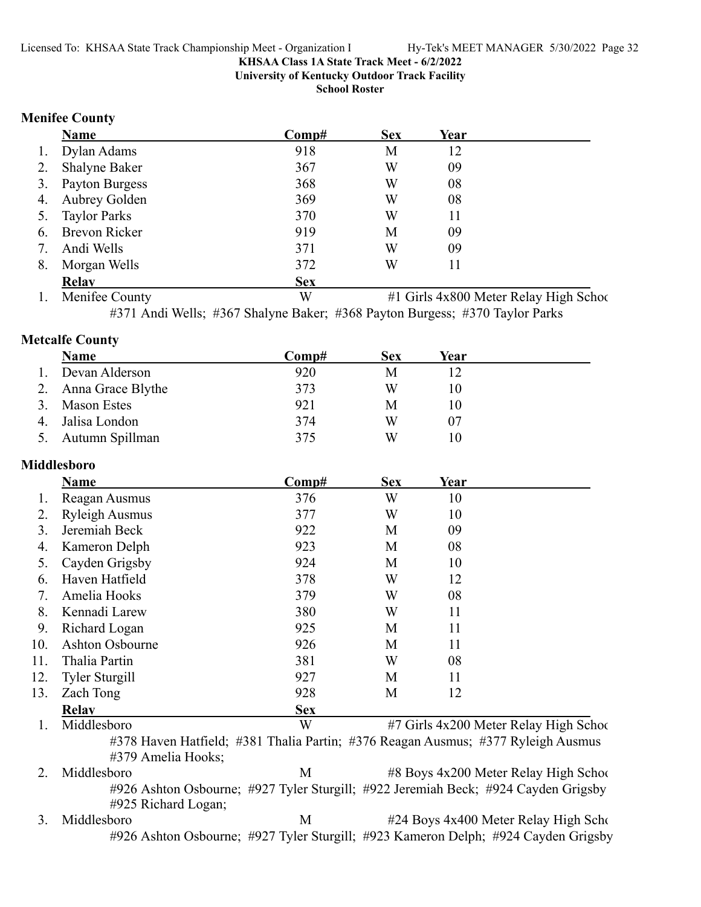**KHSAA Class 1A State Track Meet - 6/2/2022**
**University of Kentucky Outdoor Track Facility**
**School Roster**

### Menifee County

| | Name | Comp# | Sex | Year |
|---|---|---|---|---|
| 1. | Dylan Adams | 918 | M | 12 |
| 2. | Shalyne Baker | 367 | W | 09 |
| 3. | Payton Burgess | 368 | W | 08 |
| 4. | Aubrey Golden | 369 | W | 08 |
| 5. | Taylor Parks | 370 | W | 11 |
| 6. | Brevon Ricker | 919 | M | 09 |
| 7. | Andi Wells | 371 | W | 09 |
| 8. | Morgan Wells | 372 | W | 11 |

| | Relay | Sex | |
|---|---|---|---|
| 1. | Menifee County | W | #1 Girls 4x800 Meter Relay High Schoo |

#371 Andi Wells; #367 Shalyne Baker; #368 Payton Burgess; #370 Taylor Parks

### Metcalfe County

| | Name | Comp# | Sex | Year |
|---|---|---|---|---|
| 1. | Devan Alderson | 920 | M | 12 |
| 2. | Anna Grace Blythe | 373 | W | 10 |
| 3. | Mason Estes | 921 | M | 10 |
| 4. | Jalisa London | 374 | W | 07 |
| 5. | Autumn Spillman | 375 | W | 10 |

### Middlesboro

| | Name | Comp# | Sex | Year |
|---|---|---|---|---|
| 1. | Reagan Ausmus | 376 | W | 10 |
| 2. | Ryleigh Ausmus | 377 | W | 10 |
| 3. | Jeremiah Beck | 922 | M | 09 |
| 4. | Kameron Delph | 923 | M | 08 |
| 5. | Cayden Grigsby | 924 | M | 10 |
| 6. | Haven Hatfield | 378 | W | 12 |
| 7. | Amelia Hooks | 379 | W | 08 |
| 8. | Kennadi Larew | 380 | W | 11 |
| 9. | Richard Logan | 925 | M | 11 |
| 10. | Ashton Osbourne | 926 | M | 11 |
| 11. | Thalia Partin | 381 | W | 08 |
| 12. | Tyler Sturgill | 927 | M | 11 |
| 13. | Zach Tong | 928 | M | 12 |

| | Relay | Sex | |
|---|---|---|---|
| 1. | Middlesboro | W | #7 Girls 4x200 Meter Relay High Schoo |

#378 Haven Hatfield; #381 Thalia Partin; #376 Reagan Ausmus; #377 Ryleigh Ausmus
#379 Amelia Hooks;

| | Relay | Sex | |
|---|---|---|---|
| 2. | Middlesboro | M | #8 Boys 4x200 Meter Relay High Schoo |

#926 Ashton Osbourne; #927 Tyler Sturgill; #922 Jeremiah Beck; #924 Cayden Grigsby
#925 Richard Logan;

| | Relay | Sex | |
|---|---|---|---|
| 3. | Middlesboro | M | #24 Boys 4x400 Meter Relay High Scho |

#926 Ashton Osbourne; #927 Tyler Sturgill; #923 Kameron Delph; #924 Cayden Grigsby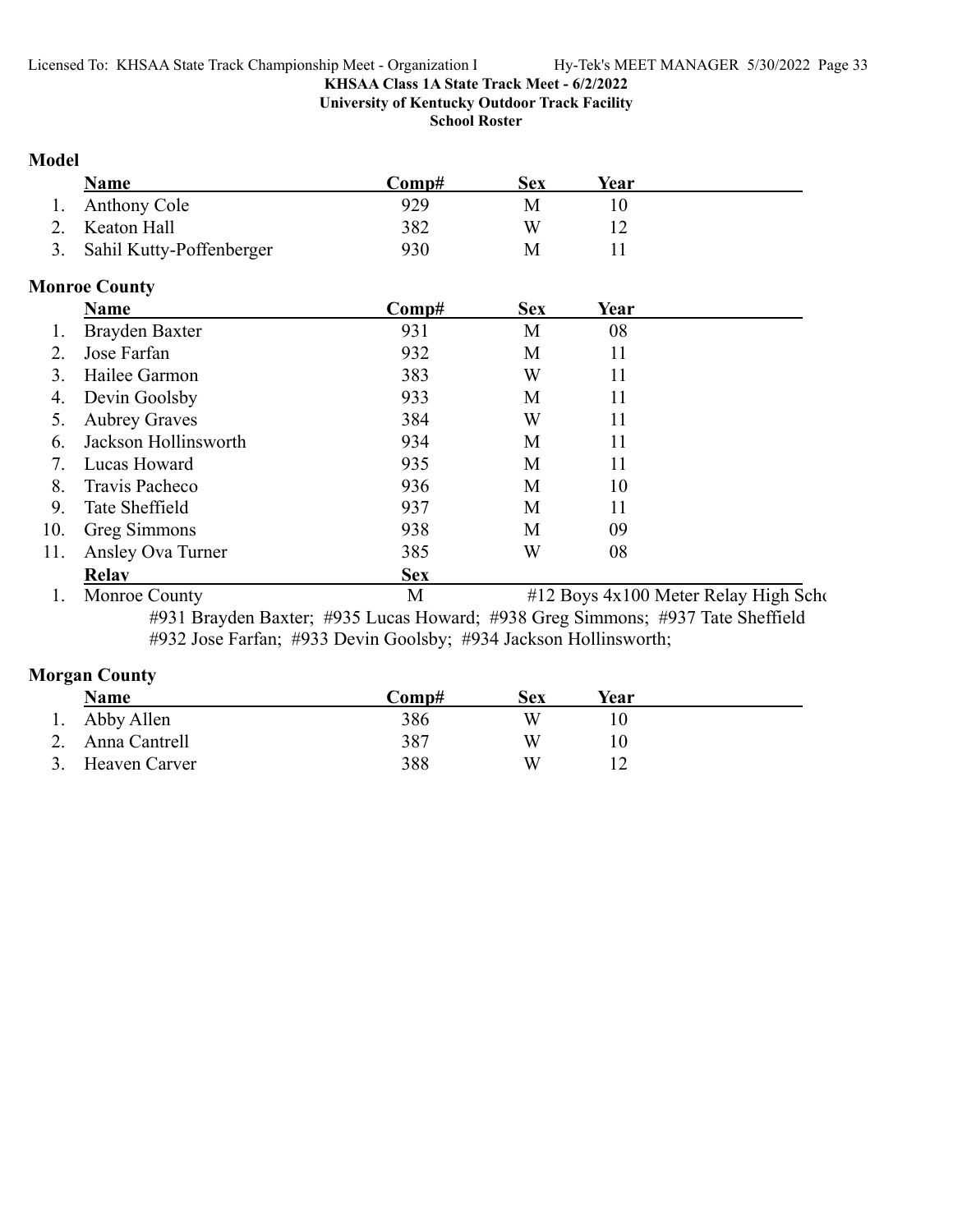**KHSAA Class 1A State Track Meet - 6/2/2022**
**University of Kentucky Outdoor Track Facility**
**School Roster**

### Model

| | Name | Comp# | Sex | Year |
|---|---|---|---|---|
| 1. | Anthony Cole | 929 | M | 10 |
| 2. | Keaton Hall | 382 | W | 12 |
| 3. | Sahil Kutty-Poffenberger | 930 | M | 11 |

### Monroe County

| | Name | Comp# | Sex | Year |
|---|---|---|---|---|
| 1. | Brayden Baxter | 931 | M | 08 |
| 2. | Jose Farfan | 932 | M | 11 |
| 3. | Hailee Garmon | 383 | W | 11 |
| 4. | Devin Goolsby | 933 | M | 11 |
| 5. | Aubrey Graves | 384 | W | 11 |
| 6. | Jackson Hollinsworth | 934 | M | 11 |
| 7. | Lucas Howard | 935 | M | 11 |
| 8. | Travis Pacheco | 936 | M | 10 |
| 9. | Tate Sheffield | 937 | M | 11 |
| 10. | Greg Simmons | 938 | M | 09 |
| 11. | Ansley Ova Turner | 385 | W | 08 |

| | Relay | Sex | |
|---|---|---|---|
| 1. | Monroe County | M | #12 Boys 4x100 Meter Relay High Scho |

#931 Brayden Baxter; #935 Lucas Howard; #938 Greg Simmons; #937 Tate Sheffield
#932 Jose Farfan; #933 Devin Goolsby; #934 Jackson Hollinsworth;

### Morgan County

| | Name | Comp# | Sex | Year |
|---|---|---|---|---|
| 1. | Abby Allen | 386 | W | 10 |
| 2. | Anna Cantrell | 387 | W | 10 |
| 3. | Heaven Carver | 388 | W | 12 |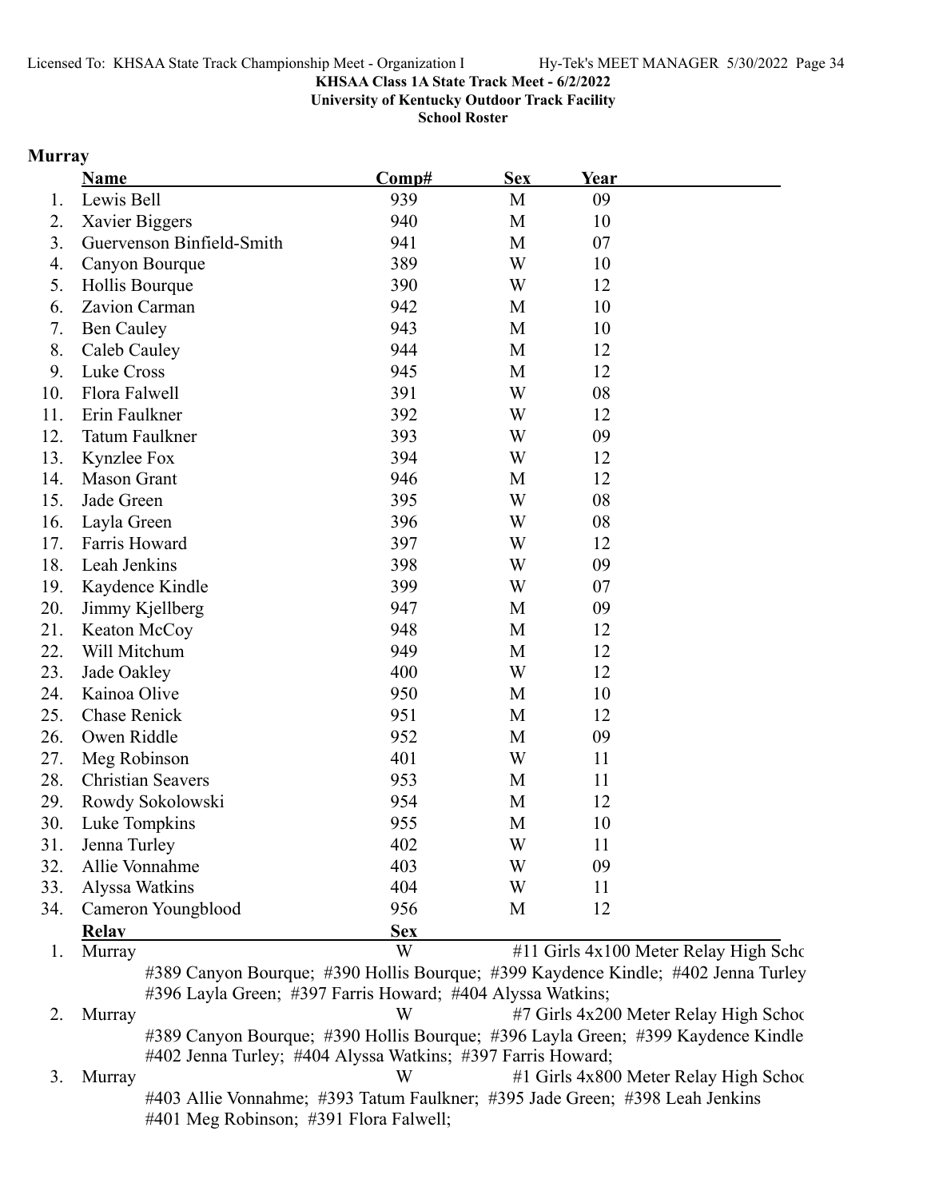**KHSAA Class 1A State Track Meet - 6/2/2022**
**University of Kentucky Outdoor Track Facility**
**School Roster**

## Murray

| | Name | Comp# | Sex | Year |
|---|---|---|---|---|
| 1. | Lewis Bell | 939 | M | 09 |
| 2. | Xavier Biggers | 940 | M | 10 |
| 3. | Guervenson Binfield-Smith | 941 | M | 07 |
| 4. | Canyon Bourque | 389 | W | 10 |
| 5. | Hollis Bourque | 390 | W | 12 |
| 6. | Zavion Carman | 942 | M | 10 |
| 7. | Ben Cauley | 943 | M | 10 |
| 8. | Caleb Cauley | 944 | M | 12 |
| 9. | Luke Cross | 945 | M | 12 |
| 10. | Flora Falwell | 391 | W | 08 |
| 11. | Erin Faulkner | 392 | W | 12 |
| 12. | Tatum Faulkner | 393 | W | 09 |
| 13. | Kynzlee Fox | 394 | W | 12 |
| 14. | Mason Grant | 946 | M | 12 |
| 15. | Jade Green | 395 | W | 08 |
| 16. | Layla Green | 396 | W | 08 |
| 17. | Farris Howard | 397 | W | 12 |
| 18. | Leah Jenkins | 398 | W | 09 |
| 19. | Kaydence Kindle | 399 | W | 07 |
| 20. | Jimmy Kjellberg | 947 | M | 09 |
| 21. | Keaton McCoy | 948 | M | 12 |
| 22. | Will Mitchum | 949 | M | 12 |
| 23. | Jade Oakley | 400 | W | 12 |
| 24. | Kainoa Olive | 950 | M | 10 |
| 25. | Chase Renick | 951 | M | 12 |
| 26. | Owen Riddle | 952 | M | 09 |
| 27. | Meg Robinson | 401 | W | 11 |
| 28. | Christian Seavers | 953 | M | 11 |
| 29. | Rowdy Sokolowski | 954 | M | 12 |
| 30. | Luke Tompkins | 955 | M | 10 |
| 31. | Jenna Turley | 402 | W | 11 |
| 32. | Allie Vonnahme | 403 | W | 09 |
| 33. | Alyssa Watkins | 404 | W | 11 |
| 34. | Cameron Youngblood | 956 | M | 12 |

| | Relay | Sex | Event |
|---|---|---|---|
| 1. | Murray | W | #11 Girls 4x100 Meter Relay High Scho |
| 2. | Murray | W | #7 Girls 4x200 Meter Relay High Schoo |
| 3. | Murray | W | #1 Girls 4x800 Meter Relay High Schoo |

1. Murray (W) — #11 Girls 4x100 Meter Relay High Scho
   #389 Canyon Bourque; #390 Hollis Bourque; #399 Kaydence Kindle; #402 Jenna Turley
   #396 Layla Green; #397 Farris Howard; #404 Alyssa Watkins;
2. Murray (W) — #7 Girls 4x200 Meter Relay High Schoo
   #389 Canyon Bourque; #390 Hollis Bourque; #396 Layla Green; #399 Kaydence Kindle
   #402 Jenna Turley; #404 Alyssa Watkins; #397 Farris Howard;
3. Murray (W) — #1 Girls 4x800 Meter Relay High Schoo
   #403 Allie Vonnahme; #393 Tatum Faulkner; #395 Jade Green; #398 Leah Jenkins
   #401 Meg Robinson; #391 Flora Falwell;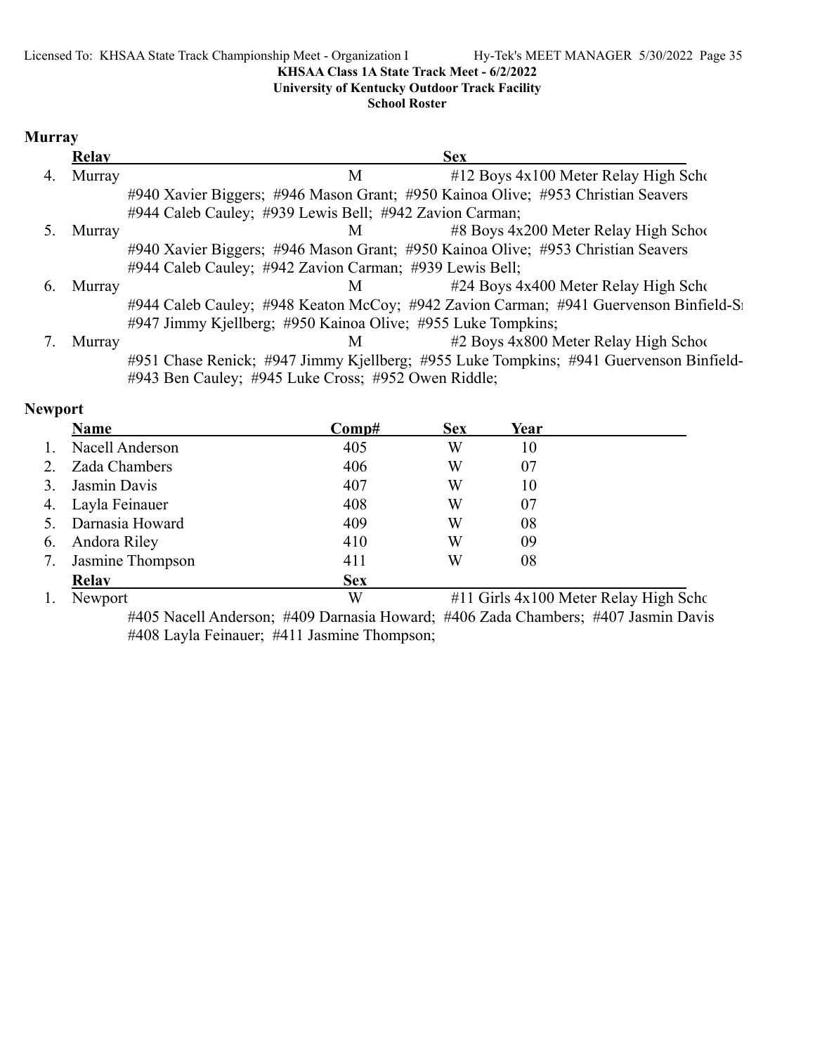KHSAA Class 1A State Track Meet - 6/2/2022
University of Kentucky Outdoor Track Facility
School Roster

## Murray

| | Relay | | Sex | |
|---|---|---|---|---|
| 4. | Murray | | M | #12 Boys 4x100 Meter Relay High Scho |

#940 Xavier Biggers; #946 Mason Grant; #950 Kainoa Olive; #953 Christian Seavers
#944 Caleb Cauley; #939 Lewis Bell; #942 Zavion Carman;

| | | | | |
|---|---|---|---|---|
| 5. | Murray | | M | #8 Boys 4x200 Meter Relay High Schoo |

#940 Xavier Biggers; #946 Mason Grant; #950 Kainoa Olive; #953 Christian Seavers
#944 Caleb Cauley; #942 Zavion Carman; #939 Lewis Bell;

| | | | | |
|---|---|---|---|---|
| 6. | Murray | | M | #24 Boys 4x400 Meter Relay High Scho |

#944 Caleb Cauley; #948 Keaton McCoy; #942 Zavion Carman; #941 Guervenson Binfield-S
#947 Jimmy Kjellberg; #950 Kainoa Olive; #955 Luke Tompkins;

| | | | | |
|---|---|---|---|---|
| 7. | Murray | | M | #2 Boys 4x800 Meter Relay High Schoo |

#951 Chase Renick; #947 Jimmy Kjellberg; #955 Luke Tompkins; #941 Guervenson Binfield-
#943 Ben Cauley; #945 Luke Cross; #952 Owen Riddle;

## Newport

| | Name | Comp# | Sex | Year |
|---|---|---|---|---|
| 1. | Nacell Anderson | 405 | W | 10 |
| 2. | Zada Chambers | 406 | W | 07 |
| 3. | Jasmin Davis | 407 | W | 10 |
| 4. | Layla Feinauer | 408 | W | 07 |
| 5. | Darnasia Howard | 409 | W | 08 |
| 6. | Andora Riley | 410 | W | 09 |
| 7. | Jasmine Thompson | 411 | W | 08 |

| | Relay | Sex | |
|---|---|---|---|
| 1. | Newport | W | #11 Girls 4x100 Meter Relay High Scho |

#405 Nacell Anderson; #409 Darnasia Howard; #406 Zada Chambers; #407 Jasmin Davis
#408 Layla Feinauer; #411 Jasmine Thompson;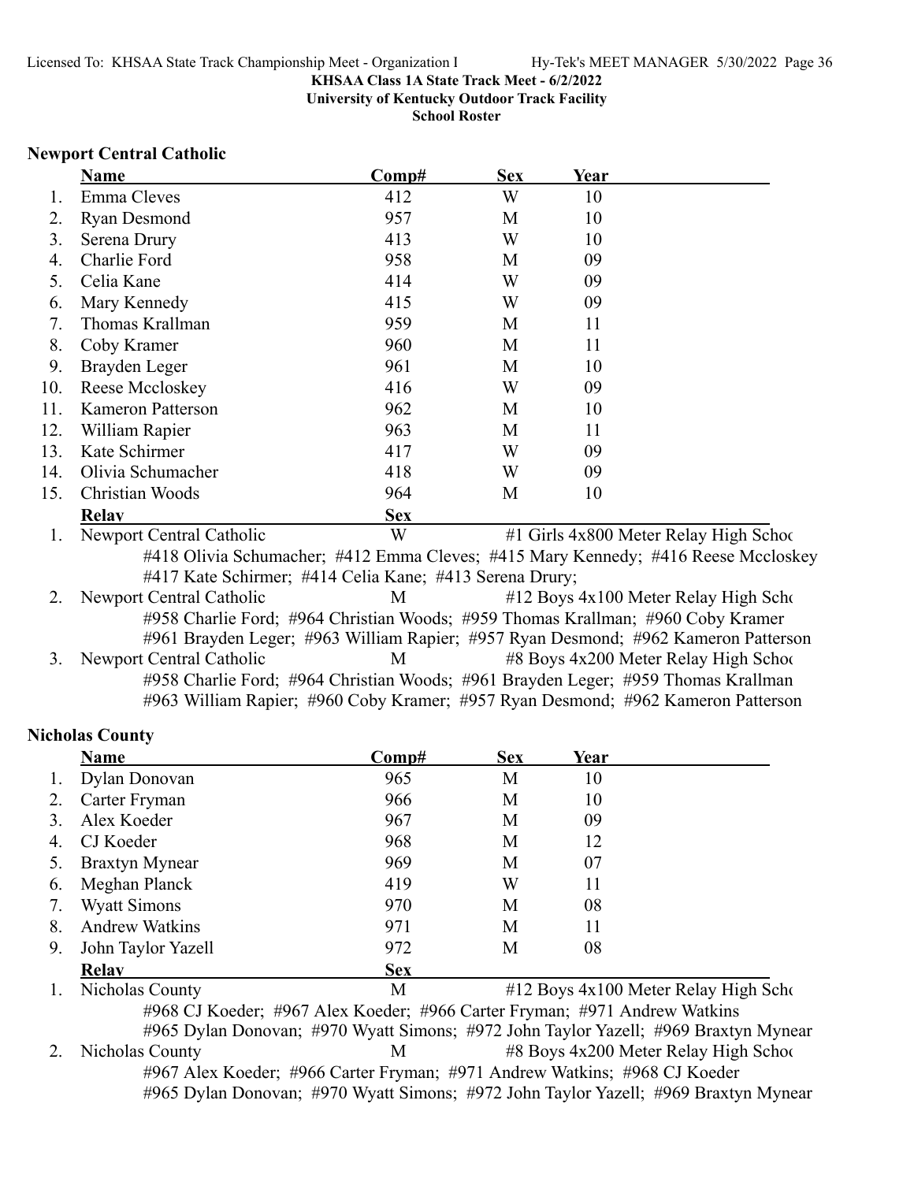**KHSAA Class 1A State Track Meet - 6/2/2022**
**University of Kentucky Outdoor Track Facility**
**School Roster**

## Newport Central Catholic

| | Name | Comp# | Sex | Year |
|---|---|---|---|---|
| 1. | Emma Cleves | 412 | W | 10 |
| 2. | Ryan Desmond | 957 | M | 10 |
| 3. | Serena Drury | 413 | W | 10 |
| 4. | Charlie Ford | 958 | M | 09 |
| 5. | Celia Kane | 414 | W | 09 |
| 6. | Mary Kennedy | 415 | W | 09 |
| 7. | Thomas Krallman | 959 | M | 11 |
| 8. | Coby Kramer | 960 | M | 11 |
| 9. | Brayden Leger | 961 | M | 10 |
| 10. | Reese Mccloskey | 416 | W | 09 |
| 11. | Kameron Patterson | 962 | M | 10 |
| 12. | William Rapier | 963 | M | 11 |
| 13. | Kate Schirmer | 417 | W | 09 |
| 14. | Olivia Schumacher | 418 | W | 09 |
| 15. | Christian Woods | 964 | M | 10 |

| | Relay | Sex | |
|---|---|---|---|
| 1. | Newport Central Catholic | W | #1 Girls 4x800 Meter Relay High Schoo |
| | #418 Olivia Schumacher; #412 Emma Cleves; #415 Mary Kennedy; #416 Reese Mccloskey #417 Kate Schirmer; #414 Celia Kane; #413 Serena Drury; | | |
| 2. | Newport Central Catholic | M | #12 Boys 4x100 Meter Relay High Scho |
| | #958 Charlie Ford; #964 Christian Woods; #959 Thomas Krallman; #960 Coby Kramer #961 Brayden Leger; #963 William Rapier; #957 Ryan Desmond; #962 Kameron Patterson | | |
| 3. | Newport Central Catholic | M | #8 Boys 4x200 Meter Relay High Schoo |
| | #958 Charlie Ford; #964 Christian Woods; #961 Brayden Leger; #959 Thomas Krallman #963 William Rapier; #960 Coby Kramer; #957 Ryan Desmond; #962 Kameron Patterson | | |

## Nicholas County

| | Name | Comp# | Sex | Year |
|---|---|---|---|---|
| 1. | Dylan Donovan | 965 | M | 10 |
| 2. | Carter Fryman | 966 | M | 10 |
| 3. | Alex Koeder | 967 | M | 09 |
| 4. | CJ Koeder | 968 | M | 12 |
| 5. | Braxtyn Mynear | 969 | M | 07 |
| 6. | Meghan Planck | 419 | W | 11 |
| 7. | Wyatt Simons | 970 | M | 08 |
| 8. | Andrew Watkins | 971 | M | 11 |
| 9. | John Taylor Yazell | 972 | M | 08 |

| | Relay | Sex | |
|---|---|---|---|
| 1. | Nicholas County | M | #12 Boys 4x100 Meter Relay High Scho |
| | #968 CJ Koeder; #967 Alex Koeder; #966 Carter Fryman; #971 Andrew Watkins #965 Dylan Donovan; #970 Wyatt Simons; #972 John Taylor Yazell; #969 Braxtyn Mynear | | |
| 2. | Nicholas County | M | #8 Boys 4x200 Meter Relay High Schoo |
| | #967 Alex Koeder; #966 Carter Fryman; #971 Andrew Watkins; #968 CJ Koeder #965 Dylan Donovan; #970 Wyatt Simons; #972 John Taylor Yazell; #969 Braxtyn Mynear | | |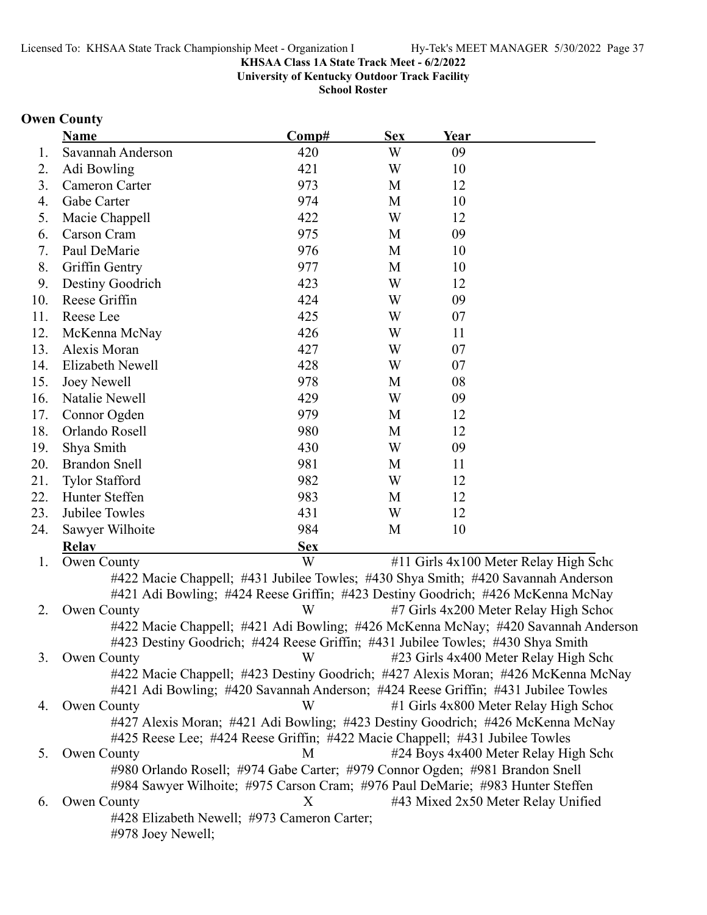**KHSAA Class 1A State Track Meet - 6/2/2022**
**University of Kentucky Outdoor Track Facility**
**School Roster**

## Owen County

| | Name | Comp# | Sex | Year |
|---|---|---|---|---|
| 1. | Savannah Anderson | 420 | W | 09 |
| 2. | Adi Bowling | 421 | W | 10 |
| 3. | Cameron Carter | 973 | M | 12 |
| 4. | Gabe Carter | 974 | M | 10 |
| 5. | Macie Chappell | 422 | W | 12 |
| 6. | Carson Cram | 975 | M | 09 |
| 7. | Paul DeMarie | 976 | M | 10 |
| 8. | Griffin Gentry | 977 | M | 10 |
| 9. | Destiny Goodrich | 423 | W | 12 |
| 10. | Reese Griffin | 424 | W | 09 |
| 11. | Reese Lee | 425 | W | 07 |
| 12. | McKenna McNay | 426 | W | 11 |
| 13. | Alexis Moran | 427 | W | 07 |
| 14. | Elizabeth Newell | 428 | W | 07 |
| 15. | Joey Newell | 978 | M | 08 |
| 16. | Natalie Newell | 429 | W | 09 |
| 17. | Connor Ogden | 979 | M | 12 |
| 18. | Orlando Rosell | 980 | M | 12 |
| 19. | Shya Smith | 430 | W | 09 |
| 20. | Brandon Snell | 981 | M | 11 |
| 21. | Tylor Stafford | 982 | W | 12 |
| 22. | Hunter Steffen | 983 | M | 12 |
| 23. | Jubilee Towles | 431 | W | 12 |
| 24. | Sawyer Wilhoite | 984 | M | 10 |

| | Relay | Sex | Event |
|---|---|---|---|
| 1. | Owen County | W | #11 Girls 4x100 Meter Relay High Scho |
| | #422 Macie Chappell; #431 Jubilee Towles; #430 Shya Smith; #420 Savannah Anderson #421 Adi Bowling; #424 Reese Griffin; #423 Destiny Goodrich; #426 McKenna McNay | | |
| 2. | Owen County | W | #7 Girls 4x200 Meter Relay High Schoo |
| | #422 Macie Chappell; #421 Adi Bowling; #426 McKenna McNay; #420 Savannah Anderson #423 Destiny Goodrich; #424 Reese Griffin; #431 Jubilee Towles; #430 Shya Smith | | |
| 3. | Owen County | W | #23 Girls 4x400 Meter Relay High Scho |
| | #422 Macie Chappell; #423 Destiny Goodrich; #427 Alexis Moran; #426 McKenna McNay #421 Adi Bowling; #420 Savannah Anderson; #424 Reese Griffin; #431 Jubilee Towles | | |
| 4. | Owen County | W | #1 Girls 4x800 Meter Relay High Schoo |
| | #427 Alexis Moran; #421 Adi Bowling; #423 Destiny Goodrich; #426 McKenna McNay #425 Reese Lee; #424 Reese Griffin; #422 Macie Chappell; #431 Jubilee Towles | | |
| 5. | Owen County | M | #24 Boys 4x400 Meter Relay High Scho |
| | #980 Orlando Rosell; #974 Gabe Carter; #979 Connor Ogden; #981 Brandon Snell #984 Sawyer Wilhoite; #975 Carson Cram; #976 Paul DeMarie; #983 Hunter Steffen | | |
| 6. | Owen County | X | #43 Mixed 2x50 Meter Relay Unified |
| | #428 Elizabeth Newell; #973 Cameron Carter; #978 Joey Newell; | | |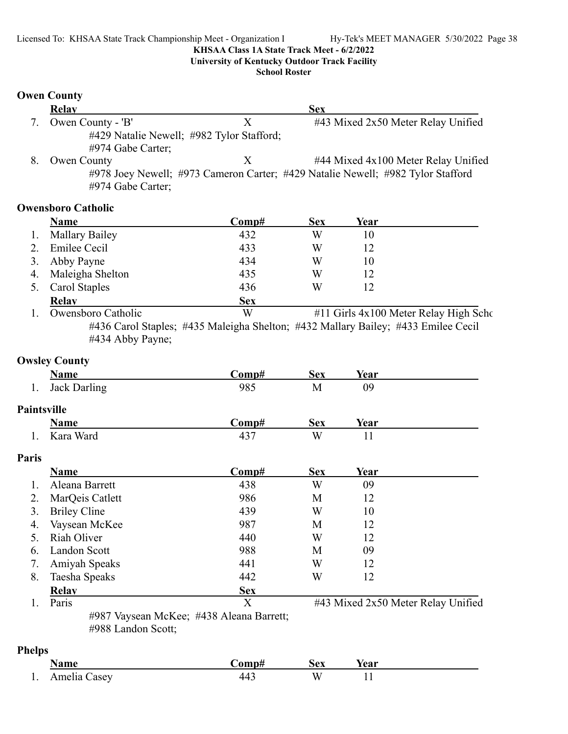KHSAA Class 1A State Track Meet - 6/2/2022

University of Kentucky Outdoor Track Facility

School Roster

### Owen County

| | Relay | | Sex | |
|---|---|---|---|---|
| 7. | Owen County - 'B' | X | | #43 Mixed 2x50 Meter Relay Unified |
| | #429 Natalie Newell; #982 Tylor Stafford; #974 Gabe Carter; | | | |
| 8. | Owen County | X | | #44 Mixed 4x100 Meter Relay Unified |
| | #978 Joey Newell; #973 Cameron Carter; #429 Natalie Newell; #982 Tylor Stafford #974 Gabe Carter; | | | |

### Owensboro Catholic

| | Name | Comp# | Sex | Year |
|---|---|---|---|---|
| 1. | Mallary Bailey | 432 | W | 10 |
| 2. | Emilee Cecil | 433 | W | 12 |
| 3. | Abby Payne | 434 | W | 10 |
| 4. | Maleigha Shelton | 435 | W | 12 |
| 5. | Carol Staples | 436 | W | 12 |

| | Relay | Sex | |
|---|---|---|---|
| 1. | Owensboro Catholic | W | #11 Girls 4x100 Meter Relay High Schc |
| | #436 Carol Staples; #435 Maleigha Shelton; #432 Mallary Bailey; #433 Emilee Cecil #434 Abby Payne; | | |

### Owsley County

| | Name | Comp# | Sex | Year |
|---|---|---|---|---|
| 1. | Jack Darling | 985 | M | 09 |

### Paintsville

| | Name | Comp# | Sex | Year |
|---|---|---|---|---|
| 1. | Kara Ward | 437 | W | 11 |

### Paris

| | Name | Comp# | Sex | Year |
|---|---|---|---|---|
| 1. | Aleana Barrett | 438 | W | 09 |
| 2. | MarQeis Catlett | 986 | M | 12 |
| 3. | Briley Cline | 439 | W | 10 |
| 4. | Vaysean McKee | 987 | M | 12 |
| 5. | Riah Oliver | 440 | W | 12 |
| 6. | Landon Scott | 988 | M | 09 |
| 7. | Amiyah Speaks | 441 | W | 12 |
| 8. | Taesha Speaks | 442 | W | 12 |

| | Relay | Sex | |
|---|---|---|---|
| 1. | Paris | X | #43 Mixed 2x50 Meter Relay Unified |
| | #987 Vaysean McKee; #438 Aleana Barrett; #988 Landon Scott; | | |

### Phelps

| | Name | Comp# | Sex | Year |
|---|---|---|---|---|
| 1. | Amelia Casey | 443 | W | 11 |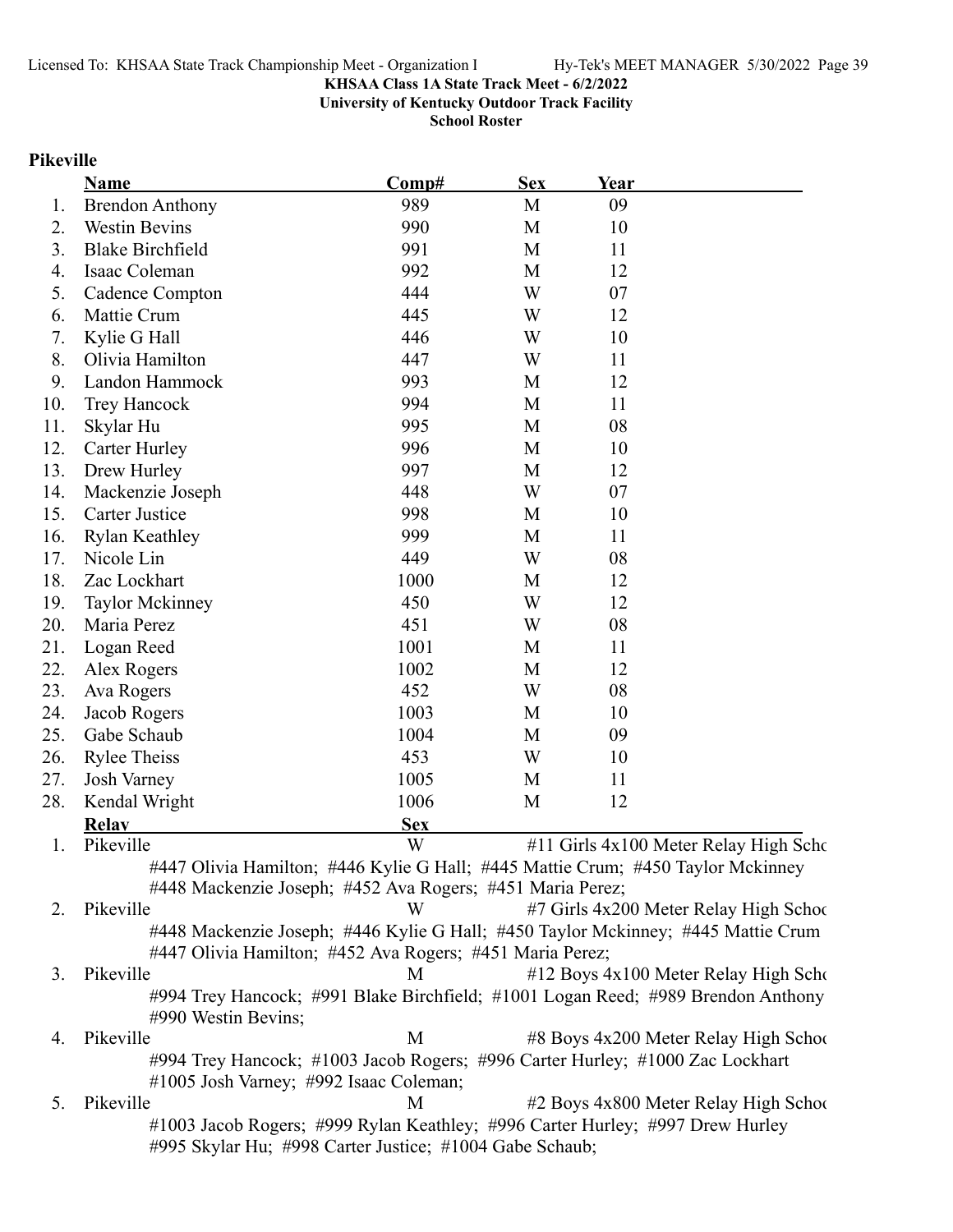KHSAA Class 1A State Track Meet - 6/2/2022
University of Kentucky Outdoor Track Facility
School Roster

## Pikeville

| | Name | Comp# | Sex | Year |
|---|---|---|---|---|
| 1. | Brendon Anthony | 989 | M | 09 |
| 2. | Westin Bevins | 990 | M | 10 |
| 3. | Blake Birchfield | 991 | M | 11 |
| 4. | Isaac Coleman | 992 | M | 12 |
| 5. | Cadence Compton | 444 | W | 07 |
| 6. | Mattie Crum | 445 | W | 12 |
| 7. | Kylie G Hall | 446 | W | 10 |
| 8. | Olivia Hamilton | 447 | W | 11 |
| 9. | Landon Hammock | 993 | M | 12 |
| 10. | Trey Hancock | 994 | M | 11 |
| 11. | Skylar Hu | 995 | M | 08 |
| 12. | Carter Hurley | 996 | M | 10 |
| 13. | Drew Hurley | 997 | M | 12 |
| 14. | Mackenzie Joseph | 448 | W | 07 |
| 15. | Carter Justice | 998 | M | 10 |
| 16. | Rylan Keathley | 999 | M | 11 |
| 17. | Nicole Lin | 449 | W | 08 |
| 18. | Zac Lockhart | 1000 | M | 12 |
| 19. | Taylor Mckinney | 450 | W | 12 |
| 20. | Maria Perez | 451 | W | 08 |
| 21. | Logan Reed | 1001 | M | 11 |
| 22. | Alex Rogers | 1002 | M | 12 |
| 23. | Ava Rogers | 452 | W | 08 |
| 24. | Jacob Rogers | 1003 | M | 10 |
| 25. | Gabe Schaub | 1004 | M | 09 |
| 26. | Rylee Theiss | 453 | W | 10 |
| 27. | Josh Varney | 1005 | M | 11 |
| 28. | Kendal Wright | 1006 | M | 12 |

| | Relay | Sex | |
|---|---|---|---|
| 1. | Pikeville | W | #11 Girls 4x100 Meter Relay High Scho |
| | #447 Olivia Hamilton; #446 Kylie G Hall; #445 Mattie Crum; #450 Taylor Mckinney<br>#448 Mackenzie Joseph; #452 Ava Rogers; #451 Maria Perez; | | |
| 2. | Pikeville | W | #7 Girls 4x200 Meter Relay High Schoo |
| | #448 Mackenzie Joseph; #446 Kylie G Hall; #450 Taylor Mckinney; #445 Mattie Crum<br>#447 Olivia Hamilton; #452 Ava Rogers; #451 Maria Perez; | | |
| 3. | Pikeville | M | #12 Boys 4x100 Meter Relay High Scho |
| | #994 Trey Hancock; #991 Blake Birchfield; #1001 Logan Reed; #989 Brendon Anthony<br>#990 Westin Bevins; | | |
| 4. | Pikeville | M | #8 Boys 4x200 Meter Relay High Schoo |
| | #994 Trey Hancock; #1003 Jacob Rogers; #996 Carter Hurley; #1000 Zac Lockhart<br>#1005 Josh Varney; #992 Isaac Coleman; | | |
| 5. | Pikeville | M | #2 Boys 4x800 Meter Relay High Schoo |
| | #1003 Jacob Rogers; #999 Rylan Keathley; #996 Carter Hurley; #997 Drew Hurley<br>#995 Skylar Hu; #998 Carter Justice; #1004 Gabe Schaub; | | |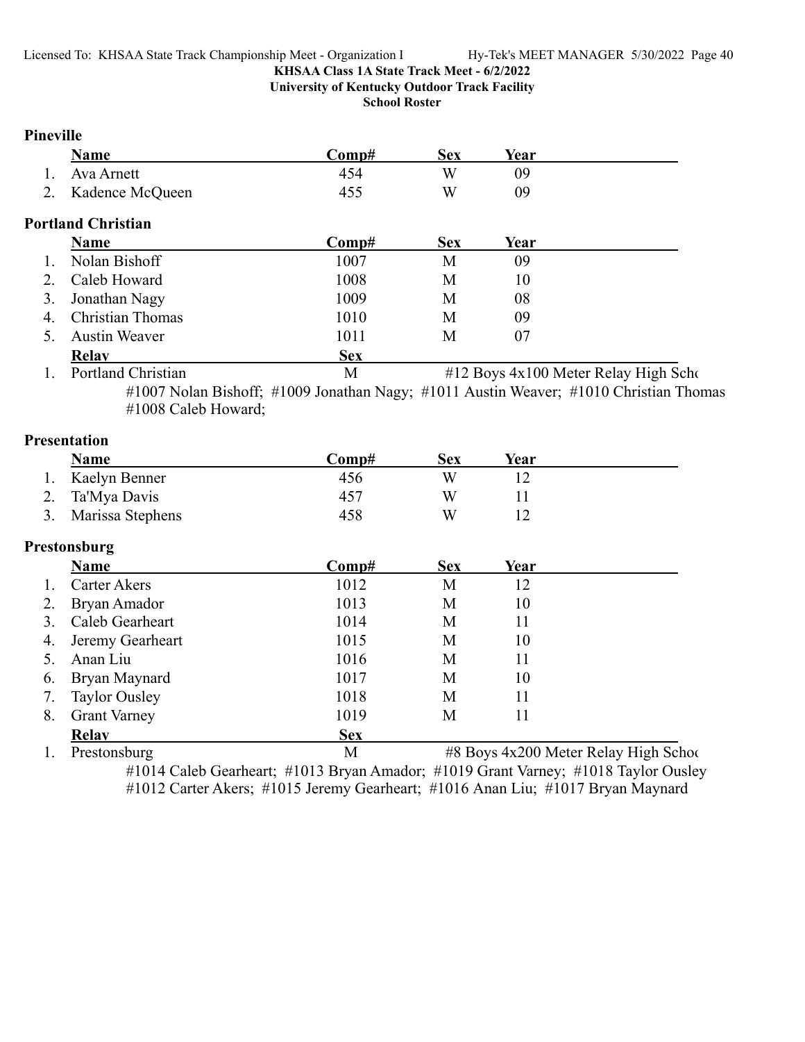KHSAA Class 1A State Track Meet - 6/2/2022

University of Kentucky Outdoor Track Facility

School Roster

### Pineville

| | Name | Comp# | Sex | Year |
|---|---|---|---|---|
| 1. | Ava Arnett | 454 | W | 09 |
| 2. | Kadence McQueen | 455 | W | 09 |

### Portland Christian

| | Name | Comp# | Sex | Year |
|---|---|---|---|---|
| 1. | Nolan Bishoff | 1007 | M | 09 |
| 2. | Caleb Howard | 1008 | M | 10 |
| 3. | Jonathan Nagy | 1009 | M | 08 |
| 4. | Christian Thomas | 1010 | M | 09 |
| 5. | Austin Weaver | 1011 | M | 07 |

| | Relay | Sex | |
|---|---|---|---|
| 1. | Portland Christian | M | #12 Boys 4x100 Meter Relay High Scho |

#1007 Nolan Bishoff; #1009 Jonathan Nagy; #1011 Austin Weaver; #1010 Christian Thomas
#1008 Caleb Howard;

### Presentation

| | Name | Comp# | Sex | Year |
|---|---|---|---|---|
| 1. | Kaelyn Benner | 456 | W | 12 |
| 2. | Ta'Mya Davis | 457 | W | 11 |
| 3. | Marissa Stephens | 458 | W | 12 |

### Prestonsburg

| | Name | Comp# | Sex | Year |
|---|---|---|---|---|
| 1. | Carter Akers | 1012 | M | 12 |
| 2. | Bryan Amador | 1013 | M | 10 |
| 3. | Caleb Gearheart | 1014 | M | 11 |
| 4. | Jeremy Gearheart | 1015 | M | 10 |
| 5. | Anan Liu | 1016 | M | 11 |
| 6. | Bryan Maynard | 1017 | M | 10 |
| 7. | Taylor Ousley | 1018 | M | 11 |
| 8. | Grant Varney | 1019 | M | 11 |

| | Relay | Sex | |
|---|---|---|---|
| 1. | Prestonsburg | M | #8 Boys 4x200 Meter Relay High Schoo |

#1014 Caleb Gearheart; #1013 Bryan Amador; #1019 Grant Varney; #1018 Taylor Ousley
#1012 Carter Akers; #1015 Jeremy Gearheart; #1016 Anan Liu; #1017 Bryan Maynard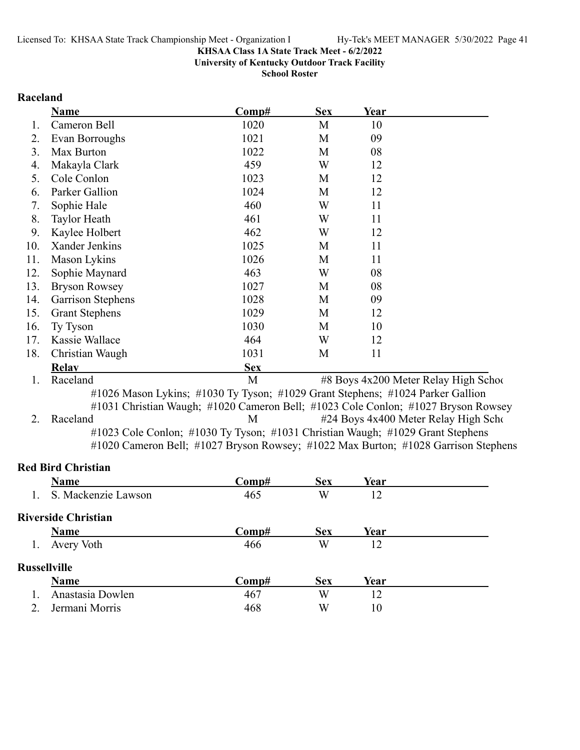**KHSAA Class 1A State Track Meet - 6/2/2022**
**University of Kentucky Outdoor Track Facility**
**School Roster**

## Raceland

| | Name | Comp# | Sex | Year |
|---|---|---|---|---|
| 1. | Cameron Bell | 1020 | M | 10 |
| 2. | Evan Borroughs | 1021 | M | 09 |
| 3. | Max Burton | 1022 | M | 08 |
| 4. | Makayla Clark | 459 | W | 12 |
| 5. | Cole Conlon | 1023 | M | 12 |
| 6. | Parker Gallion | 1024 | M | 12 |
| 7. | Sophie Hale | 460 | W | 11 |
| 8. | Taylor Heath | 461 | W | 11 |
| 9. | Kaylee Holbert | 462 | W | 12 |
| 10. | Xander Jenkins | 1025 | M | 11 |
| 11. | Mason Lykins | 1026 | M | 11 |
| 12. | Sophie Maynard | 463 | W | 08 |
| 13. | Bryson Rowsey | 1027 | M | 08 |
| 14. | Garrison Stephens | 1028 | M | 09 |
| 15. | Grant Stephens | 1029 | M | 12 |
| 16. | Ty Tyson | 1030 | M | 10 |
| 17. | Kassie Wallace | 464 | W | 12 |
| 18. | Christian Waugh | 1031 | M | 11 |

| | Relay | Sex | |
|---|---|---|---|
| 1. | Raceland | M | #8 Boys 4x200 Meter Relay High Schoo |
| 2. | Raceland | M | #24 Boys 4x400 Meter Relay High Scho |

Relay 1 (#8 Boys 4x200 Meter Relay): #1026 Mason Lykins; #1030 Ty Tyson; #1029 Grant Stephens; #1024 Parker Gallion #1031 Christian Waugh; #1020 Cameron Bell; #1023 Cole Conlon; #1027 Bryson Rowsey

Relay 2 (#24 Boys 4x400 Meter Relay): #1023 Cole Conlon; #1030 Ty Tyson; #1031 Christian Waugh; #1029 Grant Stephens #1020 Cameron Bell; #1027 Bryson Rowsey; #1022 Max Burton; #1028 Garrison Stephens

## Red Bird Christian

| | Name | Comp# | Sex | Year |
|---|---|---|---|---|
| 1. | S. Mackenzie Lawson | 465 | W | 12 |

## Riverside Christian

| | Name | Comp# | Sex | Year |
|---|---|---|---|---|
| 1. | Avery Voth | 466 | W | 12 |

## Russellville

| | Name | Comp# | Sex | Year |
|---|---|---|---|---|
| 1. | Anastasia Dowlen | 467 | W | 12 |
| 2. | Jermani Morris | 468 | W | 10 |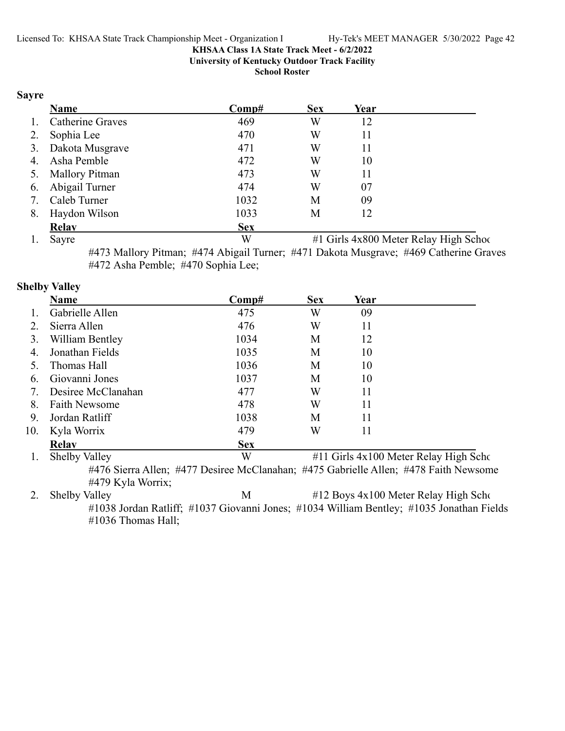KHSAA Class 1A State Track Meet - 6/2/2022

University of Kentucky Outdoor Track Facility

School Roster

## Sayre

| | Name | Comp# | Sex | Year |
|---|---|---|---|---|
| 1. | Catherine Graves | 469 | W | 12 |
| 2. | Sophia Lee | 470 | W | 11 |
| 3. | Dakota Musgrave | 471 | W | 11 |
| 4. | Asha Pemble | 472 | W | 10 |
| 5. | Mallory Pitman | 473 | W | 11 |
| 6. | Abigail Turner | 474 | W | 07 |
| 7. | Caleb Turner | 1032 | M | 09 |
| 8. | Haydon Wilson | 1033 | M | 12 |

| | Relay | Sex | |
|---|---|---|---|
| 1. | Sayre | W | #1 Girls 4x800 Meter Relay High Schoo |

#473 Mallory Pitman; #474 Abigail Turner; #471 Dakota Musgrave; #469 Catherine Graves
#472 Asha Pemble; #470 Sophia Lee;

## Shelby Valley

| | Name | Comp# | Sex | Year |
|---|---|---|---|---|
| 1. | Gabrielle Allen | 475 | W | 09 |
| 2. | Sierra Allen | 476 | W | 11 |
| 3. | William Bentley | 1034 | M | 12 |
| 4. | Jonathan Fields | 1035 | M | 10 |
| 5. | Thomas Hall | 1036 | M | 10 |
| 6. | Giovanni Jones | 1037 | M | 10 |
| 7. | Desiree McClanahan | 477 | W | 11 |
| 8. | Faith Newsome | 478 | W | 11 |
| 9. | Jordan Ratliff | 1038 | M | 11 |
| 10. | Kyla Worrix | 479 | W | 11 |

| | Relay | Sex | |
|---|---|---|---|
| 1. | Shelby Valley | W | #11 Girls 4x100 Meter Relay High Scho |

#476 Sierra Allen; #477 Desiree McClanahan; #475 Gabrielle Allen; #478 Faith Newsome
#479 Kyla Worrix;

| | Relay | Sex | |
|---|---|---|---|
| 2. | Shelby Valley | M | #12 Boys 4x100 Meter Relay High Scho |

#1038 Jordan Ratliff; #1037 Giovanni Jones; #1034 William Bentley; #1035 Jonathan Fields
#1036 Thomas Hall;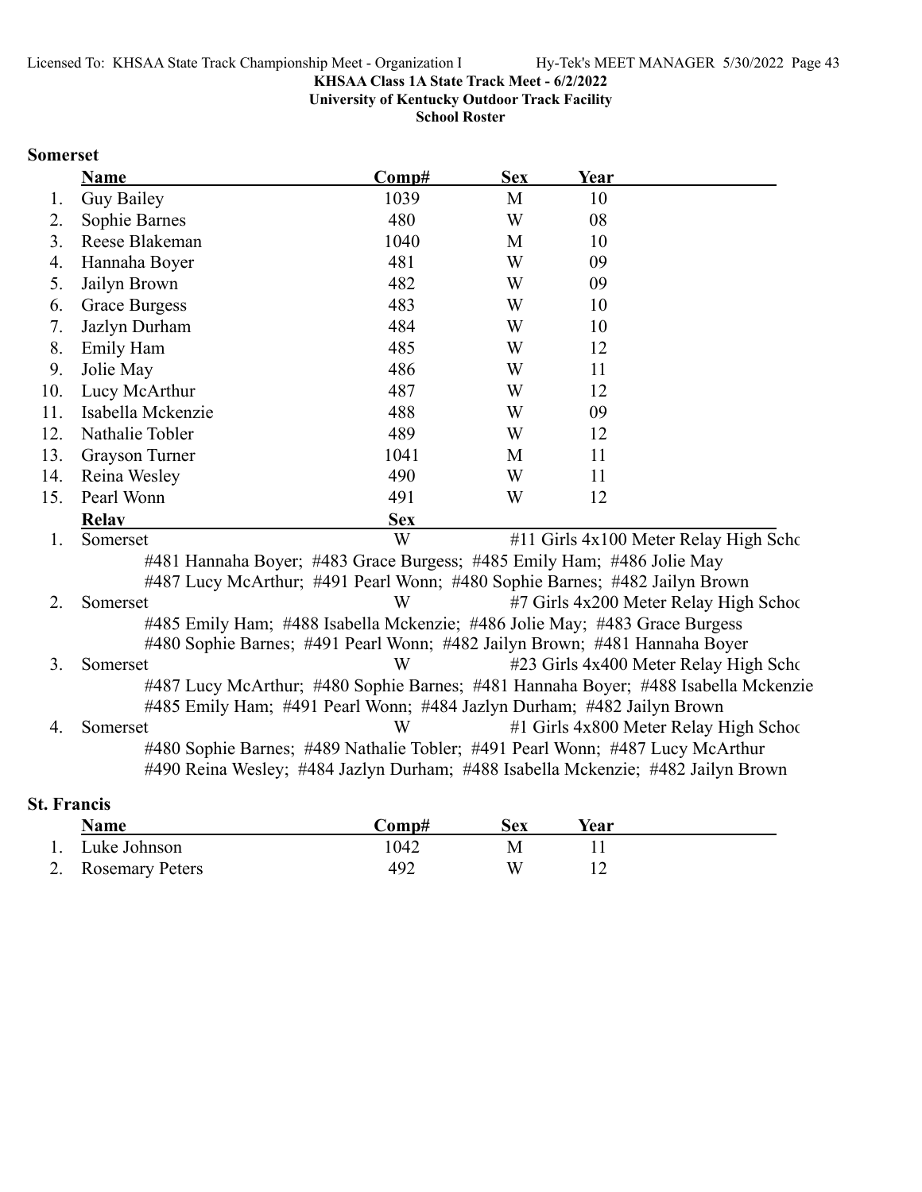Licensed To: KHSAA State Track Championship Meet - Organization I Hy-Tek's MEET MANAGER 5/30/2022 Page 43

**KHSAA Class 1A State Track Meet - 6/2/2022**

**University of Kentucky Outdoor Track Facility**

**School Roster**

### Somerset

| | Name | Comp# | Sex | Year |
|---|---|---|---|---|
| 1. | Guy Bailey | 1039 | M | 10 |
| 2. | Sophie Barnes | 480 | W | 08 |
| 3. | Reese Blakeman | 1040 | M | 10 |
| 4. | Hannaha Boyer | 481 | W | 09 |
| 5. | Jailyn Brown | 482 | W | 09 |
| 6. | Grace Burgess | 483 | W | 10 |
| 7. | Jazlyn Durham | 484 | W | 10 |
| 8. | Emily Ham | 485 | W | 12 |
| 9. | Jolie May | 486 | W | 11 |
| 10. | Lucy McArthur | 487 | W | 12 |
| 11. | Isabella Mckenzie | 488 | W | 09 |
| 12. | Nathalie Tobler | 489 | W | 12 |
| 13. | Grayson Turner | 1041 | M | 11 |
| 14. | Reina Wesley | 490 | W | 11 |
| 15. | Pearl Wonn | 491 | W | 12 |

| | Relay | Sex | |
|---|---|---|---|
| 1. | Somerset | W | #11 Girls 4x100 Meter Relay High Schc |
| | #481 Hannaha Boyer; #483 Grace Burgess; #485 Emily Ham; #486 Jolie May<br>#487 Lucy McArthur; #491 Pearl Wonn; #480 Sophie Barnes; #482 Jailyn Brown | | |
| 2. | Somerset | W | #7 Girls 4x200 Meter Relay High Schoc |
| | #485 Emily Ham; #488 Isabella Mckenzie; #486 Jolie May; #483 Grace Burgess<br>#480 Sophie Barnes; #491 Pearl Wonn; #482 Jailyn Brown; #481 Hannaha Boyer | | |
| 3. | Somerset | W | #23 Girls 4x400 Meter Relay High Schc |
| | #487 Lucy McArthur; #480 Sophie Barnes; #481 Hannaha Boyer; #488 Isabella Mckenzie<br>#485 Emily Ham; #491 Pearl Wonn; #484 Jazlyn Durham; #482 Jailyn Brown | | |
| 4. | Somerset | W | #1 Girls 4x800 Meter Relay High Schoc |
| | #480 Sophie Barnes; #489 Nathalie Tobler; #491 Pearl Wonn; #487 Lucy McArthur<br>#490 Reina Wesley; #484 Jazlyn Durham; #488 Isabella Mckenzie; #482 Jailyn Brown | | |

### St. Francis

| | Name | Comp# | Sex | Year |
|---|---|---|---|---|
| 1. | Luke Johnson | 1042 | M | 11 |
| 2. | Rosemary Peters | 492 | W | 12 |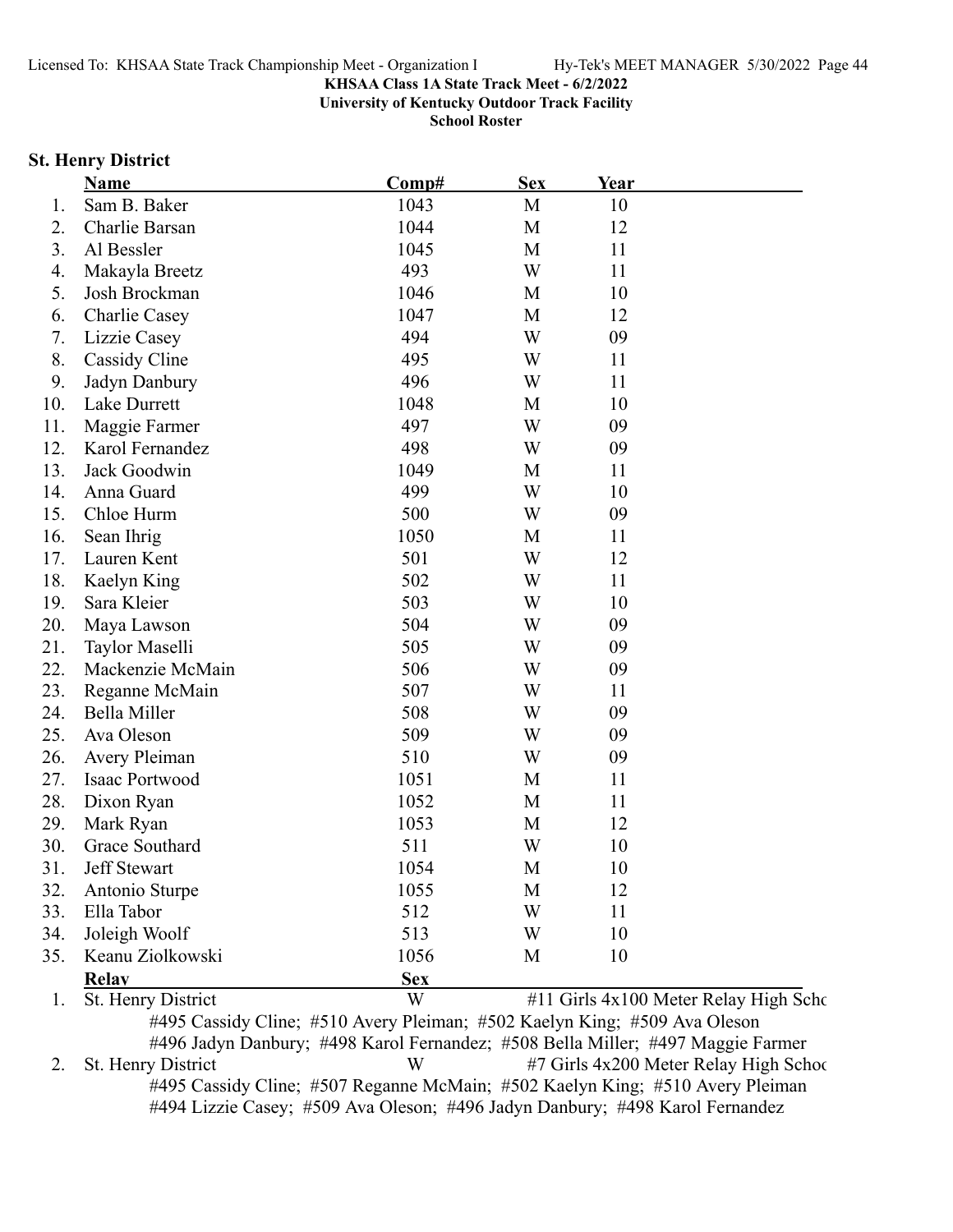**KHSAA Class 1A State Track Meet - 6/2/2022**
**University of Kentucky Outdoor Track Facility**
**School Roster**

## St. Henry District

| | Name | Comp# | Sex | Year |
|---|---|---|---|---|
| 1. | Sam B. Baker | 1043 | M | 10 |
| 2. | Charlie Barsan | 1044 | M | 12 |
| 3. | Al Bessler | 1045 | M | 11 |
| 4. | Makayla Breetz | 493 | W | 11 |
| 5. | Josh Brockman | 1046 | M | 10 |
| 6. | Charlie Casey | 1047 | M | 12 |
| 7. | Lizzie Casey | 494 | W | 09 |
| 8. | Cassidy Cline | 495 | W | 11 |
| 9. | Jadyn Danbury | 496 | W | 11 |
| 10. | Lake Durrett | 1048 | M | 10 |
| 11. | Maggie Farmer | 497 | W | 09 |
| 12. | Karol Fernandez | 498 | W | 09 |
| 13. | Jack Goodwin | 1049 | M | 11 |
| 14. | Anna Guard | 499 | W | 10 |
| 15. | Chloe Hurm | 500 | W | 09 |
| 16. | Sean Ihrig | 1050 | M | 11 |
| 17. | Lauren Kent | 501 | W | 12 |
| 18. | Kaelyn King | 502 | W | 11 |
| 19. | Sara Kleier | 503 | W | 10 |
| 20. | Maya Lawson | 504 | W | 09 |
| 21. | Taylor Maselli | 505 | W | 09 |
| 22. | Mackenzie McMain | 506 | W | 09 |
| 23. | Reganne McMain | 507 | W | 11 |
| 24. | Bella Miller | 508 | W | 09 |
| 25. | Ava Oleson | 509 | W | 09 |
| 26. | Avery Pleiman | 510 | W | 09 |
| 27. | Isaac Portwood | 1051 | M | 11 |
| 28. | Dixon Ryan | 1052 | M | 11 |
| 29. | Mark Ryan | 1053 | M | 12 |
| 30. | Grace Southard | 511 | W | 10 |
| 31. | Jeff Stewart | 1054 | M | 10 |
| 32. | Antonio Sturpe | 1055 | M | 12 |
| 33. | Ella Tabor | 512 | W | 11 |
| 34. | Joleigh Woolf | 513 | W | 10 |
| 35. | Keanu Ziolkowski | 1056 | M | 10 |

| | Relay | Sex | |
|---|---|---|---|
| 1. | St. Henry District | W | #11 Girls 4x100 Meter Relay High Scho |
| | #495 Cassidy Cline; #510 Avery Pleiman; #502 Kaelyn King; #509 Ava Oleson | | |
| | #496 Jadyn Danbury; #498 Karol Fernandez; #508 Bella Miller; #497 Maggie Farmer | | |
| 2. | St. Henry District | W | #7 Girls 4x200 Meter Relay High Schoo |
| | #495 Cassidy Cline; #507 Reganne McMain; #502 Kaelyn King; #510 Avery Pleiman | | |
| | #494 Lizzie Casey; #509 Ava Oleson; #496 Jadyn Danbury; #498 Karol Fernandez | | |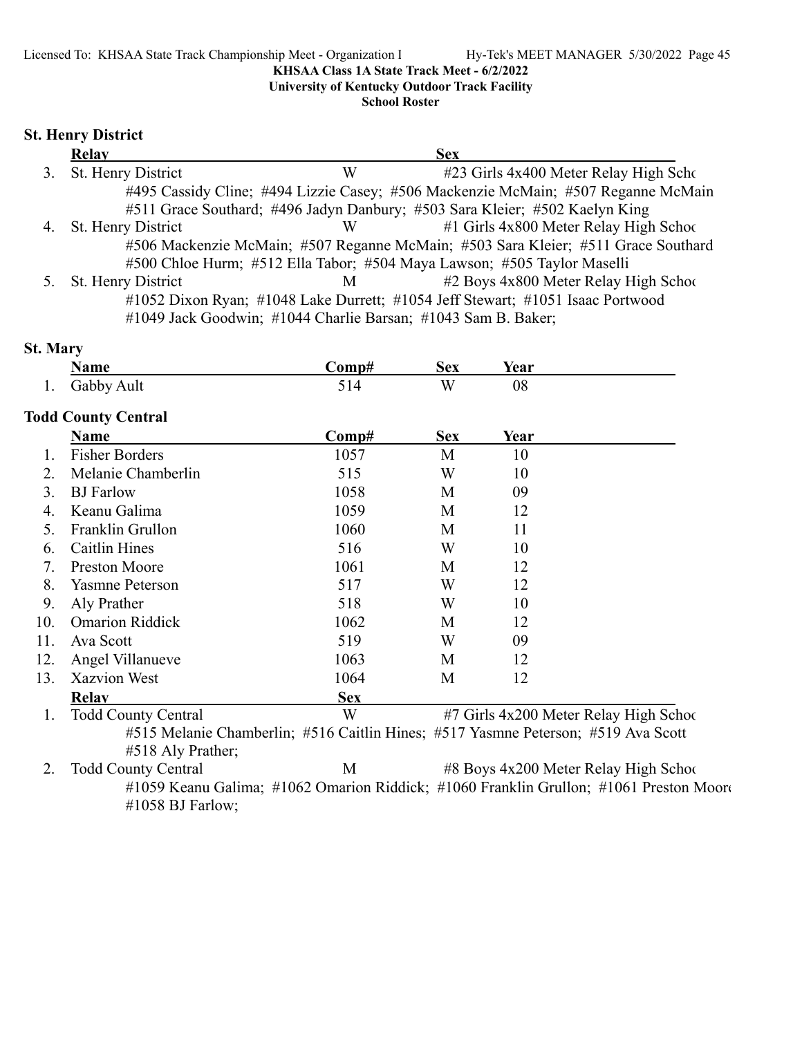KHSAA Class 1A State Track Meet - 6/2/2022

University of Kentucky Outdoor Track Facility

School Roster

## St. Henry District

| | Relay | Sex | |
|---|---|---|---|
| 3. | St. Henry District | W | #23 Girls 4x400 Meter Relay High Scho |
| | #495 Cassidy Cline; #494 Lizzie Casey; #506 Mackenzie McMain; #507 Reganne McMain | | |
| | #511 Grace Southard; #496 Jadyn Danbury; #503 Sara Kleier; #502 Kaelyn King | | |
| 4. | St. Henry District | W | #1 Girls 4x800 Meter Relay High Schoo |
| | #506 Mackenzie McMain; #507 Reganne McMain; #503 Sara Kleier; #511 Grace Southard | | |
| | #500 Chloe Hurm; #512 Ella Tabor; #504 Maya Lawson; #505 Taylor Maselli | | |
| 5. | St. Henry District | M | #2 Boys 4x800 Meter Relay High Schoo |
| | #1052 Dixon Ryan; #1048 Lake Durrett; #1054 Jeff Stewart; #1051 Isaac Portwood | | |
| | #1049 Jack Goodwin; #1044 Charlie Barsan; #1043 Sam B. Baker; | | |

## St. Mary

| | Name | Comp# | Sex | Year |
|---|---|---|---|---|
| 1. | Gabby Ault | 514 | W | 08 |

## Todd County Central

| | Name | Comp# | Sex | Year |
|---|---|---|---|---|
| 1. | Fisher Borders | 1057 | M | 10 |
| 2. | Melanie Chamberlin | 515 | W | 10 |
| 3. | BJ Farlow | 1058 | M | 09 |
| 4. | Keanu Galima | 1059 | M | 12 |
| 5. | Franklin Grullon | 1060 | M | 11 |
| 6. | Caitlin Hines | 516 | W | 10 |
| 7. | Preston Moore | 1061 | M | 12 |
| 8. | Yasmne Peterson | 517 | W | 12 |
| 9. | Aly Prather | 518 | W | 10 |
| 10. | Omarion Riddick | 1062 | M | 12 |
| 11. | Ava Scott | 519 | W | 09 |
| 12. | Angel Villanueve | 1063 | M | 12 |
| 13. | Xazvion West | 1064 | M | 12 |

| | Relay | Sex | |
|---|---|---|---|
| 1. | Todd County Central | W | #7 Girls 4x200 Meter Relay High Schoo |
| | #515 Melanie Chamberlin; #516 Caitlin Hines; #517 Yasmne Peterson; #519 Ava Scott | | |
| | #518 Aly Prather; | | |
| 2. | Todd County Central | M | #8 Boys 4x200 Meter Relay High Schoo |
| | #1059 Keanu Galima; #1062 Omarion Riddick; #1060 Franklin Grullon; #1061 Preston Moore | | |
| | #1058 BJ Farlow; | | |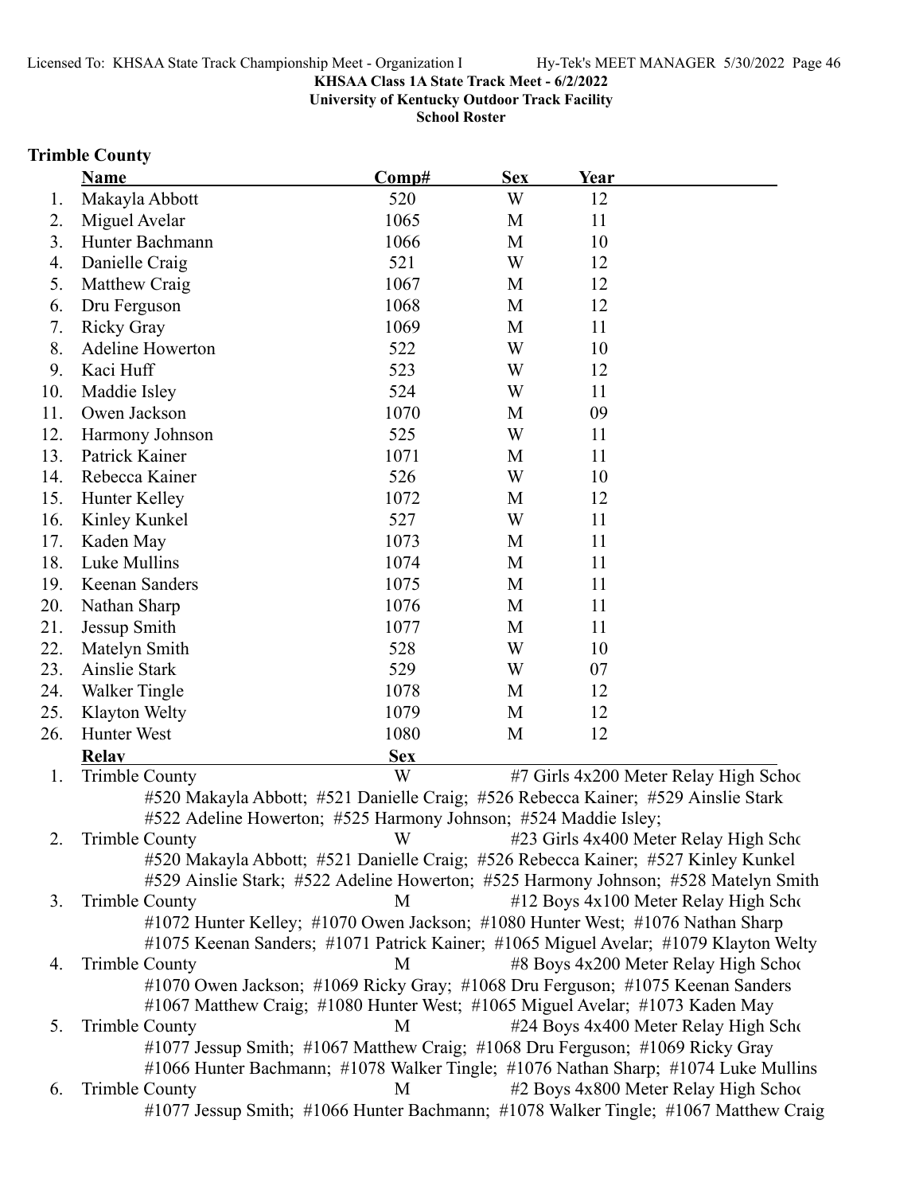**KHSAA Class 1A State Track Meet - 6/2/2022**
**University of Kentucky Outdoor Track Facility**
**School Roster**

## Trimble County

| | Name | Comp# | Sex | Year |
|---|---|---|---|---|
| 1. | Makayla Abbott | 520 | W | 12 |
| 2. | Miguel Avelar | 1065 | M | 11 |
| 3. | Hunter Bachmann | 1066 | M | 10 |
| 4. | Danielle Craig | 521 | W | 12 |
| 5. | Matthew Craig | 1067 | M | 12 |
| 6. | Dru Ferguson | 1068 | M | 12 |
| 7. | Ricky Gray | 1069 | M | 11 |
| 8. | Adeline Howerton | 522 | W | 10 |
| 9. | Kaci Huff | 523 | W | 12 |
| 10. | Maddie Isley | 524 | W | 11 |
| 11. | Owen Jackson | 1070 | M | 09 |
| 12. | Harmony Johnson | 525 | W | 11 |
| 13. | Patrick Kainer | 1071 | M | 11 |
| 14. | Rebecca Kainer | 526 | W | 10 |
| 15. | Hunter Kelley | 1072 | M | 12 |
| 16. | Kinley Kunkel | 527 | W | 11 |
| 17. | Kaden May | 1073 | M | 11 |
| 18. | Luke Mullins | 1074 | M | 11 |
| 19. | Keenan Sanders | 1075 | M | 11 |
| 20. | Nathan Sharp | 1076 | M | 11 |
| 21. | Jessup Smith | 1077 | M | 11 |
| 22. | Matelyn Smith | 528 | W | 10 |
| 23. | Ainslie Stark | 529 | W | 07 |
| 24. | Walker Tingle | 1078 | M | 12 |
| 25. | Klayton Welty | 1079 | M | 12 |
| 26. | Hunter West | 1080 | M | 12 |

| | Relay | Sex | |
|---|---|---|---|
| 1. | Trimble County | W | #7 Girls 4x200 Meter Relay High Schoo |
| | #520 Makayla Abbott; #521 Danielle Craig; #526 Rebecca Kainer; #529 Ainslie Stark; #522 Adeline Howerton; #525 Harmony Johnson; #524 Maddie Isley; | | |
| 2. | Trimble County | W | #23 Girls 4x400 Meter Relay High Scho |
| | #520 Makayla Abbott; #521 Danielle Craig; #526 Rebecca Kainer; #527 Kinley Kunkel; #529 Ainslie Stark; #522 Adeline Howerton; #525 Harmony Johnson; #528 Matelyn Smith | | |
| 3. | Trimble County | M | #12 Boys 4x100 Meter Relay High Scho |
| | #1072 Hunter Kelley; #1070 Owen Jackson; #1080 Hunter West; #1076 Nathan Sharp; #1075 Keenan Sanders; #1071 Patrick Kainer; #1065 Miguel Avelar; #1079 Klayton Welty | | |
| 4. | Trimble County | M | #8 Boys 4x200 Meter Relay High Schoo |
| | #1070 Owen Jackson; #1069 Ricky Gray; #1068 Dru Ferguson; #1075 Keenan Sanders; #1067 Matthew Craig; #1080 Hunter West; #1065 Miguel Avelar; #1073 Kaden May | | |
| 5. | Trimble County | M | #24 Boys 4x400 Meter Relay High Scho |
| | #1077 Jessup Smith; #1067 Matthew Craig; #1068 Dru Ferguson; #1069 Ricky Gray; #1066 Hunter Bachmann; #1078 Walker Tingle; #1076 Nathan Sharp; #1074 Luke Mullins | | |
| 6. | Trimble County | M | #2 Boys 4x800 Meter Relay High Schoo |
| | #1077 Jessup Smith; #1066 Hunter Bachmann; #1078 Walker Tingle; #1067 Matthew Craig | | |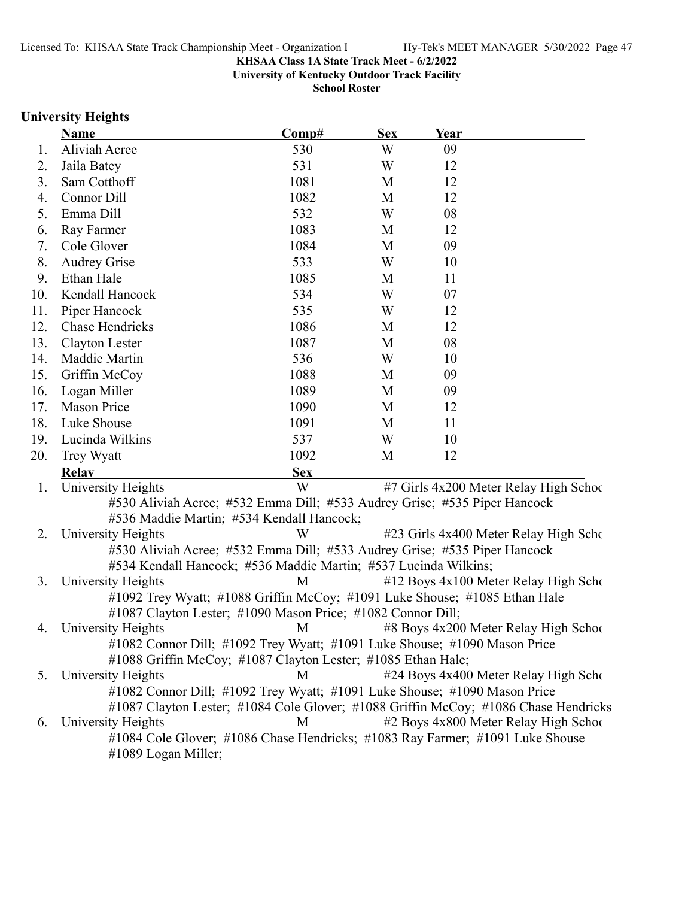**KHSAA Class 1A State Track Meet - 6/2/2022**
**University of Kentucky Outdoor Track Facility**
**School Roster**

## University Heights

| | Name | Comp# | Sex | Year |
|---|---|---|---|---|
| 1. | Aliviah Acree | 530 | W | 09 |
| 2. | Jaila Batey | 531 | W | 12 |
| 3. | Sam Cotthoff | 1081 | M | 12 |
| 4. | Connor Dill | 1082 | M | 12 |
| 5. | Emma Dill | 532 | W | 08 |
| 6. | Ray Farmer | 1083 | M | 12 |
| 7. | Cole Glover | 1084 | M | 09 |
| 8. | Audrey Grise | 533 | W | 10 |
| 9. | Ethan Hale | 1085 | M | 11 |
| 10. | Kendall Hancock | 534 | W | 07 |
| 11. | Piper Hancock | 535 | W | 12 |
| 12. | Chase Hendricks | 1086 | M | 12 |
| 13. | Clayton Lester | 1087 | M | 08 |
| 14. | Maddie Martin | 536 | W | 10 |
| 15. | Griffin McCoy | 1088 | M | 09 |
| 16. | Logan Miller | 1089 | M | 09 |
| 17. | Mason Price | 1090 | M | 12 |
| 18. | Luke Shouse | 1091 | M | 11 |
| 19. | Lucinda Wilkins | 537 | W | 10 |
| 20. | Trey Wyatt | 1092 | M | 12 |

| | Relay | Sex | Event |
|---|---|---|---|
| 1. | University Heights | W | #7 Girls 4x200 Meter Relay High Schoo |
| | #530 Aliviah Acree; #532 Emma Dill; #533 Audrey Grise; #535 Piper Hancock; #536 Maddie Martin; #534 Kendall Hancock; | | |
| 2. | University Heights | W | #23 Girls 4x400 Meter Relay High Scho |
| | #530 Aliviah Acree; #532 Emma Dill; #533 Audrey Grise; #535 Piper Hancock; #534 Kendall Hancock; #536 Maddie Martin; #537 Lucinda Wilkins; | | |
| 3. | University Heights | M | #12 Boys 4x100 Meter Relay High Scho |
| | #1092 Trey Wyatt; #1088 Griffin McCoy; #1091 Luke Shouse; #1085 Ethan Hale; #1087 Clayton Lester; #1090 Mason Price; #1082 Connor Dill; | | |
| 4. | University Heights | M | #8 Boys 4x200 Meter Relay High Schoo |
| | #1082 Connor Dill; #1092 Trey Wyatt; #1091 Luke Shouse; #1090 Mason Price; #1088 Griffin McCoy; #1087 Clayton Lester; #1085 Ethan Hale; | | |
| 5. | University Heights | M | #24 Boys 4x400 Meter Relay High Scho |
| | #1082 Connor Dill; #1092 Trey Wyatt; #1091 Luke Shouse; #1090 Mason Price; #1087 Clayton Lester; #1084 Cole Glover; #1088 Griffin McCoy; #1086 Chase Hendricks | | |
| 6. | University Heights | M | #2 Boys 4x800 Meter Relay High Schoo |
| | #1084 Cole Glover; #1086 Chase Hendricks; #1083 Ray Farmer; #1091 Luke Shouse; #1089 Logan Miller; | | |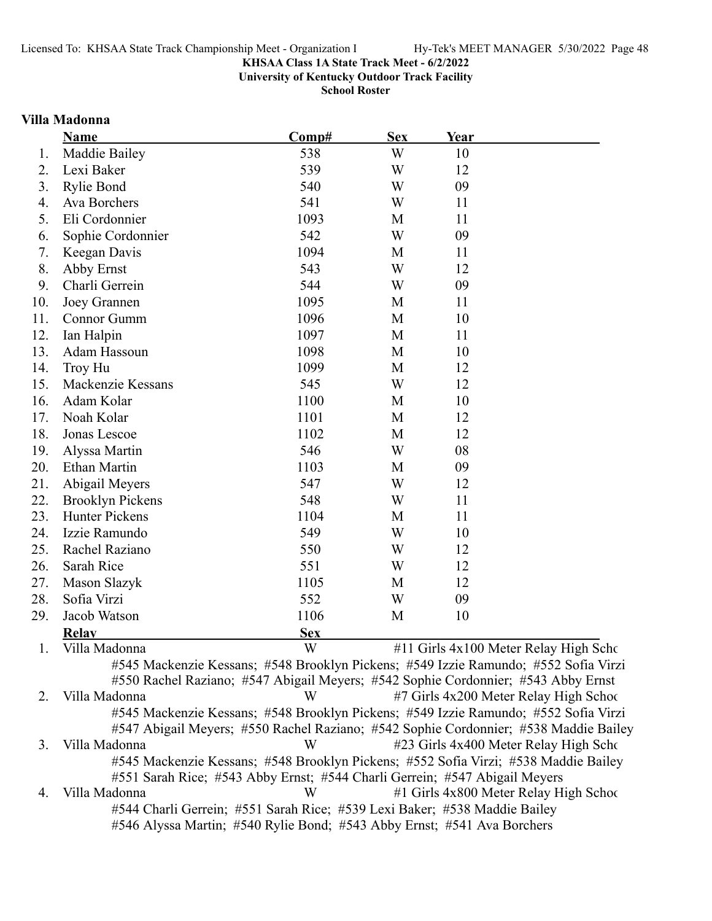**KHSAA Class 1A State Track Meet - 6/2/2022**
**University of Kentucky Outdoor Track Facility**
**School Roster**

## Villa Madonna

| | Name | Comp# | Sex | Year |
|---|---|---|---|---|
| 1. | Maddie Bailey | 538 | W | 10 |
| 2. | Lexi Baker | 539 | W | 12 |
| 3. | Rylie Bond | 540 | W | 09 |
| 4. | Ava Borchers | 541 | W | 11 |
| 5. | Eli Cordonnier | 1093 | M | 11 |
| 6. | Sophie Cordonnier | 542 | W | 09 |
| 7. | Keegan Davis | 1094 | M | 11 |
| 8. | Abby Ernst | 543 | W | 12 |
| 9. | Charli Gerrein | 544 | W | 09 |
| 10. | Joey Grannen | 1095 | M | 11 |
| 11. | Connor Gumm | 1096 | M | 10 |
| 12. | Ian Halpin | 1097 | M | 11 |
| 13. | Adam Hassoun | 1098 | M | 10 |
| 14. | Troy Hu | 1099 | M | 12 |
| 15. | Mackenzie Kessans | 545 | W | 12 |
| 16. | Adam Kolar | 1100 | M | 10 |
| 17. | Noah Kolar | 1101 | M | 12 |
| 18. | Jonas Lescoe | 1102 | M | 12 |
| 19. | Alyssa Martin | 546 | W | 08 |
| 20. | Ethan Martin | 1103 | M | 09 |
| 21. | Abigail Meyers | 547 | W | 12 |
| 22. | Brooklyn Pickens | 548 | W | 11 |
| 23. | Hunter Pickens | 1104 | M | 11 |
| 24. | Izzie Ramundo | 549 | W | 10 |
| 25. | Rachel Raziano | 550 | W | 12 |
| 26. | Sarah Rice | 551 | W | 12 |
| 27. | Mason Slazyk | 1105 | M | 12 |
| 28. | Sofia Virzi | 552 | W | 09 |
| 29. | Jacob Watson | 1106 | M | 10 |

| | Relay | Sex | |
|---|---|---|---|
| 1. | Villa Madonna | W | #11 Girls 4x100 Meter Relay High Scho |
| | #545 Mackenzie Kessans; #548 Brooklyn Pickens; #549 Izzie Ramundo; #552 Sofia Virzi<br>#550 Rachel Raziano; #547 Abigail Meyers; #542 Sophie Cordonnier; #543 Abby Ernst | | |
| 2. | Villa Madonna | W | #7 Girls 4x200 Meter Relay High Schoo |
| | #545 Mackenzie Kessans; #548 Brooklyn Pickens; #549 Izzie Ramundo; #552 Sofia Virzi<br>#547 Abigail Meyers; #550 Rachel Raziano; #542 Sophie Cordonnier; #538 Maddie Bailey | | |
| 3. | Villa Madonna | W | #23 Girls 4x400 Meter Relay High Scho |
| | #545 Mackenzie Kessans; #548 Brooklyn Pickens; #552 Sofia Virzi; #538 Maddie Bailey<br>#551 Sarah Rice; #543 Abby Ernst; #544 Charli Gerrein; #547 Abigail Meyers | | |
| 4. | Villa Madonna | W | #1 Girls 4x800 Meter Relay High Schoo |
| | #544 Charli Gerrein; #551 Sarah Rice; #539 Lexi Baker; #538 Maddie Bailey<br>#546 Alyssa Martin; #540 Rylie Bond; #543 Abby Ernst; #541 Ava Borchers | | |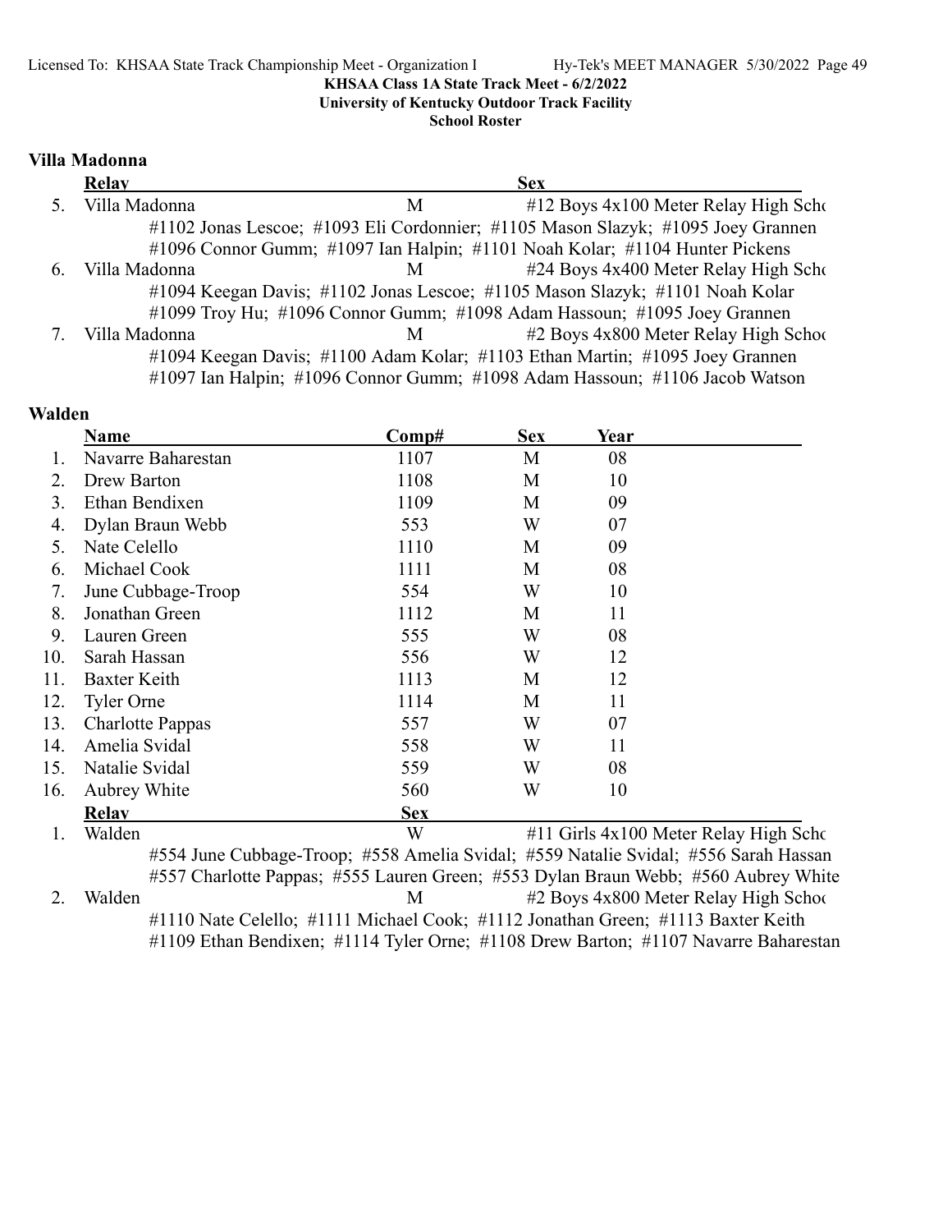KHSAA Class 1A State Track Meet - 6/2/2022
University of Kentucky Outdoor Track Facility
School Roster

### Villa Madonna

| | Relay | Sex | |
|---|---|---|---|
| 5. | Villa Madonna | M | #12 Boys 4x100 Meter Relay High Scho |
| | #1102 Jonas Lescoe; #1093 Eli Cordonnier; #1105 Mason Slazyk; #1095 Joey Grannen | | |
| | #1096 Connor Gumm; #1097 Ian Halpin; #1101 Noah Kolar; #1104 Hunter Pickens | | |
| 6. | Villa Madonna | M | #24 Boys 4x400 Meter Relay High Scho |
| | #1094 Keegan Davis; #1102 Jonas Lescoe; #1105 Mason Slazyk; #1101 Noah Kolar | | |
| | #1099 Troy Hu; #1096 Connor Gumm; #1098 Adam Hassoun; #1095 Joey Grannen | | |
| 7. | Villa Madonna | M | #2 Boys 4x800 Meter Relay High Schoo |
| | #1094 Keegan Davis; #1100 Adam Kolar; #1103 Ethan Martin; #1095 Joey Grannen | | |
| | #1097 Ian Halpin; #1096 Connor Gumm; #1098 Adam Hassoun; #1106 Jacob Watson | | |

### Walden

| | Name | Comp# | Sex | Year |
|---|---|---|---|---|
| 1. | Navarre Baharestan | 1107 | M | 08 |
| 2. | Drew Barton | 1108 | M | 10 |
| 3. | Ethan Bendixen | 1109 | M | 09 |
| 4. | Dylan Braun Webb | 553 | W | 07 |
| 5. | Nate Celello | 1110 | M | 09 |
| 6. | Michael Cook | 1111 | M | 08 |
| 7. | June Cubbage-Troop | 554 | W | 10 |
| 8. | Jonathan Green | 1112 | M | 11 |
| 9. | Lauren Green | 555 | W | 08 |
| 10. | Sarah Hassan | 556 | W | 12 |
| 11. | Baxter Keith | 1113 | M | 12 |
| 12. | Tyler Orne | 1114 | M | 11 |
| 13. | Charlotte Pappas | 557 | W | 07 |
| 14. | Amelia Svidal | 558 | W | 11 |
| 15. | Natalie Svidal | 559 | W | 08 |
| 16. | Aubrey White | 560 | W | 10 |

| | Relay | Sex | |
|---|---|---|---|
| 1. | Walden | W | #11 Girls 4x100 Meter Relay High Scho |
| | #554 June Cubbage-Troop; #558 Amelia Svidal; #559 Natalie Svidal; #556 Sarah Hassan | | |
| | #557 Charlotte Pappas; #555 Lauren Green; #553 Dylan Braun Webb; #560 Aubrey White | | |
| 2. | Walden | M | #2 Boys 4x800 Meter Relay High Schoo |
| | #1110 Nate Celello; #1111 Michael Cook; #1112 Jonathan Green; #1113 Baxter Keith | | |
| | #1109 Ethan Bendixen; #1114 Tyler Orne; #1108 Drew Barton; #1107 Navarre Baharestan | | |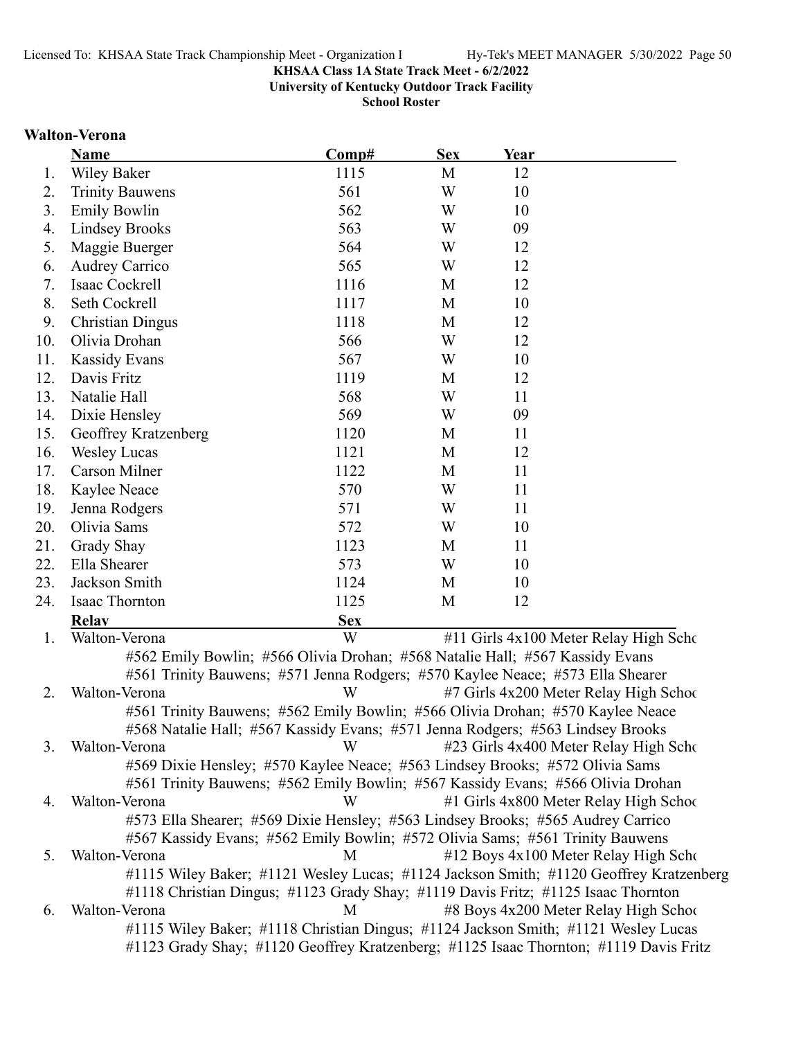**KHSAA Class 1A State Track Meet - 6/2/2022**
**University of Kentucky Outdoor Track Facility**
**School Roster**

## Walton-Verona

| | Name | Comp# | Sex | Year |
|---|---|---|---|---|
| 1. | Wiley Baker | 1115 | M | 12 |
| 2. | Trinity Bauwens | 561 | W | 10 |
| 3. | Emily Bowlin | 562 | W | 10 |
| 4. | Lindsey Brooks | 563 | W | 09 |
| 5. | Maggie Buerger | 564 | W | 12 |
| 6. | Audrey Carrico | 565 | W | 12 |
| 7. | Isaac Cockrell | 1116 | M | 12 |
| 8. | Seth Cockrell | 1117 | M | 10 |
| 9. | Christian Dingus | 1118 | M | 12 |
| 10. | Olivia Drohan | 566 | W | 12 |
| 11. | Kassidy Evans | 567 | W | 10 |
| 12. | Davis Fritz | 1119 | M | 12 |
| 13. | Natalie Hall | 568 | W | 11 |
| 14. | Dixie Hensley | 569 | W | 09 |
| 15. | Geoffrey Kratzenberg | 1120 | M | 11 |
| 16. | Wesley Lucas | 1121 | M | 12 |
| 17. | Carson Milner | 1122 | M | 11 |
| 18. | Kaylee Neace | 570 | W | 11 |
| 19. | Jenna Rodgers | 571 | W | 11 |
| 20. | Olivia Sams | 572 | W | 10 |
| 21. | Grady Shay | 1123 | M | 11 |
| 22. | Ella Shearer | 573 | W | 10 |
| 23. | Jackson Smith | 1124 | M | 10 |
| 24. | Isaac Thornton | 1125 | M | 12 |

| | Relay | Sex | Event |
|---|---|---|---|
| 1. | Walton-Verona | W | #11 Girls 4x100 Meter Relay High Scho |

#562 Emily Bowlin; #566 Olivia Drohan; #568 Natalie Hall; #567 Kassidy Evans
#561 Trinity Bauwens; #571 Jenna Rodgers; #570 Kaylee Neace; #573 Ella Shearer

| | Relay | Sex | Event |
|---|---|---|---|
| 2. | Walton-Verona | W | #7 Girls 4x200 Meter Relay High Schoo |

#561 Trinity Bauwens; #562 Emily Bowlin; #566 Olivia Drohan; #570 Kaylee Neace
#568 Natalie Hall; #567 Kassidy Evans; #571 Jenna Rodgers; #563 Lindsey Brooks

| | Relay | Sex | Event |
|---|---|---|---|
| 3. | Walton-Verona | W | #23 Girls 4x400 Meter Relay High Scho |

#569 Dixie Hensley; #570 Kaylee Neace; #563 Lindsey Brooks; #572 Olivia Sams
#561 Trinity Bauwens; #562 Emily Bowlin; #567 Kassidy Evans; #566 Olivia Drohan

| | Relay | Sex | Event |
|---|---|---|---|
| 4. | Walton-Verona | W | #1 Girls 4x800 Meter Relay High Schoo |

#573 Ella Shearer; #569 Dixie Hensley; #563 Lindsey Brooks; #565 Audrey Carrico
#567 Kassidy Evans; #562 Emily Bowlin; #572 Olivia Sams; #561 Trinity Bauwens

| | Relay | Sex | Event |
|---|---|---|---|
| 5. | Walton-Verona | M | #12 Boys 4x100 Meter Relay High Scho |

#1115 Wiley Baker; #1121 Wesley Lucas; #1124 Jackson Smith; #1120 Geoffrey Kratzenberg
#1118 Christian Dingus; #1123 Grady Shay; #1119 Davis Fritz; #1125 Isaac Thornton

| | Relay | Sex | Event |
|---|---|---|---|
| 6. | Walton-Verona | M | #8 Boys 4x200 Meter Relay High Schoo |

#1115 Wiley Baker; #1118 Christian Dingus; #1124 Jackson Smith; #1121 Wesley Lucas
#1123 Grady Shay; #1120 Geoffrey Kratzenberg; #1125 Isaac Thornton; #1119 Davis Fritz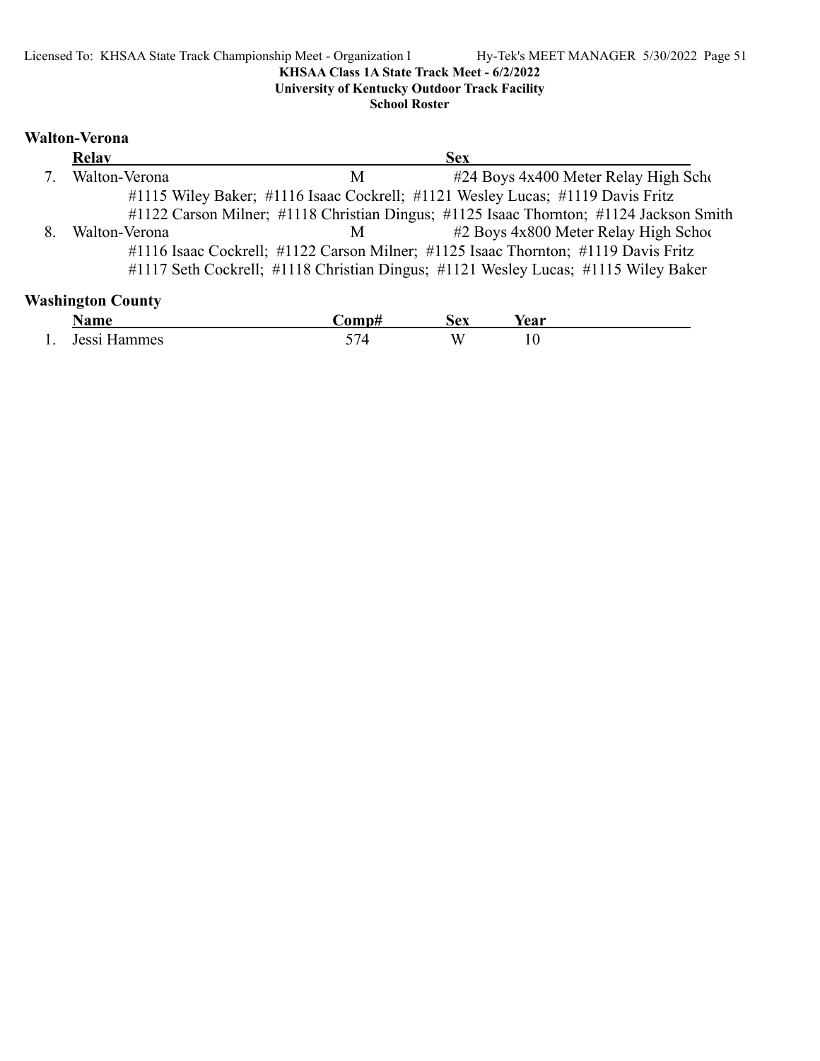KHSAA Class 1A State Track Meet - 6/2/2022

University of Kentucky Outdoor Track Facility

School Roster

**Walton-Verona**

| | Relay | | Sex |
|---|---|---|---|
| 7. | Walton-Verona | M | #24 Boys 4x400 Meter Relay High Scho |
| | #1115 Wiley Baker; #1116 Isaac Cockrell; #1121 Wesley Lucas; #1119 Davis Fritz | | |
| | #1122 Carson Milner; #1118 Christian Dingus; #1125 Isaac Thornton; #1124 Jackson Smith | | |
| 8. | Walton-Verona | M | #2 Boys 4x800 Meter Relay High Schoo |
| | #1116 Isaac Cockrell; #1122 Carson Milner; #1125 Isaac Thornton; #1119 Davis Fritz | | |
| | #1117 Seth Cockrell; #1118 Christian Dingus; #1121 Wesley Lucas; #1115 Wiley Baker | | |

**Washington County**

| | Name | Comp# | Sex | Year |
|---|---|---|---|---|
| 1. | Jessi Hammes | 574 | W | 10 |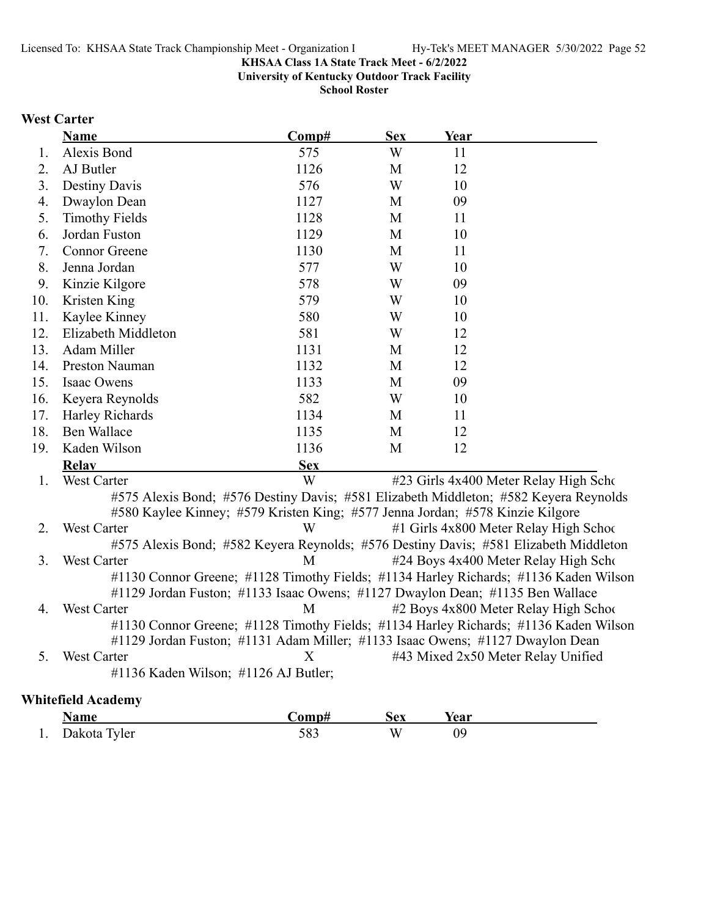**KHSAA Class 1A State Track Meet - 6/2/2022**
**University of Kentucky Outdoor Track Facility**
**School Roster**

## West Carter

| | Name | Comp# | Sex | Year |
|---|---|---|---|---|
| 1. | Alexis Bond | 575 | W | 11 |
| 2. | AJ Butler | 1126 | M | 12 |
| 3. | Destiny Davis | 576 | W | 10 |
| 4. | Dwaylon Dean | 1127 | M | 09 |
| 5. | Timothy Fields | 1128 | M | 11 |
| 6. | Jordan Fuston | 1129 | M | 10 |
| 7. | Connor Greene | 1130 | M | 11 |
| 8. | Jenna Jordan | 577 | W | 10 |
| 9. | Kinzie Kilgore | 578 | W | 09 |
| 10. | Kristen King | 579 | W | 10 |
| 11. | Kaylee Kinney | 580 | W | 10 |
| 12. | Elizabeth Middleton | 581 | W | 12 |
| 13. | Adam Miller | 1131 | M | 12 |
| 14. | Preston Nauman | 1132 | M | 12 |
| 15. | Isaac Owens | 1133 | M | 09 |
| 16. | Keyera Reynolds | 582 | W | 10 |
| 17. | Harley Richards | 1134 | M | 11 |
| 18. | Ben Wallace | 1135 | M | 12 |
| 19. | Kaden Wilson | 1136 | M | 12 |

| | Relay | Sex | Event |
|---|---|---|---|
| 1. | West Carter | W | #23 Girls 4x400 Meter Relay High Scho |
| | #575 Alexis Bond; #576 Destiny Davis; #581 Elizabeth Middleton; #582 Keyera Reynolds; #580 Kaylee Kinney; #579 Kristen King; #577 Jenna Jordan; #578 Kinzie Kilgore | | |
| 2. | West Carter | W | #1 Girls 4x800 Meter Relay High Schoo |
| | #575 Alexis Bond; #582 Keyera Reynolds; #576 Destiny Davis; #581 Elizabeth Middleton | | |
| 3. | West Carter | M | #24 Boys 4x400 Meter Relay High Scho |
| | #1130 Connor Greene; #1128 Timothy Fields; #1134 Harley Richards; #1136 Kaden Wilson; #1129 Jordan Fuston; #1133 Isaac Owens; #1127 Dwaylon Dean; #1135 Ben Wallace | | |
| 4. | West Carter | M | #2 Boys 4x800 Meter Relay High Schoo |
| | #1130 Connor Greene; #1128 Timothy Fields; #1134 Harley Richards; #1136 Kaden Wilson; #1129 Jordan Fuston; #1131 Adam Miller; #1133 Isaac Owens; #1127 Dwaylon Dean | | |
| 5. | West Carter | X | #43 Mixed 2x50 Meter Relay Unified |
| | #1136 Kaden Wilson; #1126 AJ Butler; | | |

## Whitefield Academy

| | Name | Comp# | Sex | Year |
|---|---|---|---|---|
| 1. | Dakota Tyler | 583 | W | 09 |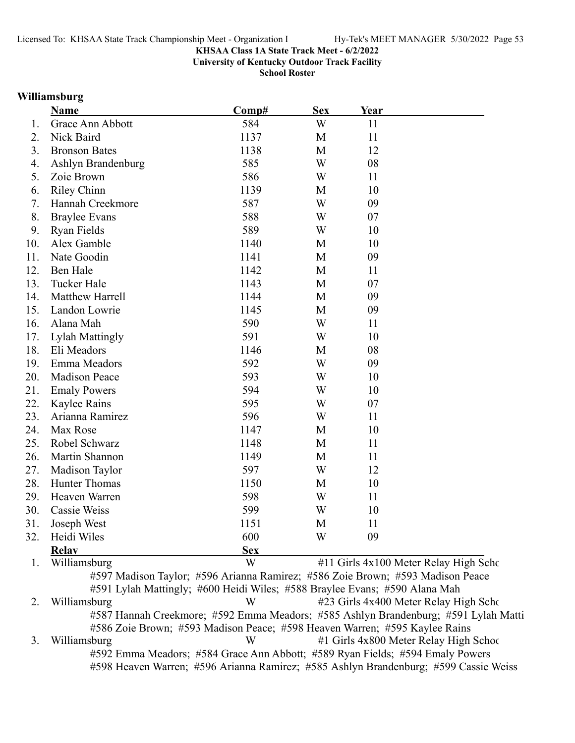KHSAA Class 1A State Track Meet - 6/2/2022
University of Kentucky Outdoor Track Facility
School Roster

## Williamsburg

| | Name | Comp# | Sex | Year |
|---|---|---|---|---|
| 1. | Grace Ann Abbott | 584 | W | 11 |
| 2. | Nick Baird | 1137 | M | 11 |
| 3. | Bronson Bates | 1138 | M | 12 |
| 4. | Ashlyn Brandenburg | 585 | W | 08 |
| 5. | Zoie Brown | 586 | W | 11 |
| 6. | Riley Chinn | 1139 | M | 10 |
| 7. | Hannah Creekmore | 587 | W | 09 |
| 8. | Braylee Evans | 588 | W | 07 |
| 9. | Ryan Fields | 589 | W | 10 |
| 10. | Alex Gamble | 1140 | M | 10 |
| 11. | Nate Goodin | 1141 | M | 09 |
| 12. | Ben Hale | 1142 | M | 11 |
| 13. | Tucker Hale | 1143 | M | 07 |
| 14. | Matthew Harrell | 1144 | M | 09 |
| 15. | Landon Lowrie | 1145 | M | 09 |
| 16. | Alana Mah | 590 | W | 11 |
| 17. | Lylah Mattingly | 591 | W | 10 |
| 18. | Eli Meadors | 1146 | M | 08 |
| 19. | Emma Meadors | 592 | W | 09 |
| 20. | Madison Peace | 593 | W | 10 |
| 21. | Emaly Powers | 594 | W | 10 |
| 22. | Kaylee Rains | 595 | W | 07 |
| 23. | Arianna Ramirez | 596 | W | 11 |
| 24. | Max Rose | 1147 | M | 10 |
| 25. | Robel Schwarz | 1148 | M | 11 |
| 26. | Martin Shannon | 1149 | M | 11 |
| 27. | Madison Taylor | 597 | W | 12 |
| 28. | Hunter Thomas | 1150 | M | 10 |
| 29. | Heaven Warren | 598 | W | 11 |
| 30. | Cassie Weiss | 599 | W | 10 |
| 31. | Joseph West | 1151 | M | 11 |
| 32. | Heidi Wiles | 600 | W | 09 |

| | Relay | Sex | |
|---|---|---|---|
| 1. | Williamsburg | W | #11 Girls 4x100 Meter Relay High Scho |
| | #597 Madison Taylor; #596 Arianna Ramirez; #586 Zoie Brown; #593 Madison Peace | | |
| | #591 Lylah Mattingly; #600 Heidi Wiles; #588 Braylee Evans; #590 Alana Mah | | |
| 2. | Williamsburg | W | #23 Girls 4x400 Meter Relay High Scho |
| | #587 Hannah Creekmore; #592 Emma Meadors; #585 Ashlyn Brandenburg; #591 Lylah Matti | | |
| | #586 Zoie Brown; #593 Madison Peace; #598 Heaven Warren; #595 Kaylee Rains | | |
| 3. | Williamsburg | W | #1 Girls 4x800 Meter Relay High Schoo |
| | #592 Emma Meadors; #584 Grace Ann Abbott; #589 Ryan Fields; #594 Emaly Powers | | |
| | #598 Heaven Warren; #596 Arianna Ramirez; #585 Ashlyn Brandenburg; #599 Cassie Weiss | | |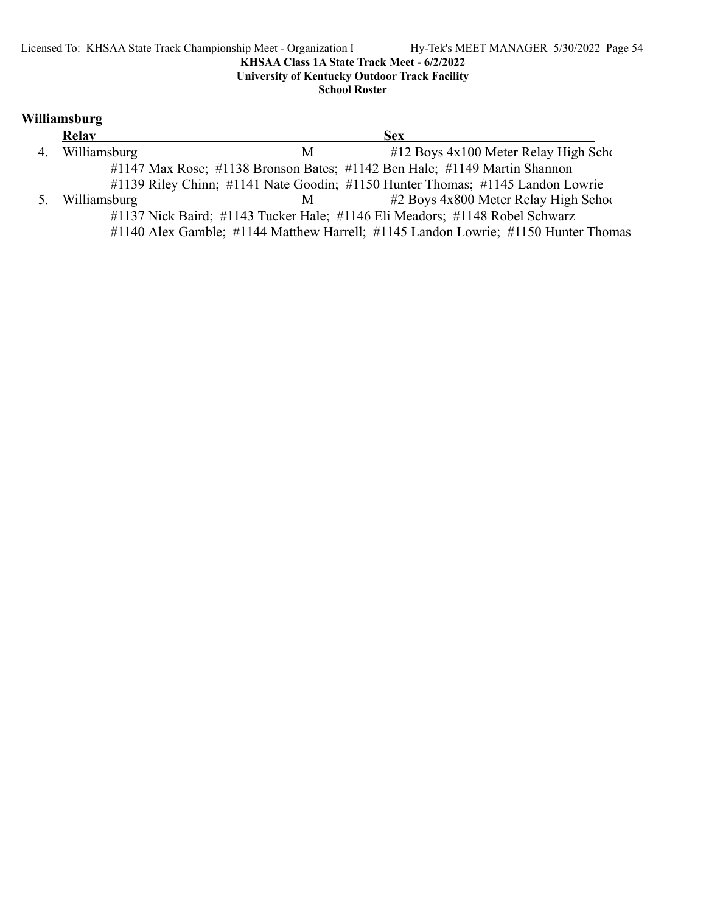## Williamsburg

| | Relay | Sex | |
|---|---|---|---|
| 4. | Williamsburg | M | #12 Boys 4x100 Meter Relay High Scho |
| | #1147 Max Rose; #1138 Bronson Bates; #1142 Ben Hale; #1149 Martin Shannon | | |
| | #1139 Riley Chinn; #1141 Nate Goodin; #1150 Hunter Thomas; #1145 Landon Lowrie | | |
| 5. | Williamsburg | M | #2 Boys 4x800 Meter Relay High Schoo |
| | #1137 Nick Baird; #1143 Tucker Hale; #1146 Eli Meadors; #1148 Robel Schwarz | | |
| | #1140 Alex Gamble; #1144 Matthew Harrell; #1145 Landon Lowrie; #1150 Hunter Thomas | | |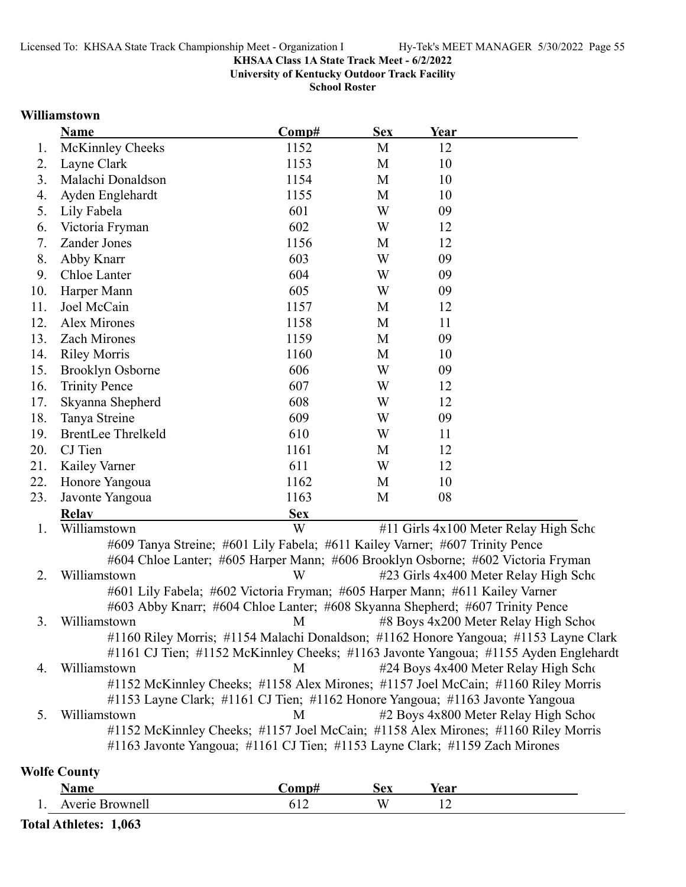**KHSAA Class 1A State Track Meet - 6/2/2022**
**University of Kentucky Outdoor Track Facility**
**School Roster**

## Williamstown

| | Name | Comp# | Sex | Year |
|---|---|---|---|---|
| 1. | McKinnley Cheeks | 1152 | M | 12 |
| 2. | Layne Clark | 1153 | M | 10 |
| 3. | Malachi Donaldson | 1154 | M | 10 |
| 4. | Ayden Englehardt | 1155 | M | 10 |
| 5. | Lily Fabela | 601 | W | 09 |
| 6. | Victoria Fryman | 602 | W | 12 |
| 7. | Zander Jones | 1156 | M | 12 |
| 8. | Abby Knarr | 603 | W | 09 |
| 9. | Chloe Lanter | 604 | W | 09 |
| 10. | Harper Mann | 605 | W | 09 |
| 11. | Joel McCain | 1157 | M | 12 |
| 12. | Alex Mirones | 1158 | M | 11 |
| 13. | Zach Mirones | 1159 | M | 09 |
| 14. | Riley Morris | 1160 | M | 10 |
| 15. | Brooklyn Osborne | 606 | W | 09 |
| 16. | Trinity Pence | 607 | W | 12 |
| 17. | Skyanna Shepherd | 608 | W | 12 |
| 18. | Tanya Streine | 609 | W | 09 |
| 19. | BrentLee Threlkeld | 610 | W | 11 |
| 20. | CJ Tien | 1161 | M | 12 |
| 21. | Kailey Varner | 611 | W | 12 |
| 22. | Honore Yangoua | 1162 | M | 10 |
| 23. | Javonte Yangoua | 1163 | M | 08 |

| | Relay | Sex | Event |
|---|---|---|---|
| 1. | Williamstown | W | #11 Girls 4x100 Meter Relay High Scho |

#609 Tanya Streine; #601 Lily Fabela; #611 Kailey Varner; #607 Trinity Pence
#604 Chloe Lanter; #605 Harper Mann; #606 Brooklyn Osborne; #602 Victoria Fryman

| | Relay | Sex | Event |
|---|---|---|---|
| 2. | Williamstown | W | #23 Girls 4x400 Meter Relay High Scho |

#601 Lily Fabela; #602 Victoria Fryman; #605 Harper Mann; #611 Kailey Varner
#603 Abby Knarr; #604 Chloe Lanter; #608 Skyanna Shepherd; #607 Trinity Pence

| | Relay | Sex | Event |
|---|---|---|---|
| 3. | Williamstown | M | #8 Boys 4x200 Meter Relay High Schoo |

#1160 Riley Morris; #1154 Malachi Donaldson; #1162 Honore Yangoua; #1153 Layne Clark
#1161 CJ Tien; #1152 McKinnley Cheeks; #1163 Javonte Yangoua; #1155 Ayden Englehardt

| | Relay | Sex | Event |
|---|---|---|---|
| 4. | Williamstown | M | #24 Boys 4x400 Meter Relay High Scho |

#1152 McKinnley Cheeks; #1158 Alex Mirones; #1157 Joel McCain; #1160 Riley Morris
#1153 Layne Clark; #1161 CJ Tien; #1162 Honore Yangoua; #1163 Javonte Yangoua

| | Relay | Sex | Event |
|---|---|---|---|
| 5. | Williamstown | M | #2 Boys 4x800 Meter Relay High Schoo |

#1152 McKinnley Cheeks; #1157 Joel McCain; #1158 Alex Mirones; #1160 Riley Morris
#1163 Javonte Yangoua; #1161 CJ Tien; #1153 Layne Clark; #1159 Zach Mirones

## Wolfe County

| | Name | Comp# | Sex | Year |
|---|---|---|---|---|
| 1. | Averie Brownell | 612 | W | 12 |

**Total Athletes: 1,063**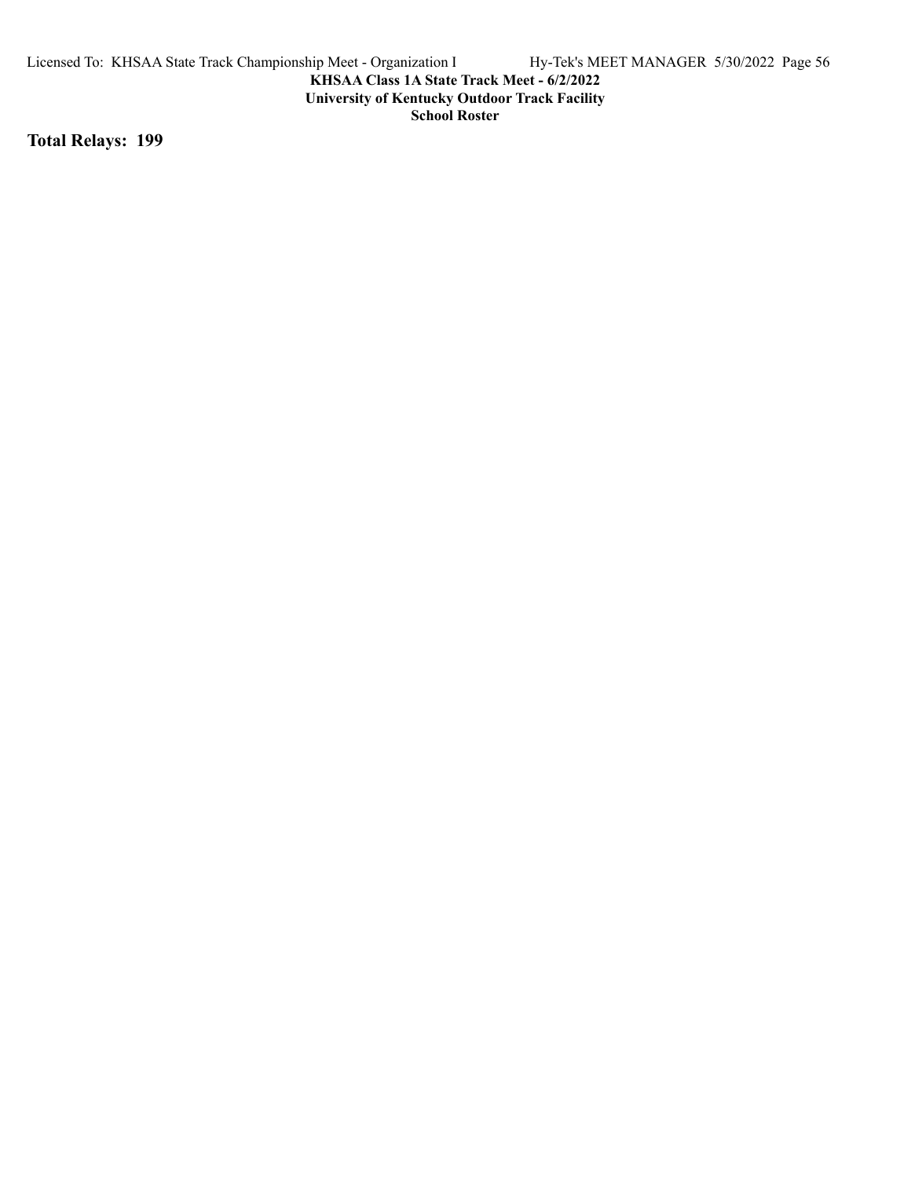**Total Relays: 199**